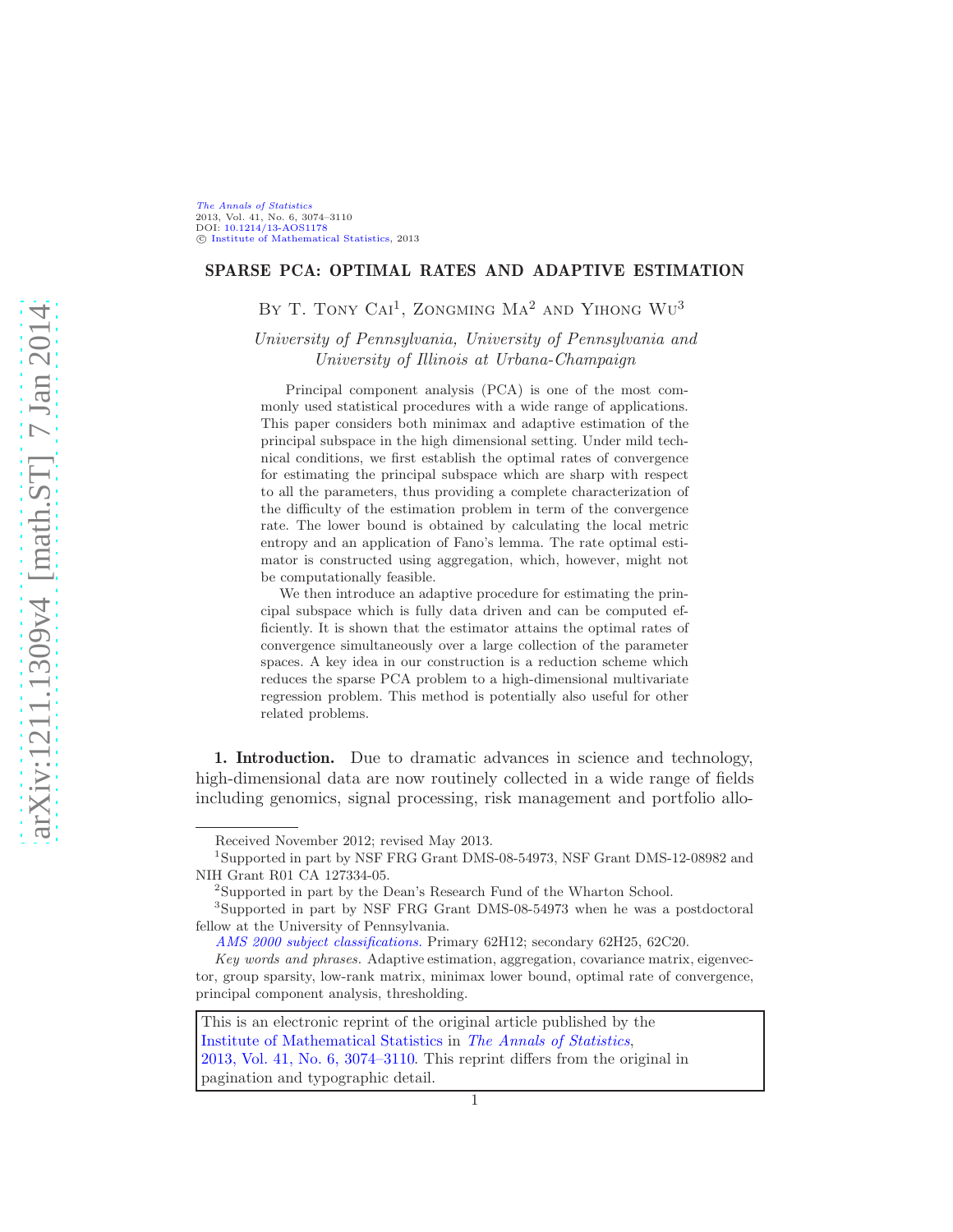# SPARSE PCA: OPTIMAL RATES AND ADAPTIVE ESTIMATION

By T. Tony Cai[1], Zongming Ma[2] and Yihong Wu[3]

*University of Pennsylvania, University of Pennsylvania and University of Illinois at Urbana-Champaign*

Principal component analysis (PCA) is one of the most commonly used statistical procedures with a wide range of applications. This paper considers both minimax and adaptive estimation of the principal subspace in the high dimensional setting. Under mild technical conditions, we first establish the optimal rates of convergence for estimating the principal subspace which are sharp with respect to all the parameters, thus providing a complete characterization of the difficulty of the estimation problem in term of the convergence rate. The lower bound is obtained by calculating the local metric entropy and an application of Fano's lemma. The rate optimal estimator is constructed using aggregation, which, however, might not be computationally feasible.

We then introduce an adaptive procedure for estimating the principal subspace which is fully data driven and can be computed efficiently. It is shown that the estimator attains the optimal rates of convergence simultaneously over a large collection of the parameter spaces. A key idea in our construction is a reduction scheme which reduces the sparse PCA problem to a high-dimensional multivariate regression problem. This method is potentially also useful for other related problems.

**1. Introduction.** Due to dramatic advances in science and technology, high-dimensional data are now routinely collected in a wide range of fields including genomics, signal processing, risk management and portfolio allo-

---

Received November 2012; revised May 2013.

[1]Supported in part by NSF FRG Grant DMS-08-54973, NSF Grant DMS-12-08982 and NIH Grant R01 CA 127334-05.

[2]Supported in part by the Dean's Research Fund of the Wharton School.

[3]Supported in part by NSF FRG Grant DMS-08-54973 when he was a postdoctoral fellow at the University of Pennsylvania.

*AMS 2000 subject classifications.* Primary 62H12; secondary 62H25, 62C20.

*Key words and phrases.* Adaptive estimation, aggregation, covariance matrix, eigenvector, group sparsity, low-rank matrix, minimax lower bound, optimal rate of convergence, principal component analysis, thresholding.

This is an electronic reprint of the original article published by the Institute of Mathematical Statistics in *The Annals of Statistics*, 2013, Vol. 41, No. 6, 3074–3110. This reprint differs from the original in pagination and typographic detail.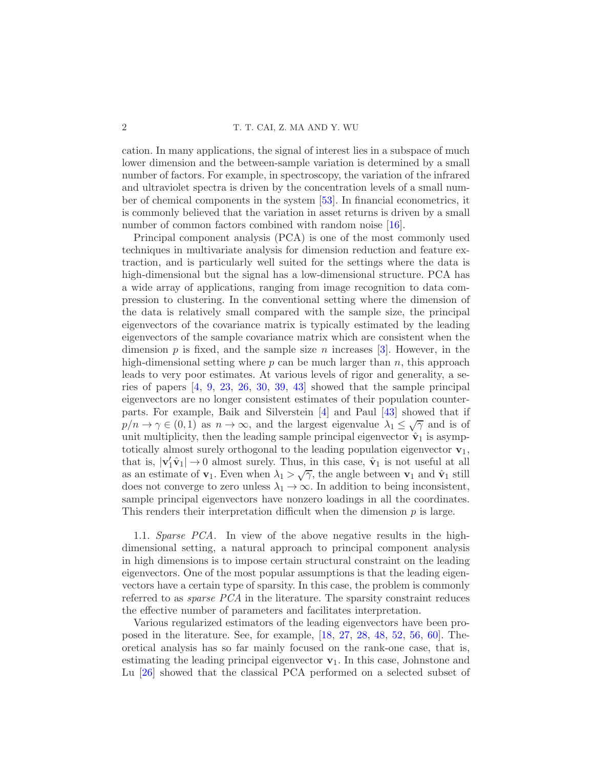cation. In many applications, the signal of interest lies in a subspace of much lower dimension and the between-sample variation is determined by a small number of factors. For example, in spectroscopy, the variation of the infrared and ultraviolet spectra is driven by the concentration levels of a small number of chemical components in the system [53]. In financial econometrics, it is commonly believed that the variation in asset returns is driven by a small number of common factors combined with random noise [16].

Principal component analysis (PCA) is one of the most commonly used techniques in multivariate analysis for dimension reduction and feature extraction, and is particularly well suited for the settings where the data is high-dimensional but the signal has a low-dimensional structure. PCA has a wide array of applications, ranging from image recognition to data compression to clustering. In the conventional setting where the dimension of the data is relatively small compared with the sample size, the principal eigenvectors of the covariance matrix is typically estimated by the leading eigenvectors of the sample covariance matrix which are consistent when the dimension $p$ is fixed, and the sample size $n$ increases [3]. However, in the high-dimensional setting where $p$ can be much larger than $n$, this approach leads to very poor estimates. At various levels of rigor and generality, a series of papers [4, 9, 23, 26, 30, 39, 43] showed that the sample principal eigenvectors are no longer consistent estimates of their population counterparts. For example, Baik and Silverstein [4] and Paul [43] showed that if $p/n \to \gamma \in (0,1)$ as $n \to \infty$, and the largest eigenvalue $\lambda_1 \leq \sqrt{\gamma}$ and is of unit multiplicity, then the leading sample principal eigenvector $\hat{\mathbf{v}}_1$ is asymptotically almost surely orthogonal to the leading population eigenvector $\mathbf{v}_1$, that is, $|\mathbf{v}_1'\hat{\mathbf{v}}_1| \to 0$ almost surely. Thus, in this case, $\hat{\mathbf{v}}_1$ is not useful at all as an estimate of $\mathbf{v}_1$. Even when $\lambda_1 > \sqrt{\gamma}$, the angle between $\mathbf{v}_1$ and $\hat{\mathbf{v}}_1$ still does not converge to zero unless $\lambda_1 \to \infty$. In addition to being inconsistent, sample principal eigenvectors have nonzero loadings in all the coordinates. This renders their interpretation difficult when the dimension $p$ is large.

1.1. *Sparse PCA.* In view of the above negative results in the high-dimensional setting, a natural approach to principal component analysis in high dimensions is to impose certain structural constraint on the leading eigenvectors. One of the most popular assumptions is that the leading eigenvectors have a certain type of sparsity. In this case, the problem is commonly referred to as *sparse PCA* in the literature. The sparsity constraint reduces the effective number of parameters and facilitates interpretation.

Various regularized estimators of the leading eigenvectors have been proposed in the literature. See, for example, [18, 27, 28, 48, 52, 56, 60]. Theoretical analysis has so far mainly focused on the rank-one case, that is, estimating the leading principal eigenvector $\mathbf{v}_1$. In this case, Johnstone and Lu [26] showed that the classical PCA performed on a selected subset of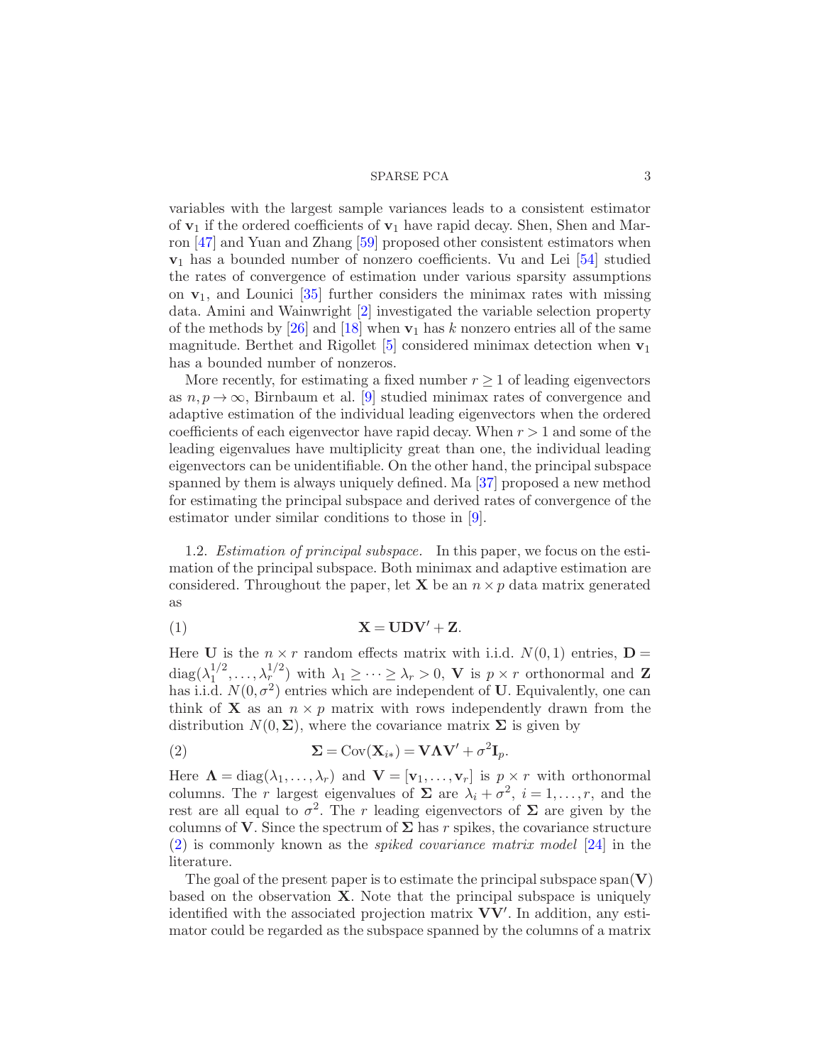variables with the largest sample variances leads to a consistent estimator of $\mathbf{v}_1$ if the ordered coefficients of $\mathbf{v}_1$ have rapid decay. Shen, Shen and Marron [47] and Yuan and Zhang [59] proposed other consistent estimators when $\mathbf{v}_1$ has a bounded number of nonzero coefficients. Vu and Lei [54] studied the rates of convergence of estimation under various sparsity assumptions on $\mathbf{v}_1$, and Lounici [35] further considers the minimax rates with missing data. Amini and Wainwright [2] investigated the variable selection property of the methods by [26] and [18] when $\mathbf{v}_1$ has $k$ nonzero entries all of the same magnitude. Berthet and Rigollet [5] considered minimax detection when $\mathbf{v}_1$ has a bounded number of nonzeros.

More recently, for estimating a fixed number $r \geq 1$ of leading eigenvectors as $n, p \to \infty$, Birnbaum et al. [9] studied minimax rates of convergence and adaptive estimation of the individual leading eigenvectors when the ordered coefficients of each eigenvector have rapid decay. When $r > 1$ and some of the leading eigenvalues have multiplicity great than one, the individual leading eigenvectors can be unidentifiable. On the other hand, the principal subspace spanned by them is always uniquely defined. Ma [37] proposed a new method for estimating the principal subspace and derived rates of convergence of the estimator under similar conditions to those in [9].

1.2. *Estimation of principal subspace.* In this paper, we focus on the estimation of the principal subspace. Both minimax and adaptive estimation are considered. Throughout the paper, let $\mathbf{X}$ be an $n \times p$ data matrix generated as

$$\mathbf{X} = \mathbf{U}\mathbf{D}\mathbf{V}' + \mathbf{Z}. \tag{1}$$

Here $\mathbf{U}$ is the $n \times r$ random effects matrix with i.i.d. $N(0, 1)$ entries, $\mathbf{D} = \operatorname{diag}(\lambda_1^{1/2}, \ldots, \lambda_r^{1/2})$ with $\lambda_1 \geq \cdots \geq \lambda_r > 0$, $\mathbf{V}$ is $p \times r$ orthonormal and $\mathbf{Z}$ has i.i.d. $N(0, \sigma^2)$ entries which are independent of $\mathbf{U}$. Equivalently, one can think of $\mathbf{X}$ as an $n \times p$ matrix with rows independently drawn from the distribution $N(0, \boldsymbol{\Sigma})$, where the covariance matrix $\boldsymbol{\Sigma}$ is given by

$$\boldsymbol{\Sigma} = \operatorname{Cov}(\mathbf{X}_{i*}) = \mathbf{V}\boldsymbol{\Lambda}\mathbf{V}' + \sigma^2 \mathbf{I}_p. \tag{2}$$

Here $\boldsymbol{\Lambda} = \operatorname{diag}(\lambda_1, \ldots, \lambda_r)$ and $\mathbf{V} = [\mathbf{v}_1, \ldots, \mathbf{v}_r]$ is $p \times r$ with orthonormal columns. The $r$ largest eigenvalues of $\boldsymbol{\Sigma}$ are $\lambda_i + \sigma^2$, $i = 1, \ldots, r$, and the rest are all equal to $\sigma^2$. The $r$ leading eigenvectors of $\boldsymbol{\Sigma}$ are given by the columns of $\mathbf{V}$. Since the spectrum of $\boldsymbol{\Sigma}$ has $r$ spikes, the covariance structure (2) is commonly known as the *spiked covariance matrix model* [24] in the literature.

The goal of the present paper is to estimate the principal subspace $\operatorname{span}(\mathbf{V})$ based on the observation $\mathbf{X}$. Note that the principal subspace is uniquely identified with the associated projection matrix $\mathbf{V}\mathbf{V}'$. In addition, any estimator could be regarded as the subspace spanned by the columns of a matrix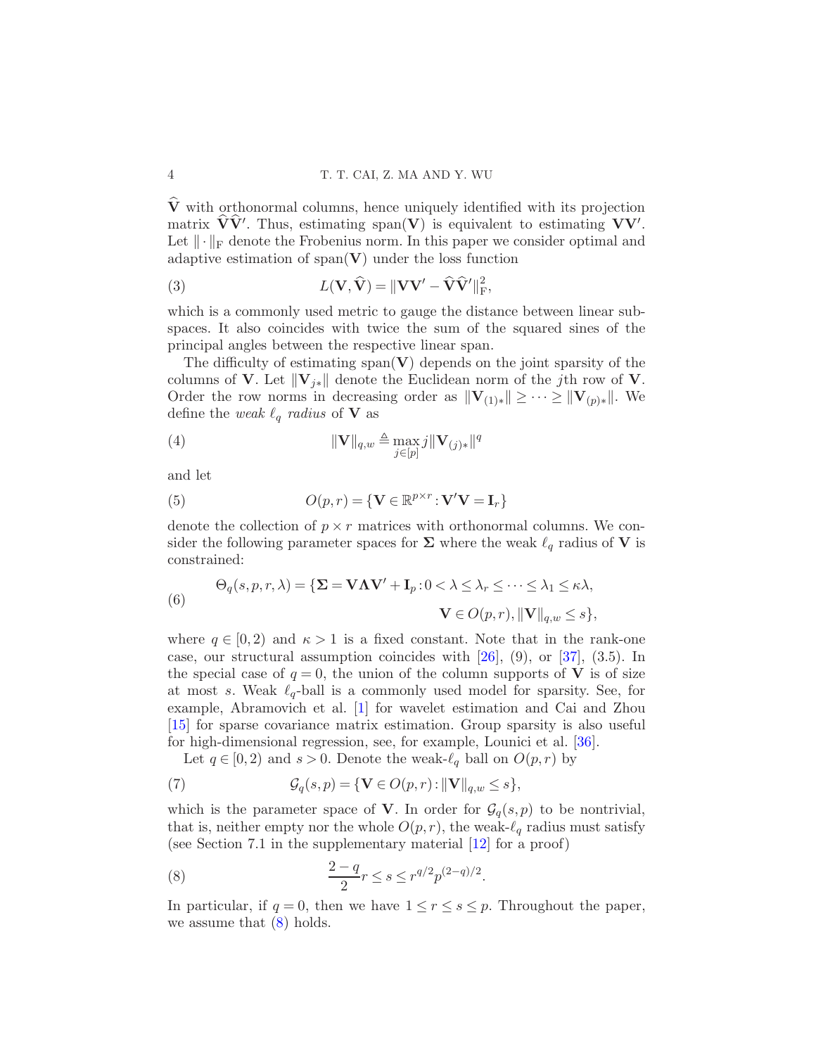$\widehat{\mathbf{V}}$ with orthonormal columns, hence uniquely identified with its projection matrix $\widehat{\mathbf{V}}\widehat{\mathbf{V}}'$. Thus, estimating $\operatorname{span}(\mathbf{V})$ is equivalent to estimating $\mathbf{V}\mathbf{V}'$. Let $\|\cdot\|_{\mathrm{F}}$ denote the Frobenius norm. In this paper we consider optimal and adaptive estimation of $\operatorname{span}(\mathbf{V})$ under the loss function

$$L(\mathbf{V}, \widehat{\mathbf{V}}) = \|\mathbf{V}\mathbf{V}' - \widehat{\mathbf{V}}\widehat{\mathbf{V}}'\|_{\mathrm{F}}^2, \tag{3}$$

which is a commonly used metric to gauge the distance between linear subspaces. It also coincides with twice the sum of the squared sines of the principal angles between the respective linear span.

The difficulty of estimating $\operatorname{span}(\mathbf{V})$ depends on the joint sparsity of the columns of $\mathbf{V}$. Let $\|\mathbf{V}_{j*}\|$ denote the Euclidean norm of the $j$th row of $\mathbf{V}$. Order the row norms in decreasing order as $\|\mathbf{V}_{(1)*}\| \geq \cdots \geq \|\mathbf{V}_{(p)*}\|$. We define the *weak $\ell_q$ radius* of $\mathbf{V}$ as

$$\|\mathbf{V}\|_{q,w} \triangleq \max_{j\in[p]} j\|\mathbf{V}_{(j)*}\|^q \tag{4}$$

and let

$$O(p,r) = \{\mathbf{V} \in \mathbb{R}^{p\times r} : \mathbf{V}'\mathbf{V} = \mathbf{I}_r\} \tag{5}$$

denote the collection of $p \times r$ matrices with orthonormal columns. We consider the following parameter spaces for $\mathbf{\Sigma}$ where the weak $\ell_q$ radius of $\mathbf{V}$ is constrained:

$$\begin{aligned}\Theta_q(s,p,r,\lambda) = \{\mathbf{\Sigma} = \mathbf{V}\mathbf{\Lambda}\mathbf{V}' + \mathbf{I}_p : 0 < \lambda \leq \lambda_r \leq \cdots \leq \lambda_1 \leq \kappa\lambda,& \\ \mathbf{V} \in O(p,r), \|\mathbf{V}\|_{q,w} \leq s\},&\end{aligned} \tag{6}$$

where $q \in [0,2)$ and $\kappa > 1$ is a fixed constant. Note that in the rank-one case, our structural assumption coincides with [26], (9), or [37], (3.5). In the special case of $q = 0$, the union of the column supports of $\mathbf{V}$ is of size at most $s$. Weak $\ell_q$-ball is a commonly used model for sparsity. See, for example, Abramovich et al. [1] for wavelet estimation and Cai and Zhou [15] for sparse covariance matrix estimation. Group sparsity is also useful for high-dimensional regression, see, for example, Lounici et al. [36].

Let $q \in [0,2)$ and $s > 0$. Denote the weak-$\ell_q$ ball on $O(p,r)$ by

$$\mathcal{G}_q(s,p) = \{\mathbf{V} \in O(p,r) : \|\mathbf{V}\|_{q,w} \leq s\}, \tag{7}$$

which is the parameter space of $\mathbf{V}$. In order for $\mathcal{G}_q(s,p)$ to be nontrivial, that is, neither empty nor the whole $O(p,r)$, the weak-$\ell_q$ radius must satisfy (see Section 7.1 in the supplementary material [12] for a proof)

$$\frac{2-q}{2} r \leq s \leq r^{q/2} p^{(2-q)/2}. \tag{8}$$

In particular, if $q = 0$, then we have $1 \leq r \leq s \leq p$. Throughout the paper, we assume that (8) holds.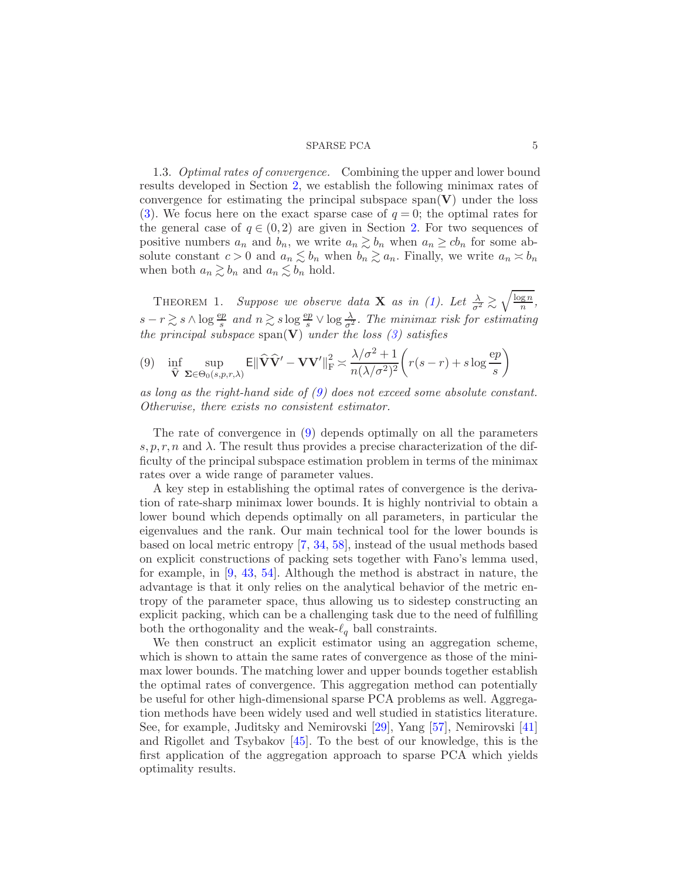1.3. *Optimal rates of convergence.* Combining the upper and lower bound results developed in Section 2, we establish the following minimax rates of convergence for estimating the principal subspace $\mathrm{span}(\mathbf{V})$ under the loss (3). We focus here on the exact sparse case of $q = 0$; the optimal rates for the general case of $q \in (0, 2)$ are given in Section 2. For two sequences of positive numbers $a_n$ and $b_n$, we write $a_n \gtrsim b_n$ when $a_n \geq c b_n$ for some absolute constant $c > 0$ and $a_n \lesssim b_n$ when $b_n \gtrsim a_n$. Finally, we write $a_n \asymp b_n$ when both $a_n \gtrsim b_n$ and $a_n \lesssim b_n$ hold.

THEOREM 1. *Suppose we observe data* $\mathbf{X}$ *as in (1). Let* $\frac{\lambda}{\sigma^2} \gtrsim \sqrt{\frac{\log n}{n}}$, $s - r \gtrsim s \wedge \log \frac{ep}{s}$ *and* $n \gtrsim s \log \frac{ep}{s} \vee \log \frac{\lambda}{\sigma^2}$. *The minimax risk for estimating the principal subspace* $\mathrm{span}(\mathbf{V})$ *under the loss (3) satisfies*

$$
\inf_{\widehat{\mathbf{V}}} \sup_{\mathbf{\Sigma} \in \Theta_0(s,p,r,\lambda)} \mathsf{E}\|\widehat{\mathbf{V}}\widehat{\mathbf{V}}' - \mathbf{V}\mathbf{V}'\|_{\mathrm{F}}^2 \asymp \frac{\lambda/\sigma^2 + 1}{n(\lambda/\sigma^2)^2}\left(r(s-r) + s \log \frac{ep}{s}\right) \tag{9}
$$

*as long as the right-hand side of (9) does not exceed some absolute constant. Otherwise, there exists no consistent estimator.*

The rate of convergence in (9) depends optimally on all the parameters $s, p, r, n$ and $\lambda$. The result thus provides a precise characterization of the difficulty of the principal subspace estimation problem in terms of the minimax rates over a wide range of parameter values.

A key step in establishing the optimal rates of convergence is the derivation of rate-sharp minimax lower bounds. It is highly nontrivial to obtain a lower bound which depends optimally on all parameters, in particular the eigenvalues and the rank. Our main technical tool for the lower bounds is based on local metric entropy [7, 34, 58], instead of the usual methods based on explicit constructions of packing sets together with Fano's lemma used, for example, in [9, 43, 54]. Although the method is abstract in nature, the advantage is that it only relies on the analytical behavior of the metric entropy of the parameter space, thus allowing us to sidestep constructing an explicit packing, which can be a challenging task due to the need of fulfilling both the orthogonality and the weak-$\ell_q$ ball constraints.

We then construct an explicit estimator using an aggregation scheme, which is shown to attain the same rates of convergence as those of the minimax lower bounds. The matching lower and upper bounds together establish the optimal rates of convergence. This aggregation method can potentially be useful for other high-dimensional sparse PCA problems as well. Aggregation methods have been widely used and well studied in statistics literature. See, for example, Juditsky and Nemirovski [29], Yang [57], Nemirovski [41] and Rigollet and Tsybakov [45]. To the best of our knowledge, this is the first application of the aggregation approach to sparse PCA which yields optimality results.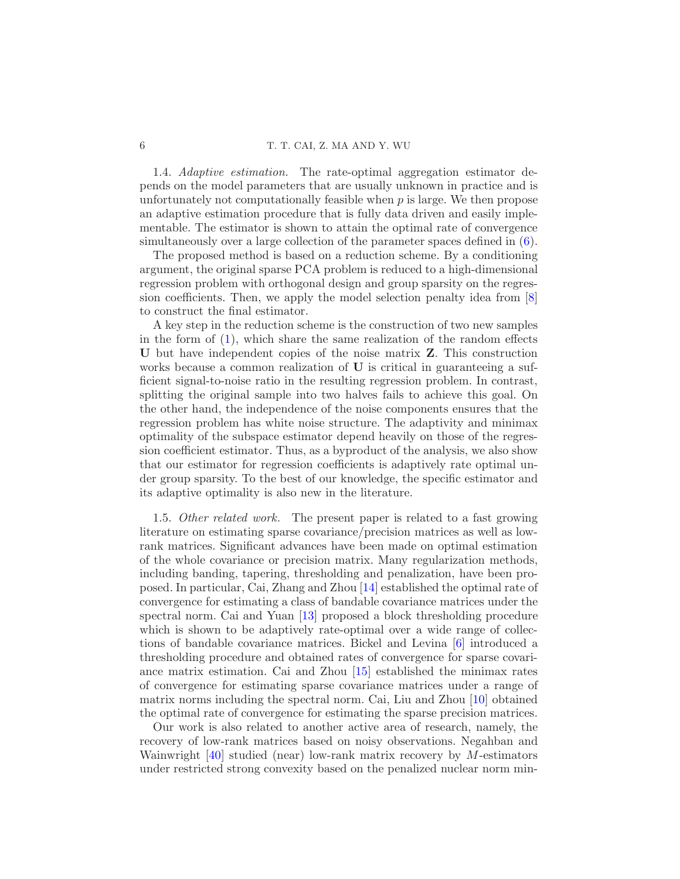1.4. *Adaptive estimation.* The rate-optimal aggregation estimator depends on the model parameters that are usually unknown in practice and is unfortunately not computationally feasible when $p$ is large. We then propose an adaptive estimation procedure that is fully data driven and easily implementable. The estimator is shown to attain the optimal rate of convergence simultaneously over a large collection of the parameter spaces defined in (6).

The proposed method is based on a reduction scheme. By a conditioning argument, the original sparse PCA problem is reduced to a high-dimensional regression problem with orthogonal design and group sparsity on the regression coefficients. Then, we apply the model selection penalty idea from [8] to construct the final estimator.

A key step in the reduction scheme is the construction of two new samples in the form of (1), which share the same realization of the random effects $\mathbf{U}$ but have independent copies of the noise matrix $\mathbf{Z}$. This construction works because a common realization of $\mathbf{U}$ is critical in guaranteeing a sufficient signal-to-noise ratio in the resulting regression problem. In contrast, splitting the original sample into two halves fails to achieve this goal. On the other hand, the independence of the noise components ensures that the regression problem has white noise structure. The adaptivity and minimax optimality of the subspace estimator depend heavily on those of the regression coefficient estimator. Thus, as a byproduct of the analysis, we also show that our estimator for regression coefficients is adaptively rate optimal under group sparsity. To the best of our knowledge, the specific estimator and its adaptive optimality is also new in the literature.

1.5. *Other related work.* The present paper is related to a fast growing literature on estimating sparse covariance/precision matrices as well as low-rank matrices. Significant advances have been made on optimal estimation of the whole covariance or precision matrix. Many regularization methods, including banding, tapering, thresholding and penalization, have been proposed. In particular, Cai, Zhang and Zhou [14] established the optimal rate of convergence for estimating a class of bandable covariance matrices under the spectral norm. Cai and Yuan [13] proposed a block thresholding procedure which is shown to be adaptively rate-optimal over a wide range of collections of bandable covariance matrices. Bickel and Levina [6] introduced a thresholding procedure and obtained rates of convergence for sparse covariance matrix estimation. Cai and Zhou [15] established the minimax rates of convergence for estimating sparse covariance matrices under a range of matrix norms including the spectral norm. Cai, Liu and Zhou [10] obtained the optimal rate of convergence for estimating the sparse precision matrices.

Our work is also related to another active area of research, namely, the recovery of low-rank matrices based on noisy observations. Negahban and Wainwright [40] studied (near) low-rank matrix recovery by $M$-estimators under restricted strong convexity based on the penalized nuclear norm min-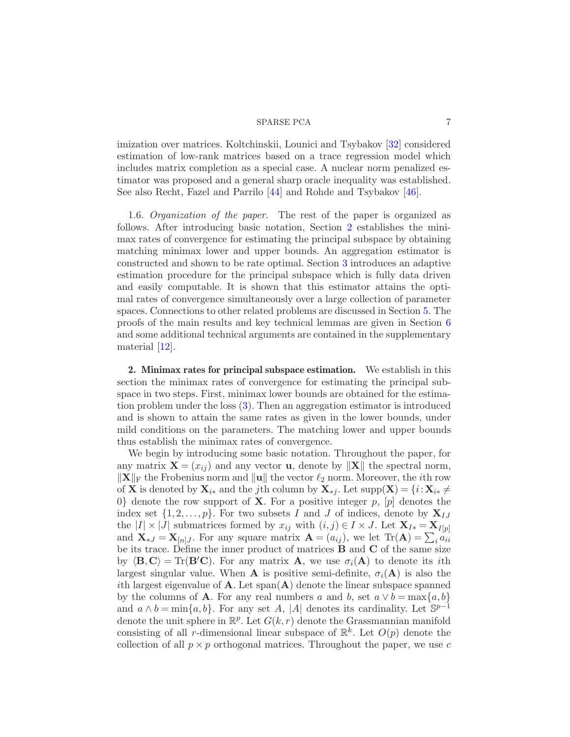imization over matrices. Koltchinskii, Lounici and Tsybakov [32] considered estimation of low-rank matrices based on a trace regression model which includes matrix completion as a special case. A nuclear norm penalized estimator was proposed and a general sharp oracle inequality was established. See also Recht, Fazel and Parrilo [44] and Rohde and Tsybakov [46].

1.6. *Organization of the paper.* The rest of the paper is organized as follows. After introducing basic notation, Section 2 establishes the minimax rates of convergence for estimating the principal subspace by obtaining matching minimax lower and upper bounds. An aggregation estimator is constructed and shown to be rate optimal. Section 3 introduces an adaptive estimation procedure for the principal subspace which is fully data driven and easily computable. It is shown that this estimator attains the optimal rates of convergence simultaneously over a large collection of parameter spaces. Connections to other related problems are discussed in Section 5. The proofs of the main results and key technical lemmas are given in Section 6 and some additional technical arguments are contained in the supplementary material [12].

## 2. Minimax rates for principal subspace estimation.

We establish in this section the minimax rates of convergence for estimating the principal subspace in two steps. First, minimax lower bounds are obtained for the estimation problem under the loss (3). Then an aggregation estimator is introduced and is shown to attain the same rates as given in the lower bounds, under mild conditions on the parameters. The matching lower and upper bounds thus establish the minimax rates of convergence.

We begin by introducing some basic notation. Throughout the paper, for any matrix $\mathbf{X} = (x_{ij})$ and any vector $\mathbf{u}$, denote by $\|\mathbf{X}\|$ the spectral norm, $\|\mathbf{X}\|_{\mathrm{F}}$ the Frobenius norm and $\|\mathbf{u}\|$ the vector $\ell_2$ norm. Moreover, the $i$th row of $\mathbf{X}$ is denoted by $\mathbf{X}_{i*}$ and the $j$th column by $\mathbf{X}_{*j}$. Let $\mathrm{supp}(\mathbf{X}) = \{i : \mathbf{X}_{i*} \neq 0\}$ denote the row support of $\mathbf{X}$. For a positive integer $p$, $[p]$ denotes the index set $\{1, 2, \ldots, p\}$. For two subsets $I$ and $J$ of indices, denote by $\mathbf{X}_{IJ}$ the $|I| \times |J|$ submatrices formed by $x_{ij}$ with $(i, j) \in I \times J$. Let $\mathbf{X}_{I*} = \mathbf{X}_{I[p]}$ and $\mathbf{X}_{*J} = \mathbf{X}_{[n]J}$. For any square matrix $\mathbf{A} = (a_{ij})$, we let $\mathrm{Tr}(\mathbf{A}) = \sum_i a_{ii}$ be its trace. Define the inner product of matrices $\mathbf{B}$ and $\mathbf{C}$ of the same size by $\langle \mathbf{B}, \mathbf{C} \rangle = \mathrm{Tr}(\mathbf{B}'\mathbf{C})$. For any matrix $\mathbf{A}$, we use $\sigma_i(\mathbf{A})$ to denote its $i$th largest singular value. When $\mathbf{A}$ is positive semi-definite, $\sigma_i(\mathbf{A})$ is also the $i$th largest eigenvalue of $\mathbf{A}$. Let $\mathrm{span}(\mathbf{A})$ denote the linear subspace spanned by the columns of $\mathbf{A}$. For any real numbers $a$ and $b$, set $a \vee b = \max\{a, b\}$ and $a \wedge b = \min\{a, b\}$. For any set $A$, $|A|$ denotes its cardinality. Let $\mathbb{S}^{p-1}$ denote the unit sphere in $\mathbb{R}^p$. Let $G(k, r)$ denote the Grassmannian manifold consisting of all $r$-dimensional linear subspace of $\mathbb{R}^k$. Let $O(p)$ denote the collection of all $p \times p$ orthogonal matrices. Throughout the paper, we use $c$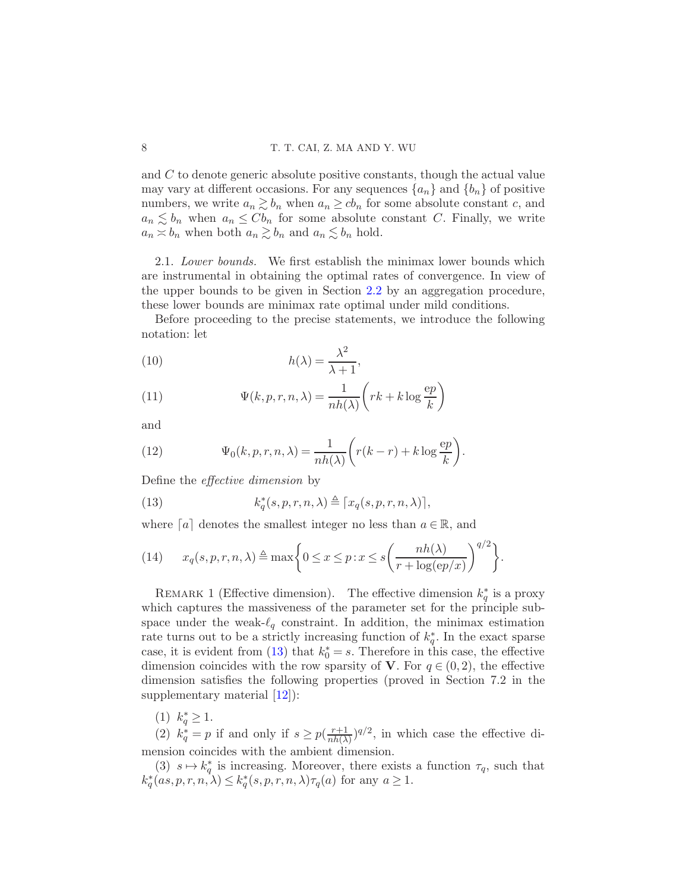and $C$ to denote generic absolute positive constants, though the actual value may vary at different occasions. For any sequences $\{a_n\}$ and $\{b_n\}$ of positive numbers, we write $a_n \gtrsim b_n$ when $a_n \geq c b_n$ for some absolute constant $c$, and $a_n \lesssim b_n$ when $a_n \leq C b_n$ for some absolute constant $C$. Finally, we write $a_n \asymp b_n$ when both $a_n \gtrsim b_n$ and $a_n \lesssim b_n$ hold.

2.1. *Lower bounds.* We first establish the minimax lower bounds which are instrumental in obtaining the optimal rates of convergence. In view of the upper bounds to be given in Section 2.2 by an aggregation procedure, these lower bounds are minimax rate optimal under mild conditions.

Before proceeding to the precise statements, we introduce the following notation: let

$$h(\lambda) = \frac{\lambda^2}{\lambda + 1}, \tag{10}$$

$$\Psi(k, p, r, n, \lambda) = \frac{1}{nh(\lambda)}\left(rk + k \log \frac{\mathrm{e}p}{k}\right) \tag{11}$$

and

$$\Psi_0(k, p, r, n, \lambda) = \frac{1}{nh(\lambda)}\left(r(k - r) + k \log \frac{\mathrm{e}p}{k}\right). \tag{12}$$

Define the *effective dimension* by

$$k_q^*(s, p, r, n, \lambda) \triangleq \lceil x_q(s, p, r, n, \lambda) \rceil, \tag{13}$$

where $\lceil a \rceil$ denotes the smallest integer no less than $a \in \mathbb{R}$, and

$$x_q(s, p, r, n, \lambda) \triangleq \max\left\{0 \leq x \leq p : x \leq s\left(\frac{nh(\lambda)}{r + \log(\mathrm{e}p/x)}\right)^{q/2}\right\}. \tag{14}$$

REMARK 1 (Effective dimension). The effective dimension $k_q^*$ is a proxy which captures the massiveness of the parameter set for the principle subspace under the weak-$\ell_q$ constraint. In addition, the minimax estimation rate turns out to be a strictly increasing function of $k_q^*$. In the exact sparse case, it is evident from (13) that $k_0^* = s$. Therefore in this case, the effective dimension coincides with the row sparsity of $\mathbf{V}$. For $q \in (0, 2)$, the effective dimension satisfies the following properties (proved in Section 7.2 in the supplementary material [12]):

(1) $k_q^* \geq 1$.

(2) $k_q^* = p$ if and only if $s \geq p(\frac{r+1}{nh(\lambda)})^{q/2}$, in which case the effective dimension coincides with the ambient dimension.

(3) $s \mapsto k_q^*$ is increasing. Moreover, there exists a function $\tau_q$, such that $k_q^*(as, p, r, n, \lambda) \leq k_q^*(s, p, r, n, \lambda)\tau_q(a)$ for any $a \geq 1$.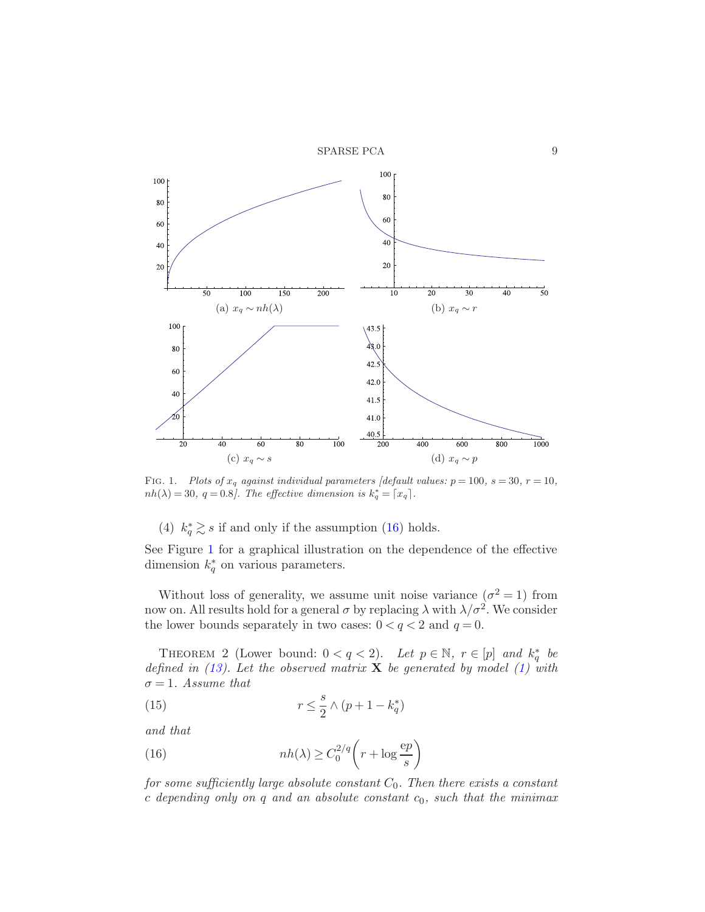(a) $x_q \sim nh(\lambda)$

(b) $x_q \sim r$

(c) $x_q \sim s$

(d) $x_q \sim p$

FIG. 1. *Plots of $x_q$ against individual parameters [default values: $p = 100$, $s = 30$, $r = 10$, $nh(\lambda) = 30$, $q = 0.8$]. The effective dimension is $k_q^* = \lceil x_q \rceil$.*

(4) $k_q^* \gtrsim s$ if and only if the assumption (16) holds.

See Figure 1 for a graphical illustration on the dependence of the effective dimension $k_q^*$ on various parameters.

Without loss of generality, we assume unit noise variance ($\sigma^2 = 1$) from now on. All results hold for a general $\sigma$ by replacing $\lambda$ with $\lambda/\sigma^2$. We consider the lower bounds separately in two cases: $0 < q < 2$ and $q = 0$.

THEOREM 2 (Lower bound: $0 < q < 2$). *Let $p \in \mathbb{N}$, $r \in [p]$ and $k_q^*$ be defined in (13). Let the observed matrix $\mathbf{X}$ be generated by model (1) with $\sigma = 1$. Assume that*

$$r \leq \frac{s}{2} \wedge (p + 1 - k_q^*) \tag{15}$$

*and that*

$$nh(\lambda) \geq C_0^{2/q}\left(r + \log \frac{\mathrm{e}p}{s}\right) \tag{16}$$

*for some sufficiently large absolute constant $C_0$. Then there exists a constant $c$ depending only on $q$ and an absolute constant $c_0$, such that the minimax*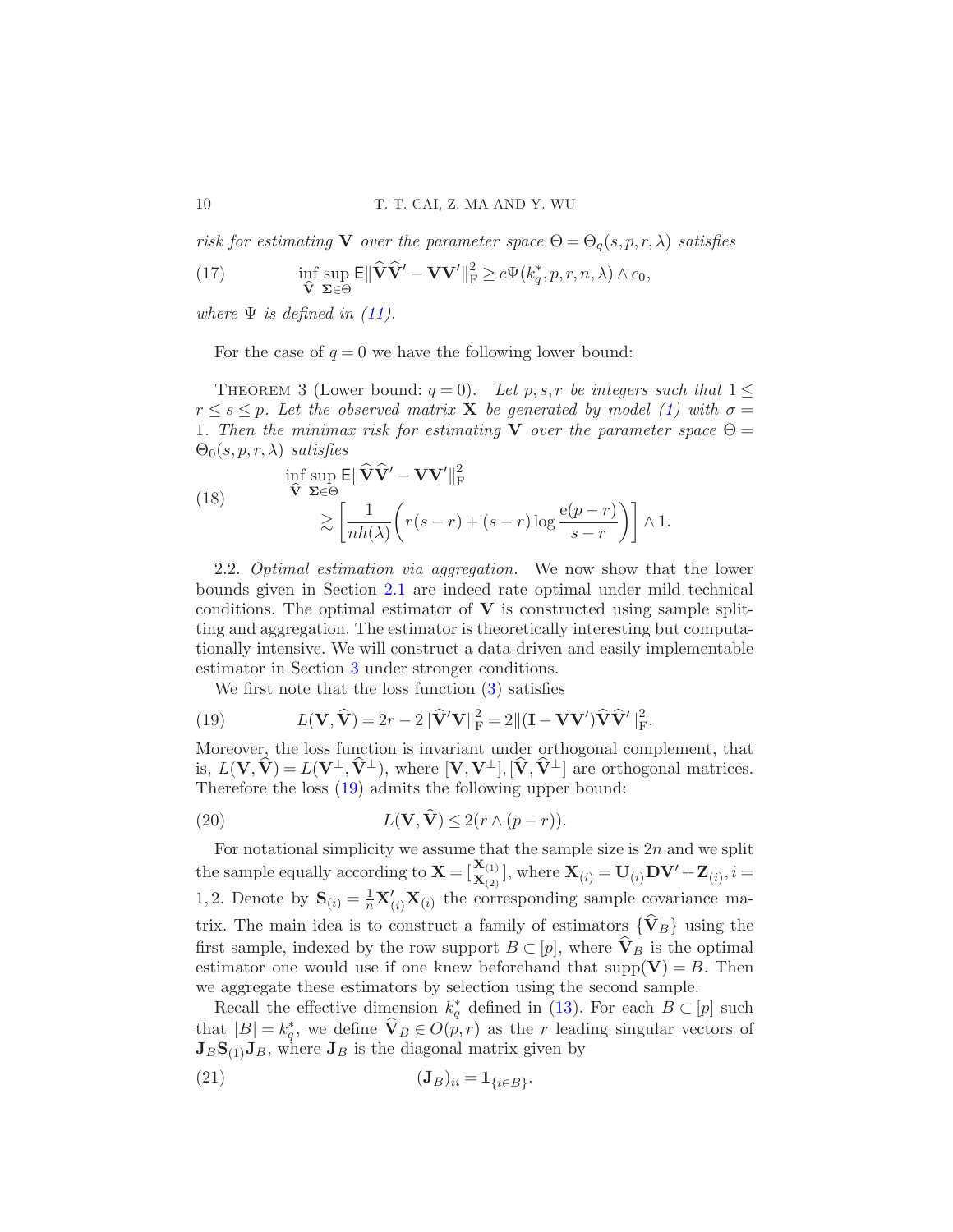*risk for estimating* $\mathbf{V}$ *over the parameter space* $\Theta = \Theta_q(s, p, r, \lambda)$ *satisfies*

$$\inf_{\widehat{\mathbf{V}}} \sup_{\mathbf{\Sigma} \in \Theta} \mathsf{E}\|\widehat{\mathbf{V}}\widehat{\mathbf{V}}' - \mathbf{V}\mathbf{V}'\|_{\mathrm{F}}^2 \geq c\Psi(k_q^*, p, r, n, \lambda) \wedge c_0, \tag{17}$$

*where* $\Psi$ *is defined in (11).*

For the case of $q = 0$ we have the following lower bound:

THEOREM 3 (Lower bound: $q = 0$). *Let* $p, s, r$ *be integers such that* $1 \leq r \leq s \leq p$. *Let the observed matrix* $\mathbf{X}$ *be generated by model (1) with* $\sigma = 1$. *Then the minimax risk for estimating* $\mathbf{V}$ *over the parameter space* $\Theta = \Theta_0(s, p, r, \lambda)$ *satisfies*

$$\begin{aligned} &\inf_{\widehat{\mathbf{V}}} \sup_{\mathbf{\Sigma} \in \Theta} \mathsf{E}\|\widehat{\mathbf{V}}\widehat{\mathbf{V}}' - \mathbf{V}\mathbf{V}'\|_{\mathrm{F}}^2 \\ &\qquad \gtrsim \left[\frac{1}{nh(\lambda)}\left(r(s-r) + (s-r)\log\frac{\mathrm{e}(p-r)}{s-r}\right)\right] \wedge 1. \end{aligned} \tag{18}$$

2.2. *Optimal estimation via aggregation.* We now show that the lower bounds given in Section 2.1 are indeed rate optimal under mild technical conditions. The optimal estimator of $\mathbf{V}$ is constructed using sample splitting and aggregation. The estimator is theoretically interesting but computationally intensive. We will construct a data-driven and easily implementable estimator in Section 3 under stronger conditions.

We first note that the loss function (3) satisfies

$$L(\mathbf{V}, \widehat{\mathbf{V}}) = 2r - 2\|\widehat{\mathbf{V}}'\mathbf{V}\|_{\mathrm{F}}^2 = 2\|(\mathbf{I} - \mathbf{V}\mathbf{V}')\widehat{\mathbf{V}}\widehat{\mathbf{V}}'\|_{\mathrm{F}}^2. \tag{19}$$

Moreover, the loss function is invariant under orthogonal complement, that is, $L(\mathbf{V}, \widehat{\mathbf{V}}) = L(\mathbf{V}^{\perp}, \widehat{\mathbf{V}}^{\perp})$, where $[\mathbf{V}, \mathbf{V}^{\perp}], [\widehat{\mathbf{V}}, \widehat{\mathbf{V}}^{\perp}]$ are orthogonal matrices. Therefore the loss (19) admits the following upper bound:

$$L(\mathbf{V}, \widehat{\mathbf{V}}) \leq 2(r \wedge (p - r)). \tag{20}$$

For notational simplicity we assume that the sample size is $2n$ and we split the sample equally according to $\mathbf{X} = \left[\begin{smallmatrix}\mathbf{X}_{(1)} \\ \mathbf{X}_{(2)}\end{smallmatrix}\right]$, where $\mathbf{X}_{(i)} = \mathbf{U}_{(i)}\mathbf{D}\mathbf{V}' + \mathbf{Z}_{(i)}, i = 1, 2$. Denote by $\mathbf{S}_{(i)} = \frac{1}{n}\mathbf{X}_{(i)}'\mathbf{X}_{(i)}$ the corresponding sample covariance matrix. The main idea is to construct a family of estimators $\{\widehat{\mathbf{V}}_B\}$ using the first sample, indexed by the row support $B \subset [p]$, where $\widehat{\mathbf{V}}_B$ is the optimal estimator one would use if one knew beforehand that $\mathrm{supp}(\mathbf{V}) = B$. Then we aggregate these estimators by selection using the second sample.

Recall the effective dimension $k_q^*$ defined in (13). For each $B \subset [p]$ such that $|B| = k_q^*$, we define $\widehat{\mathbf{V}}_B \in O(p, r)$ as the $r$ leading singular vectors of $\mathbf{J}_B\mathbf{S}_{(1)}\mathbf{J}_B$, where $\mathbf{J}_B$ is the diagonal matrix given by

$$(\mathbf{J}_B)_{ii} = \mathbf{1}_{\{i \in B\}}. \tag{21}$$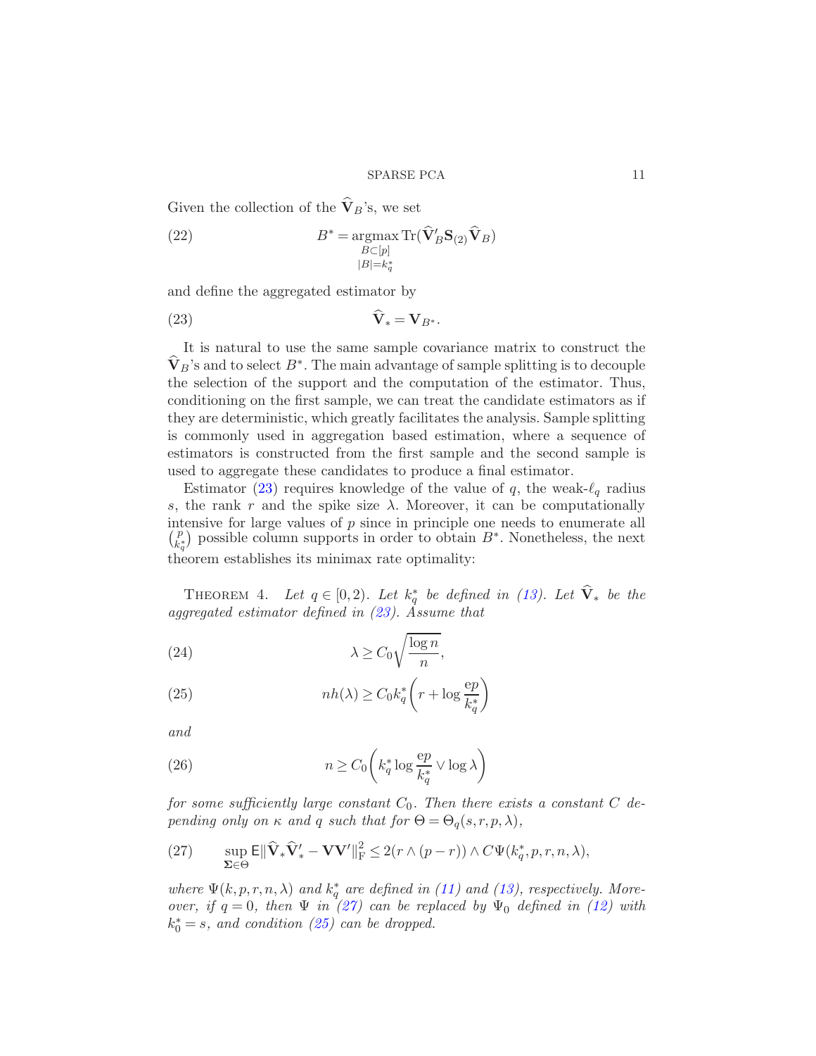Given the collection of the $\widehat{\mathbf{V}}_B$'s, we set

$$B^* = \operatorname*{argmax}_{\substack{B \subset [p] \\ |B| = k_q^*}} \operatorname{Tr}(\widehat{\mathbf{V}}_B' \mathbf{S}_{(2)} \widehat{\mathbf{V}}_B) \tag{22}$$

and define the aggregated estimator by

$$\widehat{\mathbf{V}}_* = \mathbf{V}_{B^*}. \tag{23}$$

It is natural to use the same sample covariance matrix to construct the $\widehat{\mathbf{V}}_B$'s and to select $B^*$. The main advantage of sample splitting is to decouple the selection of the support and the computation of the estimator. Thus, conditioning on the first sample, we can treat the candidate estimators as if they are deterministic, which greatly facilitates the analysis. Sample splitting is commonly used in aggregation based estimation, where a sequence of estimators is constructed from the first sample and the second sample is used to aggregate these candidates to produce a final estimator.

Estimator (23) requires knowledge of the value of $q$, the weak-$\ell_q$ radius $s$, the rank $r$ and the spike size $\lambda$. Moreover, it can be computationally intensive for large values of $p$ since in principle one needs to enumerate all $\binom{p}{k_q^*}$ possible column supports in order to obtain $B^*$. Nonetheless, the next theorem establishes its minimax rate optimality:

THEOREM 4. *Let $q \in [0, 2)$. Let $k_q^*$ be defined in (13). Let $\widehat{\mathbf{V}}_*$ be the aggregated estimator defined in (23). Assume that*

$$\lambda \geq C_0 \sqrt{\frac{\log n}{n}}, \tag{24}$$

$$n h(\lambda) \geq C_0 k_q^* \left( r + \log \frac{\mathrm{e} p}{k_q^*} \right) \tag{25}$$

*and*

$$n \geq C_0 \left( k_q^* \log \frac{\mathrm{e} p}{k_q^*} \vee \log \lambda \right) \tag{26}$$

*for some sufficiently large constant $C_0$. Then there exists a constant $C$ depending only on $\kappa$ and $q$ such that for $\Theta = \Theta_q(s, r, p, \lambda)$,*

$$\sup_{\mathbf{\Sigma} \in \Theta} \mathsf{E} \| \widehat{\mathbf{V}}_* \widehat{\mathbf{V}}_*' - \mathbf{V}\mathbf{V}' \|_{\mathrm{F}}^2 \leq 2(r \wedge (p - r)) \wedge C \Psi(k_q^*, p, r, n, \lambda), \tag{27}$$

*where $\Psi(k, p, r, n, \lambda)$ and $k_q^*$ are defined in (11) and (13), respectively. Moreover, if $q = 0$, then $\Psi$ in (27) can be replaced by $\Psi_0$ defined in (12) with $k_0^* = s$, and condition (25) can be dropped.*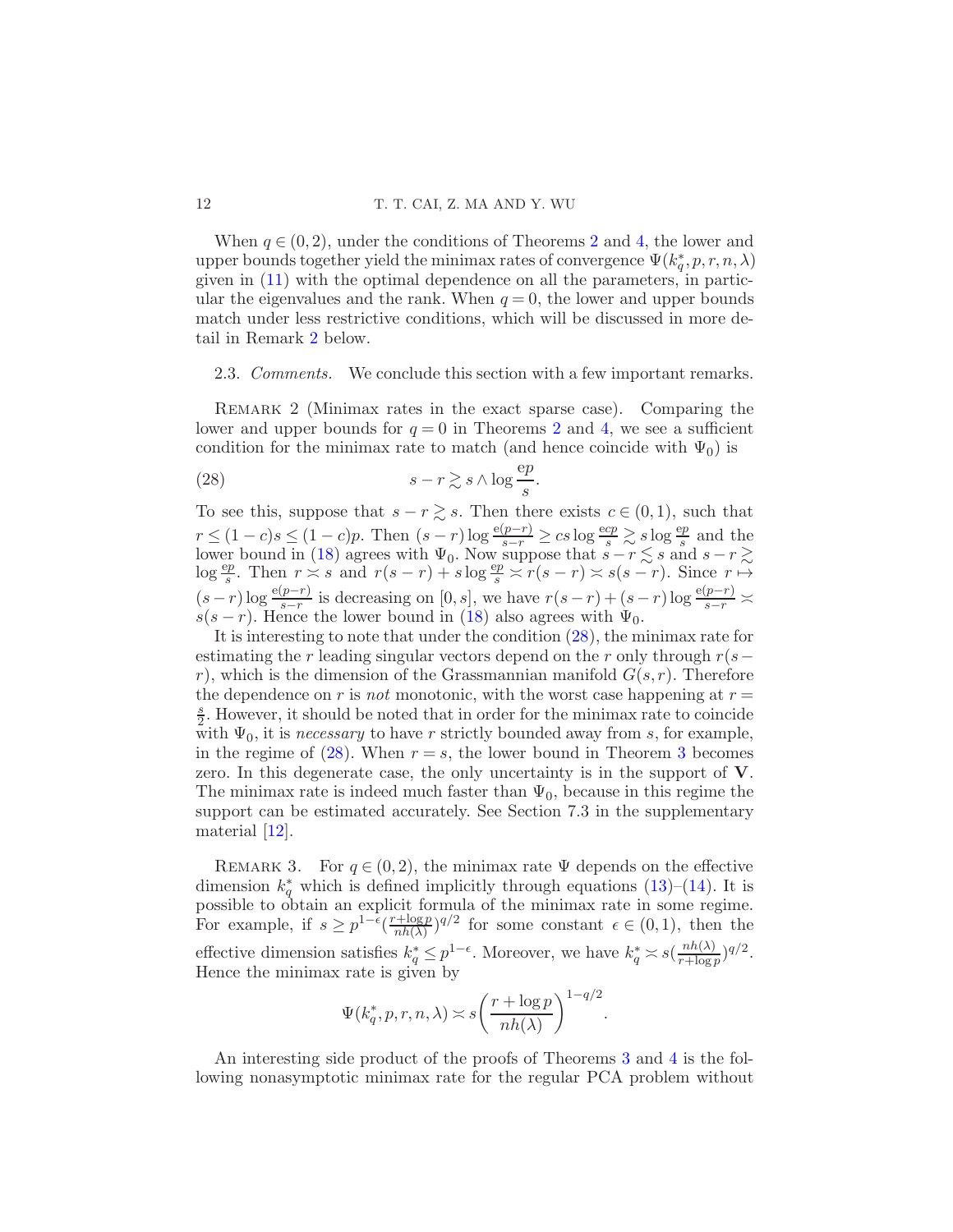When $q \in (0,2)$, under the conditions of Theorems 2 and 4, the lower and upper bounds together yield the minimax rates of convergence $\Psi(k_q^*, p, r, n, \lambda)$ given in (11) with the optimal dependence on all the parameters, in particular the eigenvalues and the rank. When $q = 0$, the lower and upper bounds match under less restrictive conditions, which will be discussed in more detail in Remark 2 below.

### 2.3. *Comments.*

We conclude this section with a few important remarks.

REMARK 2 (Minimax rates in the exact sparse case). Comparing the lower and upper bounds for $q = 0$ in Theorems 2 and 4, we see a sufficient condition for the minimax rate to match (and hence coincide with $\Psi_0$) is

$$s - r \gtrsim s \wedge \log \frac{\mathrm{e}p}{s}. \tag{28}$$

To see this, suppose that $s - r \gtrsim s$. Then there exists $c \in (0,1)$, such that $r \le (1-c)s \le (1-c)p$. Then $(s-r)\log\frac{\mathrm{e}(p-r)}{s-r} \ge cs \log \frac{\mathrm{e}cp}{s} \gtrsim s \log \frac{\mathrm{e}p}{s}$ and the lower bound in (18) agrees with $\Psi_0$. Now suppose that $s - r \lesssim s$ and $s - r \gtrsim \log\frac{\mathrm{e}p}{s}$. Then $r \asymp s$ and $r(s-r) + s\log\frac{\mathrm{e}p}{s} \asymp r(s-r) \asymp s(s-r)$. Since $r \mapsto (s-r)\log\frac{\mathrm{e}(p-r)}{s-r}$ is decreasing on $[0,s]$, we have $r(s-r) + (s-r)\log\frac{\mathrm{e}(p-r)}{s-r} \asymp s(s-r)$. Hence the lower bound in (18) also agrees with $\Psi_0$.

It is interesting to note that under the condition (28), the minimax rate for estimating the $r$ leading singular vectors depend on the $r$ only through $r(s-r)$, which is the dimension of the Grassmannian manifold $G(s,r)$. Therefore the dependence on $r$ is *not* monotonic, with the worst case happening at $r = \frac{s}{2}$. However, it should be noted that in order for the minimax rate to coincide with $\Psi_0$, it is *necessary* to have $r$ strictly bounded away from $s$, for example, in the regime of (28). When $r = s$, the lower bound in Theorem 3 becomes zero. In this degenerate case, the only uncertainty is in the support of $\mathbf{V}$. The minimax rate is indeed much faster than $\Psi_0$, because in this regime the support can be estimated accurately. See Section 7.3 in the supplementary material [12].

REMARK 3. For $q \in (0,2)$, the minimax rate $\Psi$ depends on the effective dimension $k_q^*$ which is defined implicitly through equations (13)–(14). It is possible to obtain an explicit formula of the minimax rate in some regime. For example, if $s \ge p^{1-\epsilon}(\frac{r+\log p}{nh(\lambda)})^{q/2}$ for some constant $\epsilon \in (0,1)$, then the effective dimension satisfies $k_q^* \le p^{1-\epsilon}$. Moreover, we have $k_q^* \asymp s(\frac{nh(\lambda)}{r+\log p})^{q/2}$. Hence the minimax rate is given by

$$\Psi(k_q^*, p, r, n, \lambda) \asymp s\left(\frac{r+\log p}{nh(\lambda)}\right)^{1-q/2}.$$

An interesting side product of the proofs of Theorems 3 and 4 is the following nonasymptotic minimax rate for the regular PCA problem without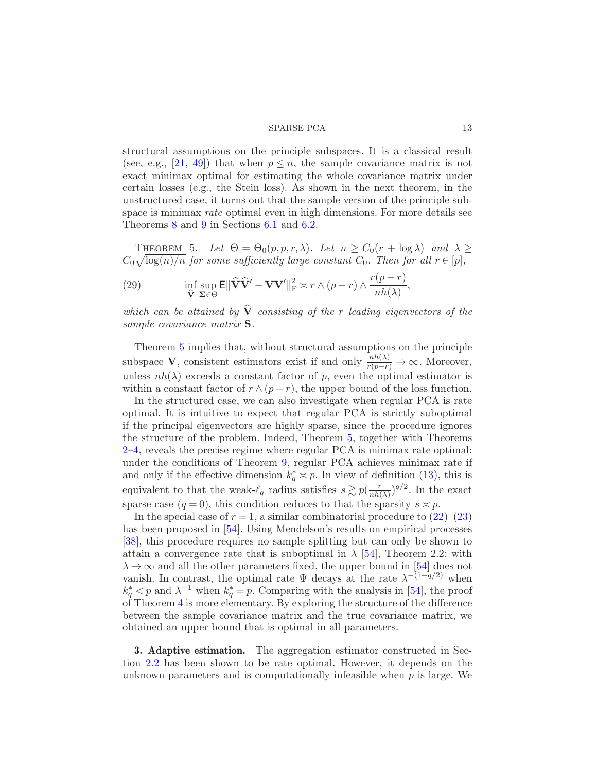structural assumptions on the principle subspaces. It is a classical result (see, e.g., [21, 49]) that when $p \le n$, the sample covariance matrix is not exact minimax optimal for estimating the whole covariance matrix under certain losses (e.g., the Stein loss). As shown in the next theorem, in the unstructured case, it turns out that the sample version of the principle subspace is minimax *rate* optimal even in high dimensions. For more details see Theorems 8 and 9 in Sections 6.1 and 6.2.

THEOREM 5. *Let $\Theta = \Theta_0(p, p, r, \lambda)$. Let $n \ge C_0(r + \log \lambda)$ and $\lambda \ge C_0\sqrt{\log(n)/n}$ for some sufficiently large constant $C_0$. Then for all $r \in [p]$,*

$$\inf_{\widehat{\mathbf{V}}} \sup_{\mathbf{\Sigma} \in \Theta} \mathsf{E}\|\widehat{\mathbf{V}}\widehat{\mathbf{V}}' - \mathbf{V}\mathbf{V}'\|_{\mathrm{F}}^2 \asymp r \wedge (p-r) \wedge \frac{r(p-r)}{nh(\lambda)}, \tag{29}$$

*which can be attained by $\widehat{\mathbf{V}}$ consisting of the $r$ leading eigenvectors of the sample covariance matrix $\mathbf{S}$.*

Theorem 5 implies that, without structural assumptions on the principle subspace $\mathbf{V}$, consistent estimators exist if and only $\frac{nh(\lambda)}{r(p-r)} \to \infty$. Moreover, unless $nh(\lambda)$ exceeds a constant factor of $p$, even the optimal estimator is within a constant factor of $r \wedge (p-r)$, the upper bound of the loss function.

In the structured case, we can also investigate when regular PCA is rate optimal. It is intuitive to expect that regular PCA is strictly suboptimal if the principal eigenvectors are highly sparse, since the procedure ignores the structure of the problem. Indeed, Theorem 5, together with Theorems 2–4, reveals the precise regime where regular PCA is minimax rate optimal: under the conditions of Theorem 9, regular PCA achieves minimax rate if and only if the effective dimension $k_q^* \asymp p$. In view of definition (13), this is equivalent to that the weak-$\ell_q$ radius satisfies $s \gtrsim p(\frac{r}{nh(\lambda)})^{q/2}$. In the exact sparse case ($q = 0$), this condition reduces to that the sparsity $s \asymp p$.

In the special case of $r = 1$, a similar combinatorial procedure to (22)–(23) has been proposed in [54]. Using Mendelson's results on empirical processes [38], this procedure requires no sample splitting but can only be shown to attain a convergence rate that is suboptimal in $\lambda$ [54], Theorem 2.2: with $\lambda \to \infty$ and all the other parameters fixed, the upper bound in [54] does not vanish. In contrast, the optimal rate $\Psi$ decays at the rate $\lambda^{-(1-q/2)}$ when $k_q^* < p$ and $\lambda^{-1}$ when $k_q^* = p$. Comparing with the analysis in [54], the proof of Theorem 4 is more elementary. By exploring the structure of the difference between the sample covariance matrix and the true covariance matrix, we obtained an upper bound that is optimal in all parameters.

**3. Adaptive estimation.** The aggregation estimator constructed in Section 2.2 has been shown to be rate optimal. However, it depends on the unknown parameters and is computationally infeasible when $p$ is large. We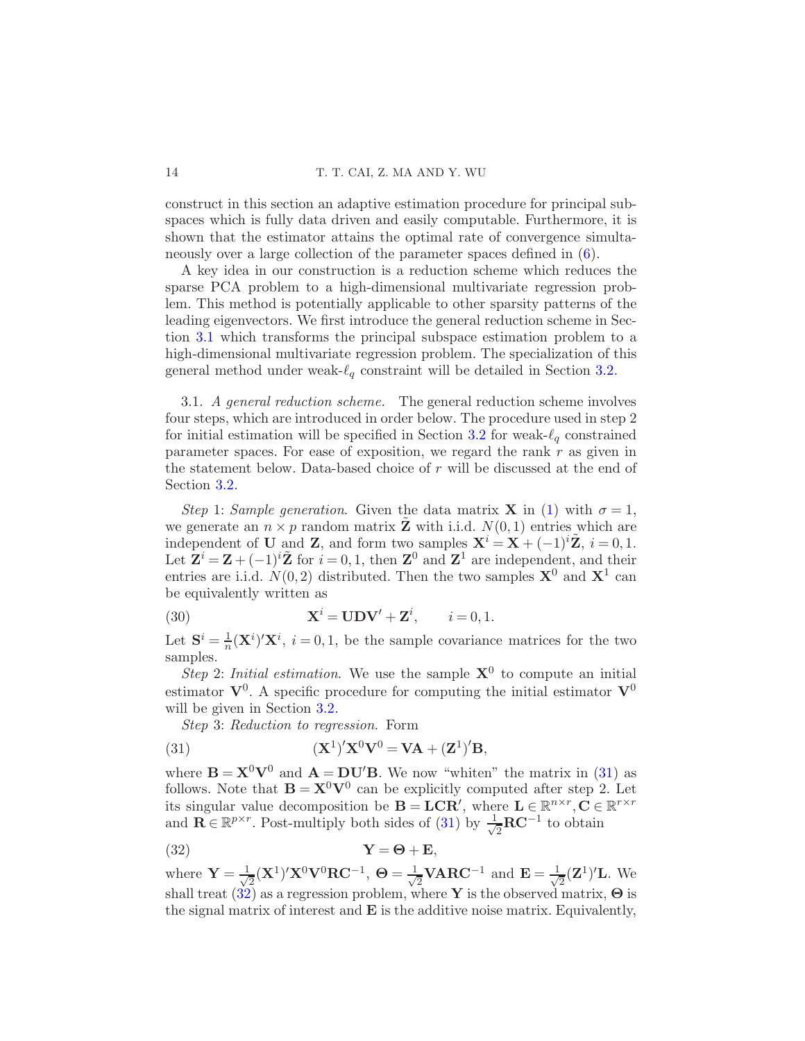construct in this section an adaptive estimation procedure for principal subspaces which is fully data driven and easily computable. Furthermore, it is shown that the estimator attains the optimal rate of convergence simultaneously over a large collection of the parameter spaces defined in (6).

A key idea in our construction is a reduction scheme which reduces the sparse PCA problem to a high-dimensional multivariate regression problem. This method is potentially applicable to other sparsity patterns of the leading eigenvectors. We first introduce the general reduction scheme in Section 3.1 which transforms the principal subspace estimation problem to a high-dimensional multivariate regression problem. The specialization of this general method under weak-$\ell_q$ constraint will be detailed in Section 3.2.

3.1. *A general reduction scheme.* The general reduction scheme involves four steps, which are introduced in order below. The procedure used in step 2 for initial estimation will be specified in Section 3.2 for weak-$\ell_q$ constrained parameter spaces. For ease of exposition, we regard the rank $r$ as given in the statement below. Data-based choice of $r$ will be discussed at the end of Section 3.2.

*Step* 1: *Sample generation*. Given the data matrix $\mathbf{X}$ in (1) with $\sigma = 1$, we generate an $n \times p$ random matrix $\tilde{\mathbf{Z}}$ with i.i.d. $N(0,1)$ entries which are independent of $\mathbf{U}$ and $\mathbf{Z}$, and form two samples $\mathbf{X}^i = \mathbf{X} + (-1)^i \tilde{\mathbf{Z}}$, $i = 0, 1$. Let $\mathbf{Z}^i = \mathbf{Z} + (-1)^i \tilde{\mathbf{Z}}$ for $i = 0, 1$, then $\mathbf{Z}^0$ and $\mathbf{Z}^1$ are independent, and their entries are i.i.d. $N(0, 2)$ distributed. Then the two samples $\mathbf{X}^0$ and $\mathbf{X}^1$ can be equivalently written as

$$\mathbf{X}^i = \mathbf{U}\mathbf{D}\mathbf{V}' + \mathbf{Z}^i, \qquad i = 0, 1. \tag{30}$$

Let $\mathbf{S}^i = \frac{1}{n}(\mathbf{X}^i)'\mathbf{X}^i$, $i = 0, 1$, be the sample covariance matrices for the two samples.

*Step* 2: *Initial estimation*. We use the sample $\mathbf{X}^0$ to compute an initial estimator $\mathbf{V}^0$. A specific procedure for computing the initial estimator $\mathbf{V}^0$ will be given in Section 3.2.

*Step* 3: *Reduction to regression*. Form

$$(\mathbf{X}^1)'\mathbf{X}^0\mathbf{V}^0 = \mathbf{V}\mathbf{A} + (\mathbf{Z}^1)'\mathbf{B}, \tag{31}$$

where $\mathbf{B} = \mathbf{X}^0\mathbf{V}^0$ and $\mathbf{A} = \mathbf{D}\mathbf{U}'\mathbf{B}$. We now "whiten" the matrix in (31) as follows. Note that $\mathbf{B} = \mathbf{X}^0\mathbf{V}^0$ can be explicitly computed after step 2. Let its singular value decomposition be $\mathbf{B} = \mathbf{L}\mathbf{C}\mathbf{R}'$, where $\mathbf{L} \in \mathbb{R}^{n \times r}, \mathbf{C} \in \mathbb{R}^{r \times r}$ and $\mathbf{R} \in \mathbb{R}^{p \times r}$. Post-multiply both sides of (31) by $\frac{1}{\sqrt{2}}\mathbf{R}\mathbf{C}^{-1}$ to obtain

$$\mathbf{Y} = \mathbf{\Theta} + \mathbf{E}, \tag{32}$$

where $\mathbf{Y} = \frac{1}{\sqrt{2}}(\mathbf{X}^1)'\mathbf{X}^0\mathbf{V}^0\mathbf{R}\mathbf{C}^{-1}$, $\mathbf{\Theta} = \frac{1}{\sqrt{2}}\mathbf{V}\mathbf{A}\mathbf{R}\mathbf{C}^{-1}$ and $\mathbf{E} = \frac{1}{\sqrt{2}}(\mathbf{Z}^1)'\mathbf{L}$. We shall treat (32) as a regression problem, where $\mathbf{Y}$ is the observed matrix, $\mathbf{\Theta}$ is the signal matrix of interest and $\mathbf{E}$ is the additive noise matrix. Equivalently,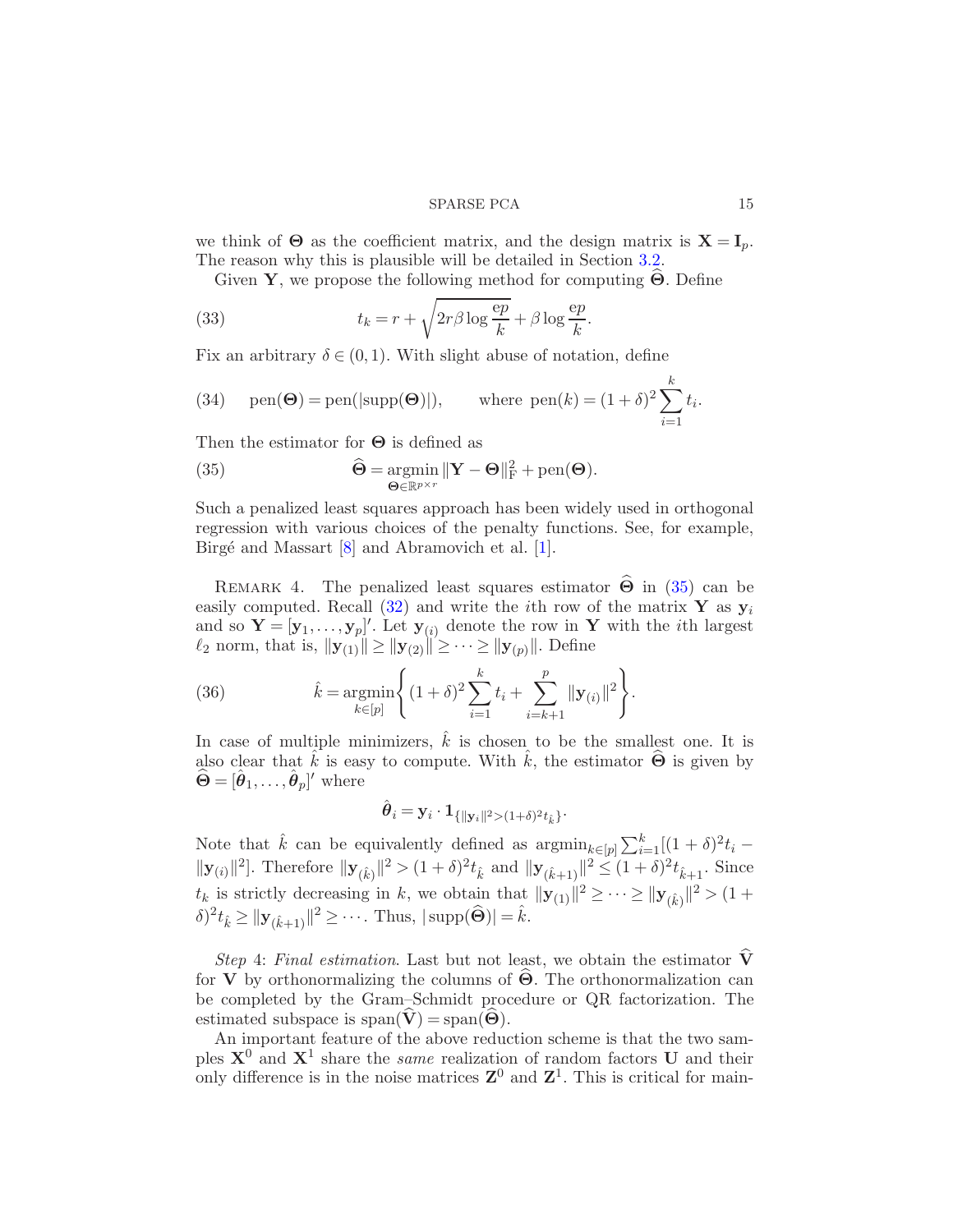we think of $\mathbf{\Theta}$ as the coefficient matrix, and the design matrix is $\mathbf{X} = \mathbf{I}_p$. The reason why this is plausible will be detailed in Section 3.2.

Given $\mathbf{Y}$, we propose the following method for computing $\widehat{\mathbf{\Theta}}$. Define

$$t_k = r + \sqrt{2r\beta \log \frac{\mathrm{e}p}{k}} + \beta \log \frac{\mathrm{e}p}{k}. \tag{33}$$

Fix an arbitrary $\delta \in (0,1)$. With slight abuse of notation, define

$$\mathrm{pen}(\mathbf{\Theta}) = \mathrm{pen}(|\mathrm{supp}(\mathbf{\Theta})|), \qquad \text{where } \mathrm{pen}(k) = (1+\delta)^2 \sum_{i=1}^{k} t_i. \tag{34}$$

Then the estimator for $\mathbf{\Theta}$ is defined as

$$\widehat{\mathbf{\Theta}} = \mathop{\mathrm{argmin}}_{\mathbf{\Theta} \in \mathbb{R}^{p \times r}} \|\mathbf{Y} - \mathbf{\Theta}\|_{\mathrm{F}}^2 + \mathrm{pen}(\mathbf{\Theta}). \tag{35}$$

Such a penalized least squares approach has been widely used in orthogonal regression with various choices of the penalty functions. See, for example, Birgé and Massart [8] and Abramovich et al. [1].

Remark 4. The penalized least squares estimator $\widehat{\mathbf{\Theta}}$ in (35) can be easily computed. Recall (32) and write the $i$th row of the matrix $\mathbf{Y}$ as $\mathbf{y}_i$ and so $\mathbf{Y} = [\mathbf{y}_1, \ldots, \mathbf{y}_p]'$. Let $\mathbf{y}_{(i)}$ denote the row in $\mathbf{Y}$ with the $i$th largest $\ell_2$ norm, that is, $\|\mathbf{y}_{(1)}\| \geq \|\mathbf{y}_{(2)}\| \geq \cdots \geq \|\mathbf{y}_{(p)}\|$. Define

$$\hat{k} = \mathop{\mathrm{argmin}}_{k \in [p]} \left\{ (1+\delta)^2 \sum_{i=1}^{k} t_i + \sum_{i=k+1}^{p} \|\mathbf{y}_{(i)}\|^2 \right\}. \tag{36}$$

In case of multiple minimizers, $\hat{k}$ is chosen to be the smallest one. It is also clear that $\hat{k}$ is easy to compute. With $\hat{k}$, the estimator $\widehat{\mathbf{\Theta}}$ is given by $\widehat{\mathbf{\Theta}} = [\hat{\boldsymbol{\theta}}_1, \ldots, \hat{\boldsymbol{\theta}}_p]'$ where

$$\hat{\boldsymbol{\theta}}_i = \mathbf{y}_i \cdot \mathbf{1}_{\{\|\mathbf{y}_i\|^2 > (1+\delta)^2 t_{\hat{k}}\}}.$$

Note that $\hat{k}$ can be equivalently defined as $\mathrm{argmin}_{k \in [p]} \sum_{i=1}^{k} [(1+\delta)^2 t_i - \|\mathbf{y}_{(i)}\|^2]$. Therefore $\|\mathbf{y}_{(\hat{k})}\|^2 > (1+\delta)^2 t_{\hat{k}}$ and $\|\mathbf{y}_{(\hat{k}+1)}\|^2 \leq (1+\delta)^2 t_{\hat{k}+1}$. Since $t_k$ is strictly decreasing in $k$, we obtain that $\|\mathbf{y}_{(1)}\|^2 \geq \cdots \geq \|\mathbf{y}_{(\hat{k})}\|^2 > (1+\delta)^2 t_{\hat{k}} \geq \|\mathbf{y}_{(\hat{k}+1)}\|^2 \geq \cdots$. Thus, $|\mathrm{supp}(\widehat{\mathbf{\Theta}})| = \hat{k}$.

*Step* 4: *Final estimation*. Last but not least, we obtain the estimator $\widehat{\mathbf{V}}$ for $\mathbf{V}$ by orthonormalizing the columns of $\widehat{\mathbf{\Theta}}$. The orthonormalization can be completed by the Gram–Schmidt procedure or QR factorization. The estimated subspace is $\mathrm{span}(\widehat{\mathbf{V}}) = \mathrm{span}(\widehat{\mathbf{\Theta}})$.

An important feature of the above reduction scheme is that the two samples $\mathbf{X}^0$ and $\mathbf{X}^1$ share the *same* realization of random factors $\mathbf{U}$ and their only difference is in the noise matrices $\mathbf{Z}^0$ and $\mathbf{Z}^1$. This is critical for main-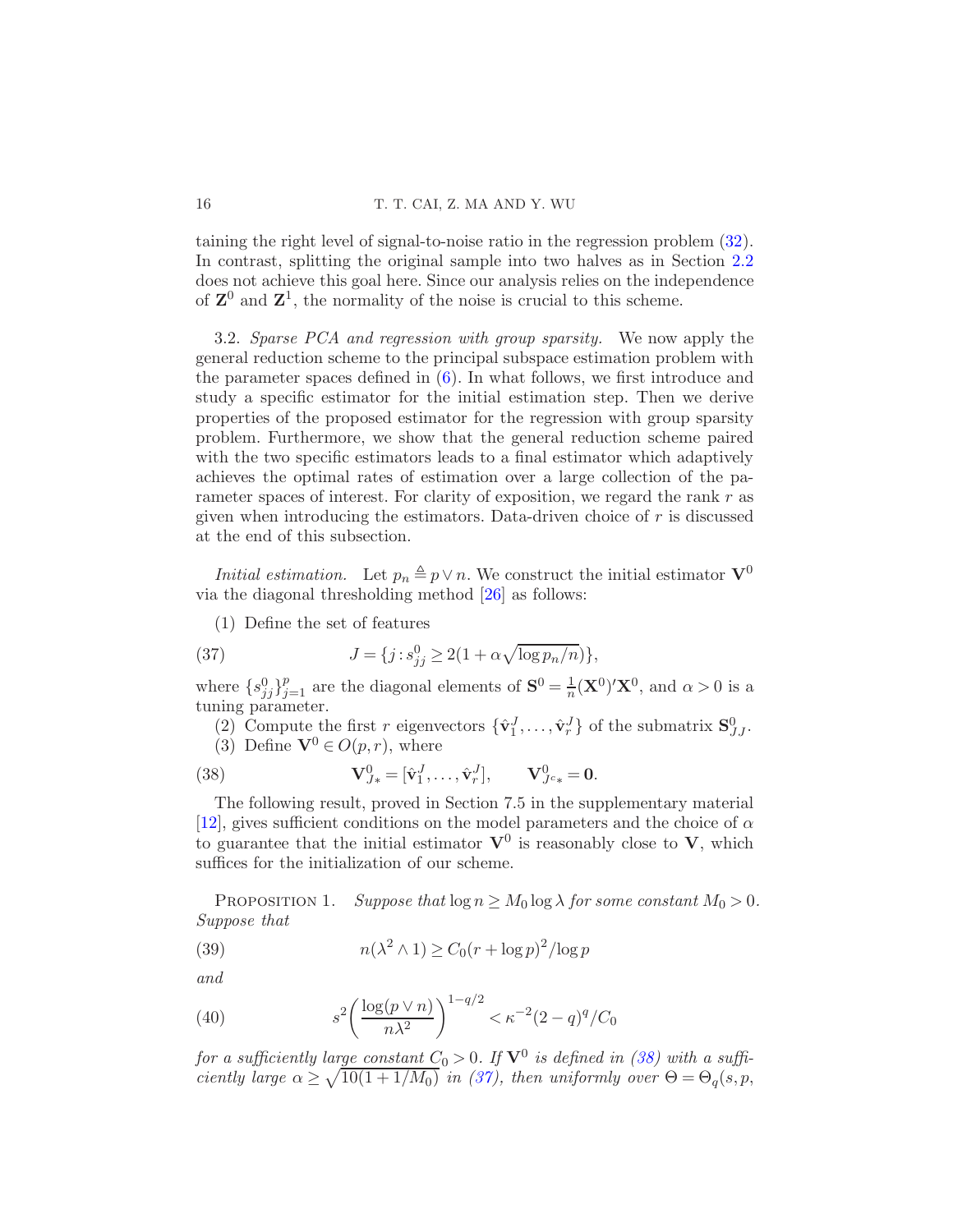taining the right level of signal-to-noise ratio in the regression problem (32). In contrast, splitting the original sample into two halves as in Section 2.2 does not achieve this goal here. Since our analysis relies on the independence of $\mathbf{Z}^0$ and $\mathbf{Z}^1$, the normality of the noise is crucial to this scheme.

3.2. *Sparse PCA and regression with group sparsity.* We now apply the general reduction scheme to the principal subspace estimation problem with the parameter spaces defined in (6). In what follows, we first introduce and study a specific estimator for the initial estimation step. Then we derive properties of the proposed estimator for the regression with group sparsity problem. Furthermore, we show that the general reduction scheme paired with the two specific estimators leads to a final estimator which adaptively achieves the optimal rates of estimation over a large collection of the parameter spaces of interest. For clarity of exposition, we regard the rank $r$ as given when introducing the estimators. Data-driven choice of $r$ is discussed at the end of this subsection.

*Initial estimation.* Let $p_n \triangleq p \vee n$. We construct the initial estimator $\mathbf{V}^0$ via the diagonal thresholding method [26] as follows:

(1) Define the set of features

$$J = \{j : s^0_{jj} \geq 2(1 + \alpha\sqrt{\log p_n / n})\}, \tag{37}$$

where $\{s^0_{jj}\}_{j=1}^p$ are the diagonal elements of $\mathbf{S}^0 = \frac{1}{n}(\mathbf{X}^0)'\mathbf{X}^0$, and $\alpha > 0$ is a tuning parameter.

(2) Compute the first $r$ eigenvectors $\{\hat{\mathbf{v}}^J_1, \dots, \hat{\mathbf{v}}^J_r\}$ of the submatrix $\mathbf{S}^0_{JJ}$.

(3) Define $\mathbf{V}^0 \in O(p, r)$, where

$$\mathbf{V}^0_{J*} = [\hat{\mathbf{v}}^J_1, \dots, \hat{\mathbf{v}}^J_r], \qquad \mathbf{V}^0_{J^c*} = \mathbf{0}. \tag{38}$$

The following result, proved in Section 7.5 in the supplementary material [12], gives sufficient conditions on the model parameters and the choice of $\alpha$ to guarantee that the initial estimator $\mathbf{V}^0$ is reasonably close to $\mathbf{V}$, which suffices for the initialization of our scheme.

PROPOSITION 1. *Suppose that $\log n \geq M_0 \log \lambda$ for some constant $M_0 > 0$. Suppose that*

$$n(\lambda^2 \wedge 1) \geq C_0 (r + \log p)^2 / \log p \tag{39}$$

*and*

$$s^2 \left( \frac{\log(p \vee n)}{n\lambda^2} \right)^{1-q/2} < \kappa^{-2}(2-q)^q / C_0 \tag{40}$$

*for a sufficiently large constant $C_0 > 0$. If $\mathbf{V}^0$ is defined in (38) with a sufficiently large $\alpha \geq \sqrt{10(1 + 1/M_0)}$ in (37), then uniformly over $\Theta = \Theta_q(s, p,$*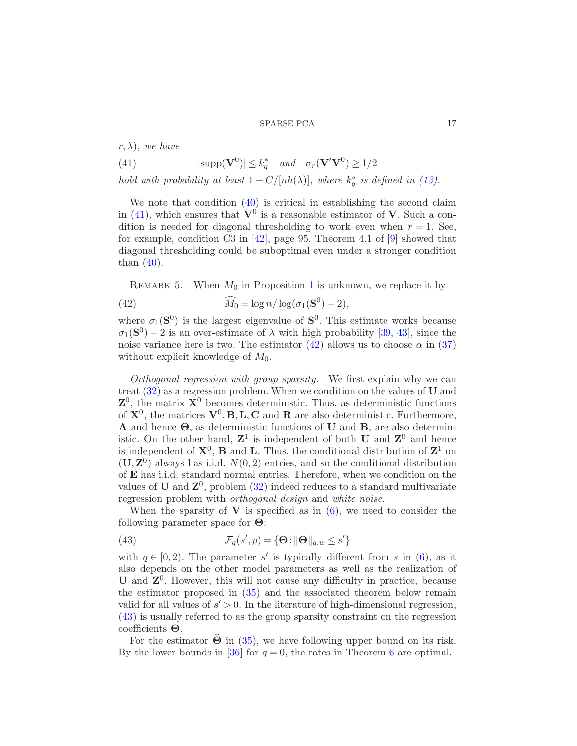*$r, \lambda$), we have*

$$|\mathrm{supp}(\mathbf{V}^0)| \le k_q^* \quad \text{and} \quad \sigma_r(\mathbf{V}'\mathbf{V}^0) \ge 1/2 \tag{41}$$

*hold with probability at least $1 - C/[nh(\lambda)]$, where $k_q^*$ is defined in (13).*

We note that condition (40) is critical in establishing the second claim in (41), which ensures that $\mathbf{V}^0$ is a reasonable estimator of $\mathbf{V}$. Such a condition is needed for diagonal thresholding to work even when $r = 1$. See, for example, condition C3 in [42], page 95. Theorem 4.1 of [9] showed that diagonal thresholding could be suboptimal even under a stronger condition than (40).

REMARK 5. When $M_0$ in Proposition 1 is unknown, we replace it by

$$\widehat{M}_0 = \log n / \log(\sigma_1(\mathbf{S}^0) - 2), \tag{42}$$

where $\sigma_1(\mathbf{S}^0)$ is the largest eigenvalue of $\mathbf{S}^0$. This estimate works because $\sigma_1(\mathbf{S}^0) - 2$ is an over-estimate of $\lambda$ with high probability [39, 43], since the noise variance here is two. The estimator (42) allows us to choose $\alpha$ in (37) without explicit knowledge of $M_0$.

*Orthogonal regression with group sparsity.* We first explain why we can treat (32) as a regression problem. When we condition on the values of $\mathbf{U}$ and $\mathbf{Z}^0$, the matrix $\mathbf{X}^0$ becomes deterministic. Thus, as deterministic functions of $\mathbf{X}^0$, the matrices $\mathbf{V}^0, \mathbf{B}, \mathbf{L}, \mathbf{C}$ and $\mathbf{R}$ are also deterministic. Furthermore, $\mathbf{A}$ and hence $\mathbf{\Theta}$, as deterministic functions of $\mathbf{U}$ and $\mathbf{B}$, are also deterministic. On the other hand, $\mathbf{Z}^1$ is independent of both $\mathbf{U}$ and $\mathbf{Z}^0$ and hence is independent of $\mathbf{X}^0$, $\mathbf{B}$ and $\mathbf{L}$. Thus, the conditional distribution of $\mathbf{Z}^1$ on $(\mathbf{U}, \mathbf{Z}^0)$ always has i.i.d. $N(0, 2)$ entries, and so the conditional distribution of $\mathbf{E}$ has i.i.d. standard normal entries. Therefore, when we condition on the values of $\mathbf{U}$ and $\mathbf{Z}^0$, problem (32) indeed reduces to a standard multivariate regression problem with *orthogonal design* and *white noise*.

When the sparsity of $\mathbf{V}$ is specified as in (6), we need to consider the following parameter space for $\mathbf{\Theta}$:

$$\mathcal{F}_q(s', p) = \{\mathbf{\Theta} : \|\mathbf{\Theta}\|_{q,w} \le s'\} \tag{43}$$

with $q \in [0, 2)$. The parameter $s'$ is typically different from $s$ in (6), as it also depends on the other model parameters as well as the realization of $\mathbf{U}$ and $\mathbf{Z}^0$. However, this will not cause any difficulty in practice, because the estimator proposed in (35) and the associated theorem below remain valid for all values of $s' > 0$. In the literature of high-dimensional regression, (43) is usually referred to as the group sparsity constraint on the regression coefficients $\mathbf{\Theta}$.

For the estimator $\widehat{\mathbf{\Theta}}$ in (35), we have following upper bound on its risk. By the lower bounds in [36] for $q = 0$, the rates in Theorem 6 are optimal.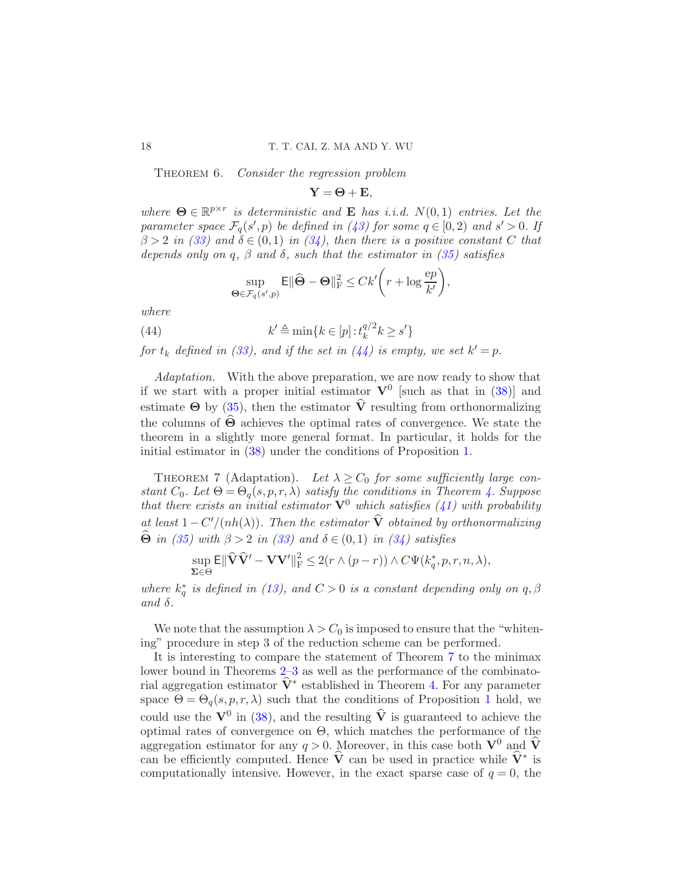THEOREM 6. *Consider the regression problem*

$$\mathbf{Y} = \mathbf{\Theta} + \mathbf{E},$$

*where* $\mathbf{\Theta} \in \mathbb{R}^{p \times r}$ *is deterministic and* $\mathbf{E}$ *has i.i.d.* $N(0,1)$ *entries. Let the parameter space* $\mathcal{F}_q(s', p)$ *be defined in (43) for some* $q \in [0, 2)$ *and* $s' > 0$. *If* $\beta > 2$ *in (33) and* $\delta \in (0, 1)$ *in (34), then there is a positive constant* $C$ *that depends only on* $q$, $\beta$ *and* $\delta$, *such that the estimator in (35) satisfies*

$$\sup_{\mathbf{\Theta} \in \mathcal{F}_q(s', p)} \mathsf{E}\|\widehat{\mathbf{\Theta}} - \mathbf{\Theta}\|_{\mathrm{F}}^2 \le Ck'\left(r + \log \frac{ep}{k'}\right),$$

*where*

$$k' \triangleq \min\{k \in [p] : t_k^{q/2} k \ge s'\} \tag{44}$$

*for* $t_k$ *defined in (33), and if the set in (44) is empty, we set* $k' = p$.

*Adaptation.* With the above preparation, we are now ready to show that if we start with a proper initial estimator $\mathbf{V}^0$ [such as that in (38)] and estimate $\mathbf{\Theta}$ by (35), then the estimator $\widehat{\mathbf{V}}$ resulting from orthonormalizing the columns of $\widehat{\mathbf{\Theta}}$ achieves the optimal rates of convergence. We state the theorem in a slightly more general format. In particular, it holds for the initial estimator in (38) under the conditions of Proposition 1.

THEOREM 7 (Adaptation). *Let* $\lambda \ge C_0$ *for some sufficiently large constant* $C_0$. *Let* $\Theta = \Theta_q(s, p, r, \lambda)$ *satisfy the conditions in Theorem 4. Suppose that there exists an initial estimator* $\mathbf{V}^0$ *which satisfies (41) with probability at least* $1 - C'/(nh(\lambda))$. *Then the estimator* $\widehat{\mathbf{V}}$ *obtained by orthonormalizing* $\widehat{\mathbf{\Theta}}$ *in (35) with* $\beta > 2$ *in (33) and* $\delta \in (0, 1)$ *in (34) satisfies*

$$\sup_{\mathbf{\Sigma} \in \Theta} \mathsf{E}\|\widehat{\mathbf{V}}\widehat{\mathbf{V}}' - \mathbf{V}\mathbf{V}'\|_{\mathrm{F}}^2 \le 2(r \wedge (p - r)) \wedge C\Psi(k_q^*, p, r, n, \lambda),$$

*where* $k_q^*$ *is defined in (13), and* $C > 0$ *is a constant depending only on* $q, \beta$ *and* $\delta$.

We note that the assumption $\lambda > C_0$ is imposed to ensure that the "whitening" procedure in step 3 of the reduction scheme can be performed.

It is interesting to compare the statement of Theorem 7 to the minimax lower bound in Theorems 2–3 as well as the performance of the combinatorial aggregation estimator $\widehat{\mathbf{V}}^*$ established in Theorem 4. For any parameter space $\Theta = \Theta_q(s, p, r, \lambda)$ such that the conditions of Proposition 1 hold, we could use the $\mathbf{V}^0$ in (38), and the resulting $\widehat{\mathbf{V}}$ is guaranteed to achieve the optimal rates of convergence on $\Theta$, which matches the performance of the aggregation estimator for any $q > 0$. Moreover, in this case both $\mathbf{V}^0$ and $\widehat{\mathbf{V}}$ can be efficiently computed. Hence $\widehat{\mathbf{V}}$ can be used in practice while $\widehat{\mathbf{V}}^*$ is computationally intensive. However, in the exact sparse case of $q = 0$, the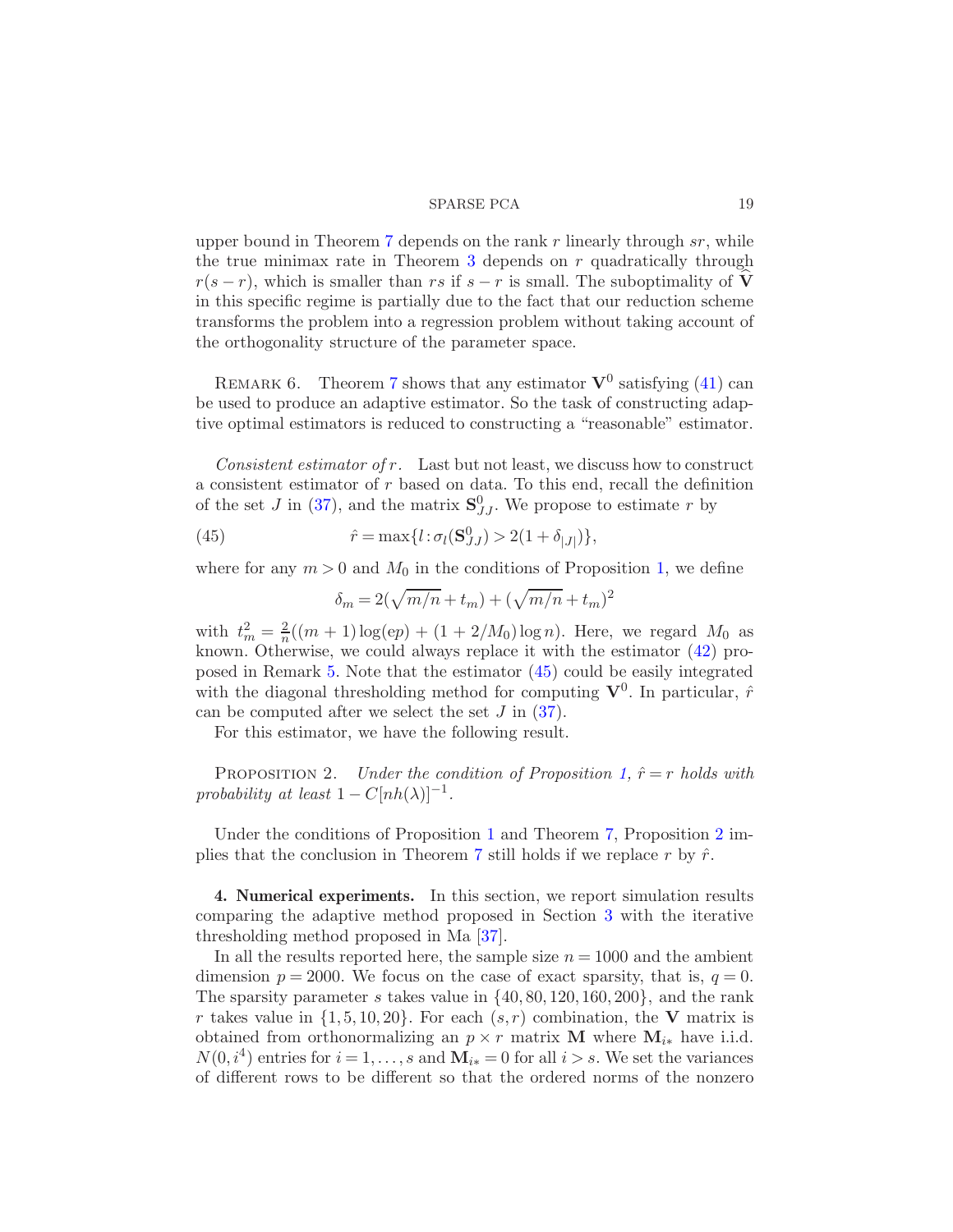upper bound in Theorem 7 depends on the rank $r$ linearly through $sr$, while the true minimax rate in Theorem 3 depends on $r$ quadratically through $r(s-r)$, which is smaller than $rs$ if $s-r$ is small. The suboptimality of $\widehat{\mathbf{V}}$ in this specific regime is partially due to the fact that our reduction scheme transforms the problem into a regression problem without taking account of the orthogonality structure of the parameter space.

REMARK 6. Theorem 7 shows that any estimator $\mathbf{V}^0$ satisfying (41) can be used to produce an adaptive estimator. So the task of constructing adaptive optimal estimators is reduced to constructing a "reasonable" estimator.

*Consistent estimator of $r$.* Last but not least, we discuss how to construct a consistent estimator of $r$ based on data. To this end, recall the definition of the set $J$ in (37), and the matrix $\mathbf{S}^0_{JJ}$. We propose to estimate $r$ by

$$\hat{r} = \max\{l : \sigma_l(\mathbf{S}^0_{JJ}) > 2(1+\delta_{|J|})\}, \tag{45}$$

where for any $m > 0$ and $M_0$ in the conditions of Proposition 1, we define

$$\delta_m = 2(\sqrt{m/n} + t_m) + (\sqrt{m/n} + t_m)^2$$

with $t_m^2 = \frac{2}{n}((m+1)\log(ep) + (1 + 2/M_0)\log n)$. Here, we regard $M_0$ as known. Otherwise, we could always replace it with the estimator (42) proposed in Remark 5. Note that the estimator (45) could be easily integrated with the diagonal thresholding method for computing $\mathbf{V}^0$. In particular, $\hat{r}$ can be computed after we select the set $J$ in (37).

For this estimator, we have the following result.

PROPOSITION 2. *Under the condition of Proposition 1, $\hat{r} = r$ holds with probability at least $1 - C[nh(\lambda)]^{-1}$.*

Under the conditions of Proposition 1 and Theorem 7, Proposition 2 implies that the conclusion in Theorem 7 still holds if we replace $r$ by $\hat{r}$.

## 4. Numerical experiments.

In this section, we report simulation results comparing the adaptive method proposed in Section 3 with the iterative thresholding method proposed in Ma [37].

In all the results reported here, the sample size $n = 1000$ and the ambient dimension $p = 2000$. We focus on the case of exact sparsity, that is, $q = 0$. The sparsity parameter $s$ takes value in $\{40, 80, 120, 160, 200\}$, and the rank $r$ takes value in $\{1, 5, 10, 20\}$. For each $(s, r)$ combination, the $\mathbf{V}$ matrix is obtained from orthonormalizing an $p \times r$ matrix $\mathbf{M}$ where $\mathbf{M}_{i*}$ have i.i.d. $N(0, i^4)$ entries for $i = 1, \ldots, s$ and $\mathbf{M}_{i*} = 0$ for all $i > s$. We set the variances of different rows to be different so that the ordered norms of the nonzero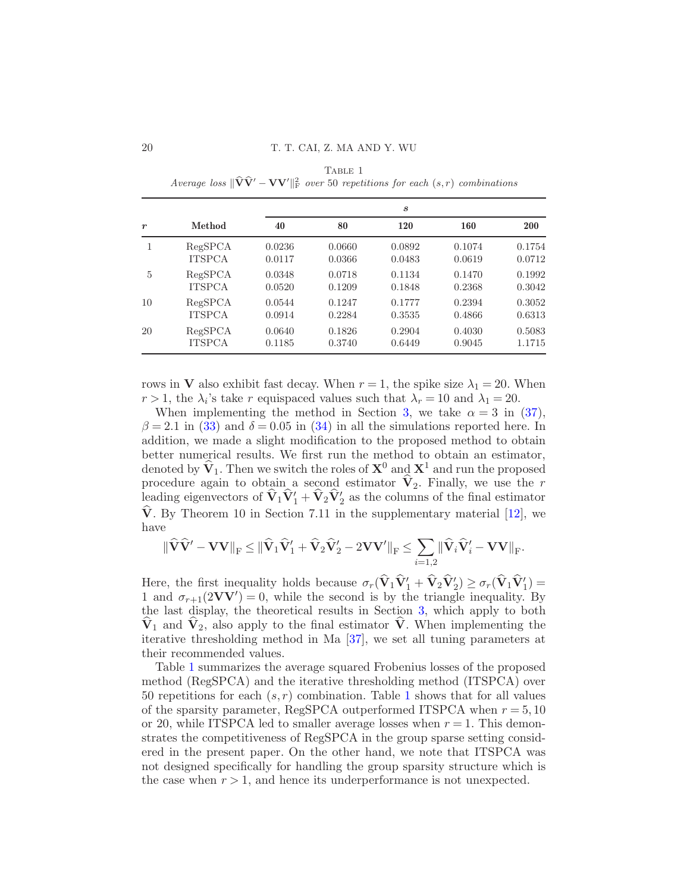Table 1
*Average loss* $\|\widehat{\mathbf{V}}\widehat{\mathbf{V}}' - \mathbf{V}\mathbf{V}'\|_{\mathrm{F}}^2$ *over* 50 *repetitions for each* $(s, r)$ *combinations*

| $r$ | Method | $s$ | | | | |
|---|---|---|---|---|---|---|
| | | **40** | **80** | **120** | **160** | **200** |
| 1 | RegSPCA | 0.0236 | 0.0660 | 0.0892 | 0.1074 | 0.1754 |
| | ITSPCA | 0.0117 | 0.0366 | 0.0483 | 0.0619 | 0.0712 |
| 5 | RegSPCA | 0.0348 | 0.0718 | 0.1134 | 0.1470 | 0.1992 |
| | ITSPCA | 0.0520 | 0.1209 | 0.1848 | 0.2368 | 0.3042 |
| 10 | RegSPCA | 0.0544 | 0.1247 | 0.1777 | 0.2394 | 0.3052 |
| | ITSPCA | 0.0914 | 0.2284 | 0.3535 | 0.4866 | 0.6313 |
| 20 | RegSPCA | 0.0640 | 0.1826 | 0.2904 | 0.4030 | 0.5083 |
| | ITSPCA | 0.1185 | 0.3740 | 0.6449 | 0.9045 | 1.1715 |

rows in $\mathbf{V}$ also exhibit fast decay. When $r = 1$, the spike size $\lambda_1 = 20$. When $r > 1$, the $\lambda_i$'s take $r$ equispaced values such that $\lambda_r = 10$ and $\lambda_1 = 20$.

When implementing the method in Section 3, we take $\alpha = 3$ in (37), $\beta = 2.1$ in (33) and $\delta = 0.05$ in (34) in all the simulations reported here. In addition, we made a slight modification to the proposed method to obtain better numerical results. We first run the method to obtain an estimator, denoted by $\widehat{\mathbf{V}}_1$. Then we switch the roles of $\mathbf{X}^0$ and $\mathbf{X}^1$ and run the proposed procedure again to obtain a second estimator $\widehat{\mathbf{V}}_2$. Finally, we use the $r$ leading eigenvectors of $\widehat{\mathbf{V}}_1\widehat{\mathbf{V}}_1' + \widehat{\mathbf{V}}_2\widehat{\mathbf{V}}_2'$ as the columns of the final estimator $\widehat{\mathbf{V}}$. By Theorem 10 in Section 7.11 in the supplementary material [12], we have

$$\|\widehat{\mathbf{V}}\widehat{\mathbf{V}}' - \mathbf{V}\mathbf{V}\|_{\mathrm{F}} \le \|\widehat{\mathbf{V}}_1\widehat{\mathbf{V}}_1' + \widehat{\mathbf{V}}_2\widehat{\mathbf{V}}_2' - 2\mathbf{V}\mathbf{V}'\|_{\mathrm{F}} \le \sum_{i=1,2} \|\widehat{\mathbf{V}}_i\widehat{\mathbf{V}}_i' - \mathbf{V}\mathbf{V}\|_{\mathrm{F}}.$$

Here, the first inequality holds because $\sigma_r(\widehat{\mathbf{V}}_1\widehat{\mathbf{V}}_1' + \widehat{\mathbf{V}}_2\widehat{\mathbf{V}}_2') \ge \sigma_r(\widehat{\mathbf{V}}_1\widehat{\mathbf{V}}_1') = 1$ and $\sigma_{r+1}(2\mathbf{V}\mathbf{V}') = 0$, while the second is by the triangle inequality. By the last display, the theoretical results in Section 3, which apply to both $\widehat{\mathbf{V}}_1$ and $\widehat{\mathbf{V}}_2$, also apply to the final estimator $\widehat{\mathbf{V}}$. When implementing the iterative thresholding method in Ma [37], we set all tuning parameters at their recommended values.

Table 1 summarizes the average squared Frobenius losses of the proposed method (RegSPCA) and the iterative thresholding method (ITSPCA) over 50 repetitions for each $(s, r)$ combination. Table 1 shows that for all values of the sparsity parameter, RegSPCA outperformed ITSPCA when $r = 5, 10$ or 20, while ITSPCA led to smaller average losses when $r = 1$. This demonstrates the competitiveness of RegSPCA in the group sparse setting considered in the present paper. On the other hand, we note that ITSPCA was not designed specifically for handling the group sparsity structure which is the case when $r > 1$, and hence its underperformance is not unexpected.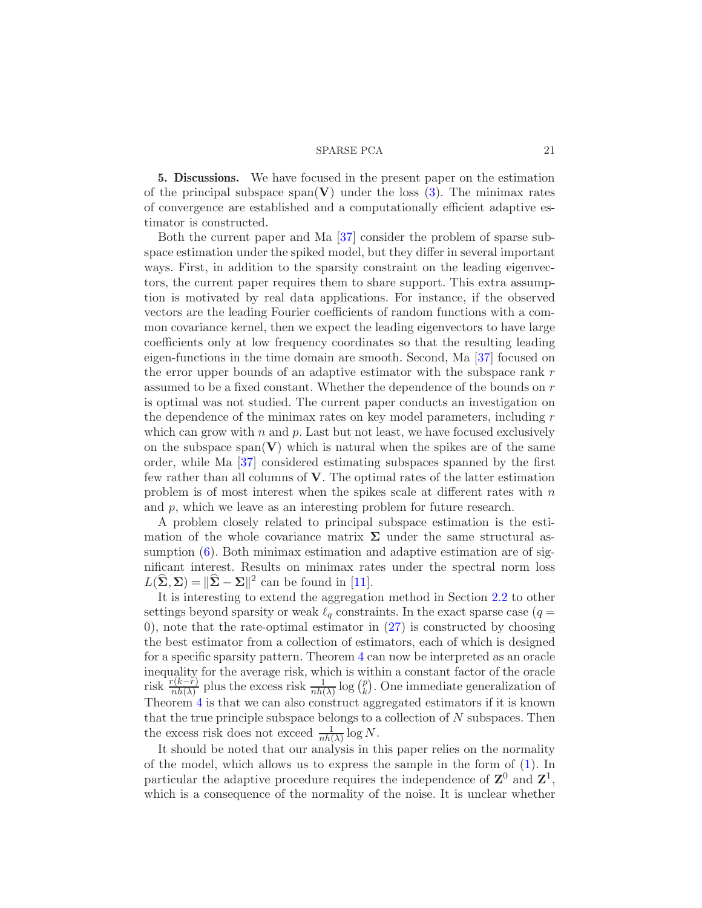**5. Discussions.** We have focused in the present paper on the estimation of the principal subspace $\text{span}(\mathbf{V})$ under the loss (3). The minimax rates of convergence are established and a computationally efficient adaptive estimator is constructed.

Both the current paper and Ma [37] consider the problem of sparse subspace estimation under the spiked model, but they differ in several important ways. First, in addition to the sparsity constraint on the leading eigenvectors, the current paper requires them to share support. This extra assumption is motivated by real data applications. For instance, if the observed vectors are the leading Fourier coefficients of random functions with a common covariance kernel, then we expect the leading eigenvectors to have large coefficients only at low frequency coordinates so that the resulting leading eigen-functions in the time domain are smooth. Second, Ma [37] focused on the error upper bounds of an adaptive estimator with the subspace rank $r$ assumed to be a fixed constant. Whether the dependence of the bounds on $r$ is optimal was not studied. The current paper conducts an investigation on the dependence of the minimax rates on key model parameters, including $r$ which can grow with $n$ and $p$. Last but not least, we have focused exclusively on the subspace $\text{span}(\mathbf{V})$ which is natural when the spikes are of the same order, while Ma [37] considered estimating subspaces spanned by the first few rather than all columns of $\mathbf{V}$. The optimal rates of the latter estimation problem is of most interest when the spikes scale at different rates with $n$ and $p$, which we leave as an interesting problem for future research.

A problem closely related to principal subspace estimation is the estimation of the whole covariance matrix $\mathbf{\Sigma}$ under the same structural assumption (6). Both minimax estimation and adaptive estimation are of significant interest. Results on minimax rates under the spectral norm loss $L(\widehat{\mathbf{\Sigma}}, \mathbf{\Sigma}) = \|\widehat{\mathbf{\Sigma}} - \mathbf{\Sigma}\|^2$ can be found in [11].

It is interesting to extend the aggregation method in Section 2.2 to other settings beyond sparsity or weak $\ell_q$ constraints. In the exact sparse case ($q = 0$), note that the rate-optimal estimator in (27) is constructed by choosing the best estimator from a collection of estimators, each of which is designed for a specific sparsity pattern. Theorem 4 can now be interpreted as an oracle inequality for the average risk, which is within a constant factor of the oracle risk $\frac{r(k-r)}{nh(\lambda)}$ plus the excess risk $\frac{1}{nh(\lambda)} \log \binom{p}{k}$. One immediate generalization of Theorem 4 is that we can also construct aggregated estimators if it is known that the true principle subspace belongs to a collection of $N$ subspaces. Then the excess risk does not exceed $\frac{1}{nh(\lambda)} \log N$.

It should be noted that our analysis in this paper relies on the normality of the model, which allows us to express the sample in the form of (1). In particular the adaptive procedure requires the independence of $\mathbf{Z}^0$ and $\mathbf{Z}^1$, which is a consequence of the normality of the noise. It is unclear whether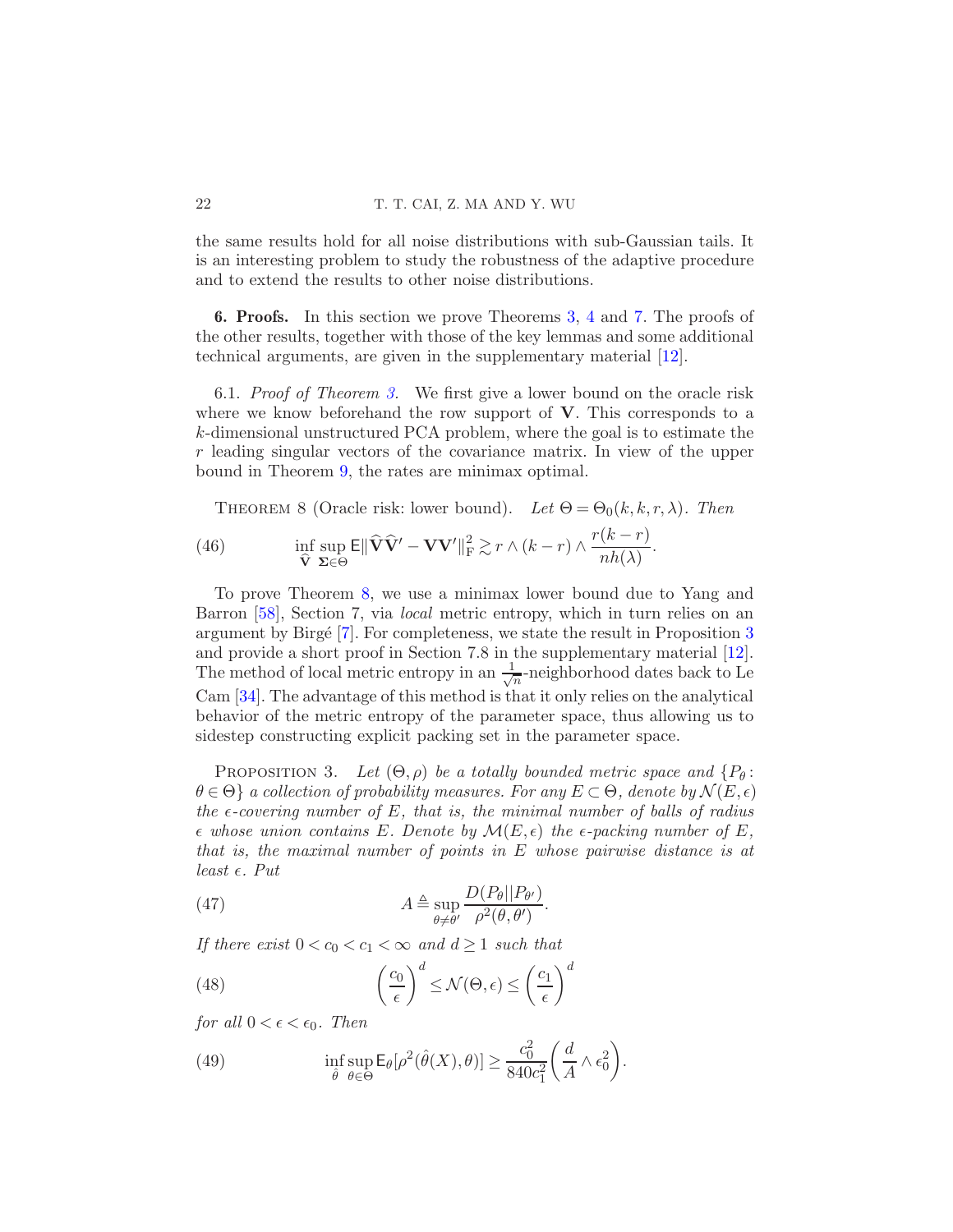the same results hold for all noise distributions with sub-Gaussian tails. It is an interesting problem to study the robustness of the adaptive procedure and to extend the results to other noise distributions.

## 6. Proofs.

In this section we prove Theorems 3, 4 and 7. The proofs of the other results, together with those of the key lemmas and some additional technical arguments, are given in the supplementary material [12].

### 6.1. *Proof of Theorem 3.*

We first give a lower bound on the oracle risk where we know beforehand the row support of $\mathbf{V}$. This corresponds to a $k$-dimensional unstructured PCA problem, where the goal is to estimate the $r$ leading singular vectors of the covariance matrix. In view of the upper bound in Theorem 9, the rates are minimax optimal.

THEOREM 8 (Oracle risk: lower bound). *Let* $\Theta = \Theta_0(k, k, r, \lambda)$. *Then*

$$\inf_{\widehat{\mathbf{V}}} \sup_{\mathbf{\Sigma} \in \Theta} \mathsf{E} \|\widehat{\mathbf{V}}\widehat{\mathbf{V}}' - \mathbf{V}\mathbf{V}'\|_{\mathrm{F}}^2 \gtrsim r \wedge (k - r) \wedge \frac{r(k - r)}{nh(\lambda)}. \tag{46}$$

To prove Theorem 8, we use a minimax lower bound due to Yang and Barron [58], Section 7, via *local* metric entropy, which in turn relies on an argument by Birgé [7]. For completeness, we state the result in Proposition 3 and provide a short proof in Section 7.8 in the supplementary material [12]. The method of local metric entropy in an $\frac{1}{\sqrt{n}}$-neighborhood dates back to Le Cam [34]. The advantage of this method is that it only relies on the analytical behavior of the metric entropy of the parameter space, thus allowing us to sidestep constructing explicit packing set in the parameter space.

PROPOSITION 3. *Let* $(\Theta, \rho)$ *be a totally bounded metric space and* $\{P_\theta : \theta \in \Theta\}$ *a collection of probability measures. For any* $E \subset \Theta$, *denote by* $\mathcal{N}(E, \epsilon)$ *the* $\epsilon$*-covering number of* $E$, *that is, the minimal number of balls of radius* $\epsilon$ *whose union contains* $E$. *Denote by* $\mathcal{M}(E, \epsilon)$ *the* $\epsilon$*-packing number of* $E$, *that is, the maximal number of points in* $E$ *whose pairwise distance is at least* $\epsilon$. *Put*

$$A \triangleq \sup_{\theta \neq \theta'} \frac{D(P_\theta || P_{\theta'})}{\rho^2(\theta, \theta')}. \tag{47}$$

*If there exist* $0 < c_0 < c_1 < \infty$ *and* $d \geq 1$ *such that*

$$\left(\frac{c_0}{\epsilon}\right)^d \leq \mathcal{N}(\Theta, \epsilon) \leq \left(\frac{c_1}{\epsilon}\right)^d \tag{48}$$

*for all* $0 < \epsilon < \epsilon_0$. *Then*

$$\inf_{\hat{\theta}} \sup_{\theta \in \Theta} \mathsf{E}_\theta[\rho^2(\hat{\theta}(X), \theta)] \geq \frac{c_0^2}{840 c_1^2} \left(\frac{d}{A} \wedge \epsilon_0^2\right). \tag{49}$$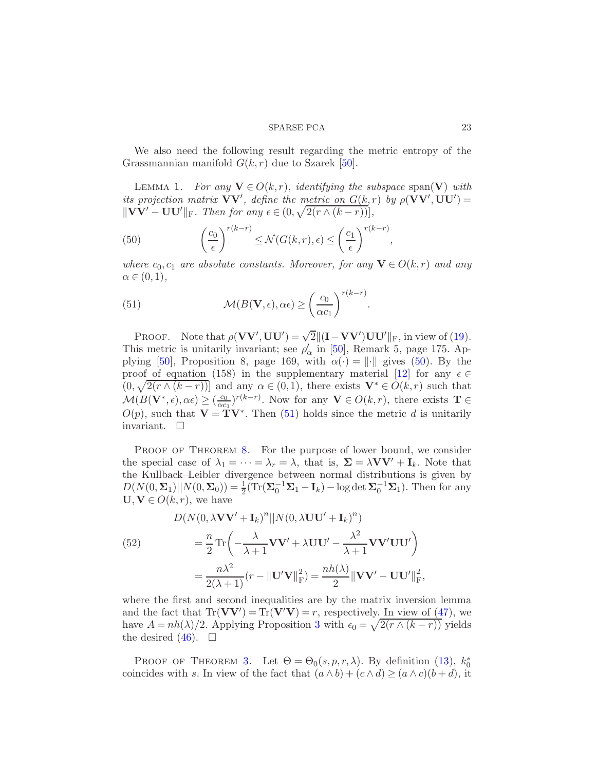We also need the following result regarding the metric entropy of the Grassmannian manifold $G(k,r)$ due to Szarek [50].

LEMMA 1. *For any $\mathbf{V} \in O(k,r)$, identifying the subspace* $\operatorname{span}(\mathbf{V})$ *with its projection matrix $\mathbf{V}\mathbf{V}'$, define the metric on $G(k,r)$ by $\rho(\mathbf{V}\mathbf{V}', \mathbf{U}\mathbf{U}') = \|\mathbf{V}\mathbf{V}' - \mathbf{U}\mathbf{U}'\|_{\mathrm{F}}$. Then for any $\epsilon \in (0, \sqrt{2(r \wedge (k-r))}]$,*

$$
\left(\frac{c_0}{\epsilon}\right)^{r(k-r)} \leq \mathcal{N}(G(k,r),\epsilon) \leq \left(\frac{c_1}{\epsilon}\right)^{r(k-r)}, \tag{50}
$$

*where $c_0, c_1$ are absolute constants. Moreover, for any $\mathbf{V} \in O(k,r)$ and any $\alpha \in (0,1)$,*

$$
\mathcal{M}(B(\mathbf{V},\epsilon), \alpha\epsilon) \geq \left(\frac{c_0}{\alpha c_1}\right)^{r(k-r)}. \tag{51}
$$

PROOF. Note that $\rho(\mathbf{V}\mathbf{V}', \mathbf{U}\mathbf{U}') = \sqrt{2}\|(\mathbf{I} - \mathbf{V}\mathbf{V}')\mathbf{U}\mathbf{U}'\|_{\mathrm{F}}$, in view of (19). This metric is unitarily invariant; see $\rho'_\alpha$ in [50], Remark 5, page 175. Applying [50], Proposition 8, page 169, with $\alpha(\cdot) = \|\cdot\|$ gives (50). By the proof of equation (158) in the supplementary material [12] for any $\epsilon \in (0, \sqrt{2(r \wedge (k-r))}]$ and any $\alpha \in (0,1)$, there exists $\mathbf{V}^* \in O(k,r)$ such that $\mathcal{M}(B(\mathbf{V}^*,\epsilon), \alpha\epsilon) \geq (\frac{c_0}{\alpha c_1})^{r(k-r)}$. Now for any $\mathbf{V} \in O(k,r)$, there exists $\mathbf{T} \in O(p)$, such that $\mathbf{V} = \mathbf{T}\mathbf{V}^*$. Then (51) holds since the metric $d$ is unitarily invariant. $\square$

PROOF OF THEOREM 8. For the purpose of lower bound, we consider the special case of $\lambda_1 = \cdots = \lambda_r = \lambda$, that is, $\mathbf{\Sigma} = \lambda\mathbf{V}\mathbf{V}' + \mathbf{I}_k$. Note that the Kullback–Leibler divergence between normal distributions is given by $D(N(0,\mathbf{\Sigma}_1)||N(0,\mathbf{\Sigma}_0)) = \frac{1}{2}(\operatorname{Tr}(\mathbf{\Sigma}_0^{-1}\mathbf{\Sigma}_1 - \mathbf{I}_k) - \log\det\mathbf{\Sigma}_0^{-1}\mathbf{\Sigma}_1)$. Then for any $\mathbf{U}, \mathbf{V} \in O(k,r)$, we have

$$
\begin{aligned}
&D(N(0, \lambda\mathbf{V}\mathbf{V}' + \mathbf{I}_k)^n || N(0, \lambda\mathbf{U}\mathbf{U}' + \mathbf{I}_k)^n) \\
&\qquad = \frac{n}{2}\operatorname{Tr}\left(-\frac{\lambda}{\lambda+1}\mathbf{V}\mathbf{V}' + \lambda\mathbf{U}\mathbf{U}' - \frac{\lambda^2}{\lambda+1}\mathbf{V}\mathbf{V}'\mathbf{U}\mathbf{U}'\right) \\
&\qquad = \frac{n\lambda^2}{2(\lambda+1)}(r - \|\mathbf{U}'\mathbf{V}\|_{\mathrm{F}}^2) = \frac{nh(\lambda)}{2}\|\mathbf{V}\mathbf{V}' - \mathbf{U}\mathbf{U}'\|_{\mathrm{F}}^2,
\end{aligned} \tag{52}
$$

where the first and second inequalities are by the matrix inversion lemma and the fact that $\operatorname{Tr}(\mathbf{V}\mathbf{V}') = \operatorname{Tr}(\mathbf{V}'\mathbf{V}) = r$, respectively. In view of (47), we have $A = nh(\lambda)/2$. Applying Proposition 3 with $\epsilon_0 = \sqrt{2(r \wedge (k-r))}$ yields the desired (46). $\square$

PROOF OF THEOREM 3. Let $\Theta = \Theta_0(s,p,r,\lambda)$. By definition (13), $k_0^*$ coincides with $s$. In view of the fact that $(a \wedge b) + (c \wedge d) \geq (a \wedge c)(b+d)$, it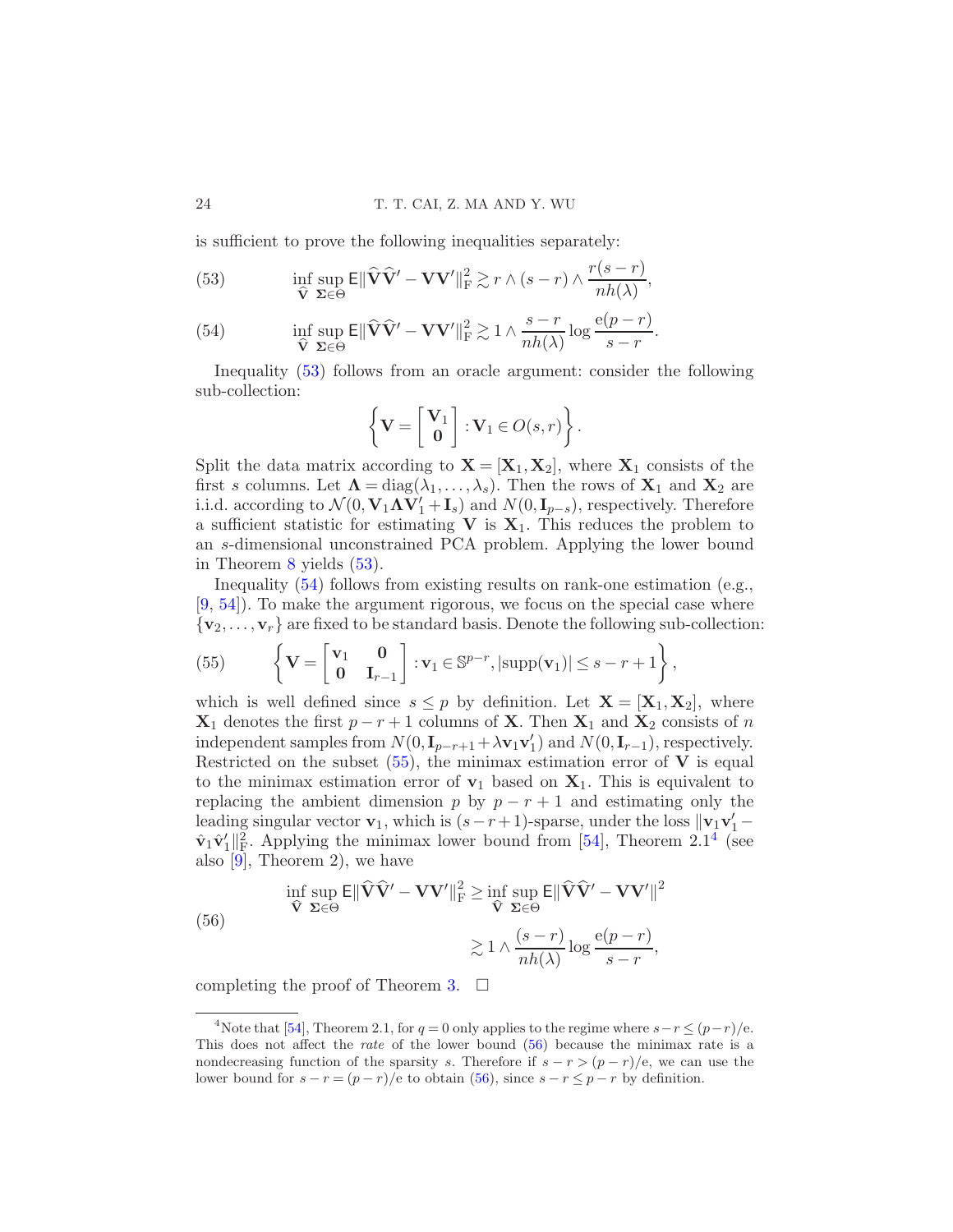is sufficient to prove the following inequalities separately:

$$\inf_{\widehat{\mathbf{V}}} \sup_{\mathbf{\Sigma}\in\Theta} \mathsf{E}\|\widehat{\mathbf{V}}\widehat{\mathbf{V}}' - \mathbf{V}\mathbf{V}'\|_{\mathrm{F}}^2 \gtrsim r \wedge (s-r) \wedge \frac{r(s-r)}{nh(\lambda)}, \tag{53}$$

$$\inf_{\widehat{\mathbf{V}}} \sup_{\mathbf{\Sigma}\in\Theta} \mathsf{E}\|\widehat{\mathbf{V}}\widehat{\mathbf{V}}' - \mathbf{V}\mathbf{V}'\|_{\mathrm{F}}^2 \gtrsim 1 \wedge \frac{s-r}{nh(\lambda)} \log \frac{\mathrm{e}(p-r)}{s-r}. \tag{54}$$

Inequality (53) follows from an oracle argument: consider the following sub-collection:

$$\left\{ \mathbf{V} = \begin{bmatrix} \mathbf{V}_1 \\ \mathbf{0} \end{bmatrix} : \mathbf{V}_1 \in O(s,r) \right\}.$$

Split the data matrix according to $\mathbf{X} = [\mathbf{X}_1, \mathbf{X}_2]$, where $\mathbf{X}_1$ consists of the first $s$ columns. Let $\mathbf{\Lambda} = \mathrm{diag}(\lambda_1, \ldots, \lambda_s)$. Then the rows of $\mathbf{X}_1$ and $\mathbf{X}_2$ are i.i.d. according to $\mathcal{N}(0, \mathbf{V}_1\mathbf{\Lambda}\mathbf{V}_1' + \mathbf{I}_s)$ and $N(0, \mathbf{I}_{p-s})$, respectively. Therefore a sufficient statistic for estimating $\mathbf{V}$ is $\mathbf{X}_1$. This reduces the problem to an $s$-dimensional unconstrained PCA problem. Applying the lower bound in Theorem 8 yields (53).

Inequality (54) follows from existing results on rank-one estimation (e.g., [9, 54]). To make the argument rigorous, we focus on the special case where $\{\mathbf{v}_2, \ldots, \mathbf{v}_r\}$ are fixed to be standard basis. Denote the following sub-collection:

$$\left\{ \mathbf{V} = \begin{bmatrix} \mathbf{v}_1 & \mathbf{0} \\ \mathbf{0} & \mathbf{I}_{r-1} \end{bmatrix} : \mathbf{v}_1 \in \mathbb{S}^{p-r}, |\mathrm{supp}(\mathbf{v}_1)| \le s-r+1 \right\}, \tag{55}$$

which is well defined since $s \le p$ by definition. Let $\mathbf{X} = [\mathbf{X}_1, \mathbf{X}_2]$, where $\mathbf{X}_1$ denotes the first $p-r+1$ columns of $\mathbf{X}$. Then $\mathbf{X}_1$ and $\mathbf{X}_2$ consists of $n$ independent samples from $N(0, \mathbf{I}_{p-r+1} + \lambda\mathbf{v}_1\mathbf{v}_1')$ and $N(0, \mathbf{I}_{r-1})$, respectively. Restricted on the subset (55), the minimax estimation error of $\mathbf{V}$ is equal to the minimax estimation error of $\mathbf{v}_1$ based on $\mathbf{X}_1$. This is equivalent to replacing the ambient dimension $p$ by $p-r+1$ and estimating only the leading singular vector $\mathbf{v}_1$, which is $(s-r+1)$-sparse, under the loss $\|\mathbf{v}_1\mathbf{v}_1' - \hat{\mathbf{v}}_1\hat{\mathbf{v}}_1'\|_{\mathrm{F}}^2$. Applying the minimax lower bound from [54], Theorem 2.1[4] (see also [9], Theorem 2), we have

$$\begin{aligned} \inf_{\widehat{\mathbf{V}}} \sup_{\mathbf{\Sigma}\in\Theta} \mathsf{E}\|\widehat{\mathbf{V}}\widehat{\mathbf{V}}' - \mathbf{V}\mathbf{V}'\|_{\mathrm{F}}^2 &\ge \inf_{\widehat{\mathbf{V}}} \sup_{\mathbf{\Sigma}\in\Theta} \mathsf{E}\|\widehat{\mathbf{V}}\widehat{\mathbf{V}}' - \mathbf{V}\mathbf{V}'\|^2 \\ &\gtrsim 1 \wedge \frac{(s-r)}{nh(\lambda)} \log \frac{\mathrm{e}(p-r)}{s-r}, \end{aligned} \tag{56}$$

completing the proof of Theorem 3. $\square$

---

[4] Note that [54], Theorem 2.1, for $q = 0$ only applies to the regime where $s-r \le (p-r)/\mathrm{e}$. This does not affect the *rate* of the lower bound (56) because the minimax rate is a nondecreasing function of the sparsity $s$. Therefore if $s-r > (p-r)/\mathrm{e}$, we can use the lower bound for $s-r = (p-r)/\mathrm{e}$ to obtain (56), since $s-r \le p-r$ by definition.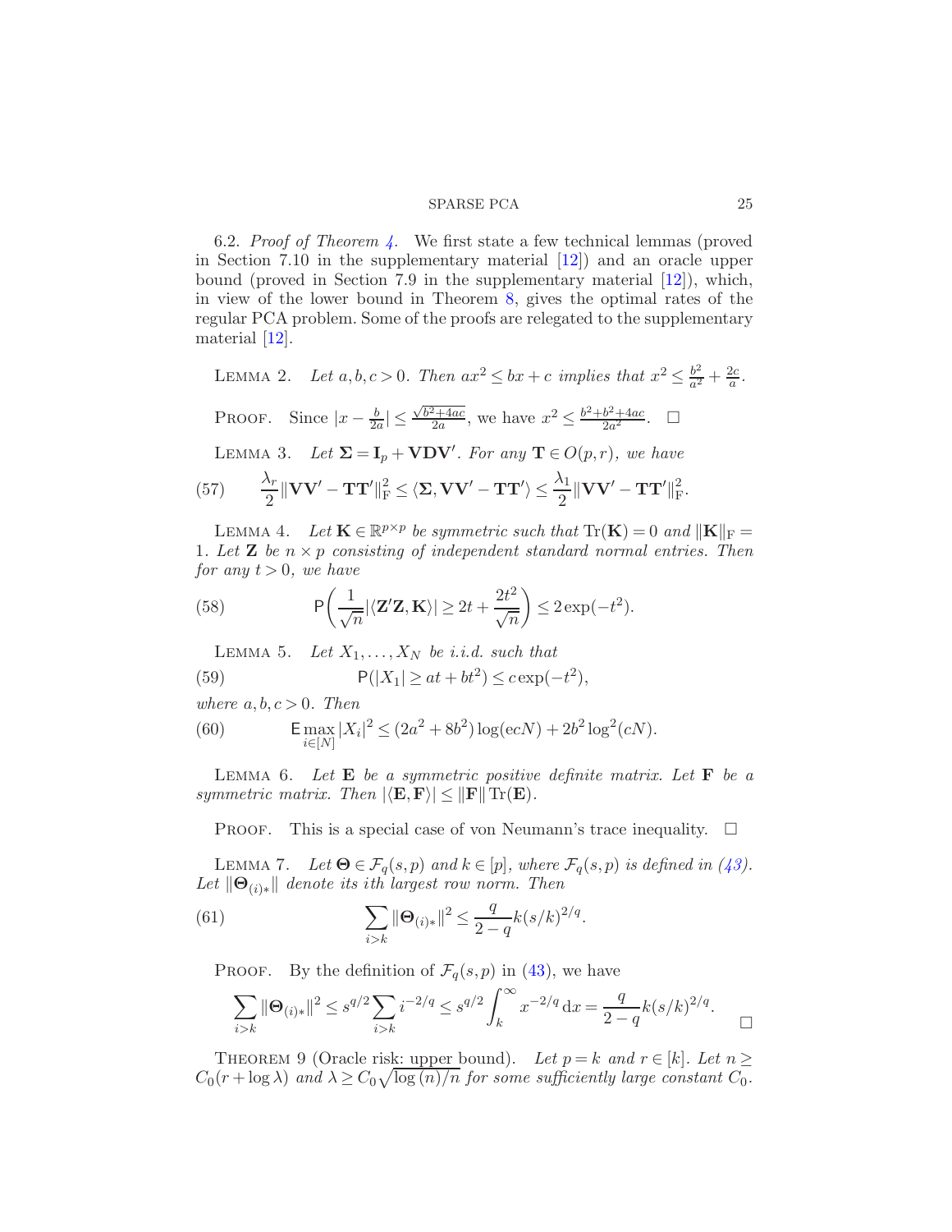6.2. *Proof of Theorem 4.* We first state a few technical lemmas (proved in Section 7.10 in the supplementary material [12]) and an oracle upper bound (proved in Section 7.9 in the supplementary material [12]), which, in view of the lower bound in Theorem 8, gives the optimal rates of the regular PCA problem. Some of the proofs are relegated to the supplementary material [12].

LEMMA 2. *Let $a, b, c > 0$. Then $ax^2 \le bx + c$ implies that $x^2 \le \frac{b^2}{a^2} + \frac{2c}{a}$.*

PROOF. Since $|x - \frac{b}{2a}| \le \frac{\sqrt{b^2+4ac}}{2a}$, we have $x^2 \le \frac{b^2+b^2+4ac}{2a^2}$. □

LEMMA 3. *Let $\mathbf{\Sigma} = \mathbf{I}_p + \mathbf{V}\mathbf{D}\mathbf{V}'$. For any $\mathbf{T} \in O(p, r)$, we have*

$$\frac{\lambda_r}{2}\|\mathbf{V}\mathbf{V}' - \mathbf{T}\mathbf{T}'\|_{\mathrm{F}}^2 \le \langle \mathbf{\Sigma}, \mathbf{V}\mathbf{V}' - \mathbf{T}\mathbf{T}'\rangle \le \frac{\lambda_1}{2}\|\mathbf{V}\mathbf{V}' - \mathbf{T}\mathbf{T}'\|_{\mathrm{F}}^2. \tag{57}$$

LEMMA 4. *Let $\mathbf{K} \in \mathbb{R}^{p\times p}$ be symmetric such that $\mathrm{Tr}(\mathbf{K}) = 0$ and $\|\mathbf{K}\|_{\mathrm{F}} = 1$. Let $\mathbf{Z}$ be $n \times p$ consisting of independent standard normal entries. Then for any $t > 0$, we have*

$$\mathsf{P}\left(\frac{1}{\sqrt{n}}|\langle \mathbf{Z}'\mathbf{Z}, \mathbf{K}\rangle| \ge 2t + \frac{2t^2}{\sqrt{n}}\right) \le 2\exp(-t^2). \tag{58}$$

LEMMA 5. *Let $X_1, \ldots, X_N$ be i.i.d. such that*

$$\mathsf{P}(|X_1| \ge at + bt^2) \le c\exp(-t^2), \tag{59}$$

*where $a, b, c > 0$. Then*

$$\mathsf{E}\max_{i\in[N]}|X_i|^2 \le (2a^2 + 8b^2)\log(ecN) + 2b^2\log^2(cN). \tag{60}$$

LEMMA 6. *Let $\mathbf{E}$ be a symmetric positive definite matrix. Let $\mathbf{F}$ be a symmetric matrix. Then $|\langle \mathbf{E}, \mathbf{F}\rangle| \le \|\mathbf{F}\|\,\mathrm{Tr}(\mathbf{E})$.*

PROOF. This is a special case of von Neumann's trace inequality. □

LEMMA 7. *Let $\mathbf{\Theta} \in \mathcal{F}_q(s, p)$ and $k \in [p]$, where $\mathcal{F}_q(s, p)$ is defined in (43). Let $\|\mathbf{\Theta}_{(i)*}\|$ denote its ith largest row norm. Then*

$$\sum_{i>k}\|\mathbf{\Theta}_{(i)*}\|^2 \le \frac{q}{2-q}k(s/k)^{2/q}. \tag{61}$$

PROOF. By the definition of $\mathcal{F}_q(s, p)$ in (43), we have

$$\sum_{i>k}\|\mathbf{\Theta}_{(i)*}\|^2 \le s^{q/2}\sum_{i>k} i^{-2/q} \le s^{q/2}\int_k^\infty x^{-2/q}\,\mathrm{d}x = \frac{q}{2-q}k(s/k)^{2/q}.$$ □

THEOREM 9 (Oracle risk: upper bound). *Let $p = k$ and $r \in [k]$. Let $n \ge C_0(r + \log\lambda)$ and $\lambda \ge C_0\sqrt{\log(n)/n}$ for some sufficiently large constant $C_0$.*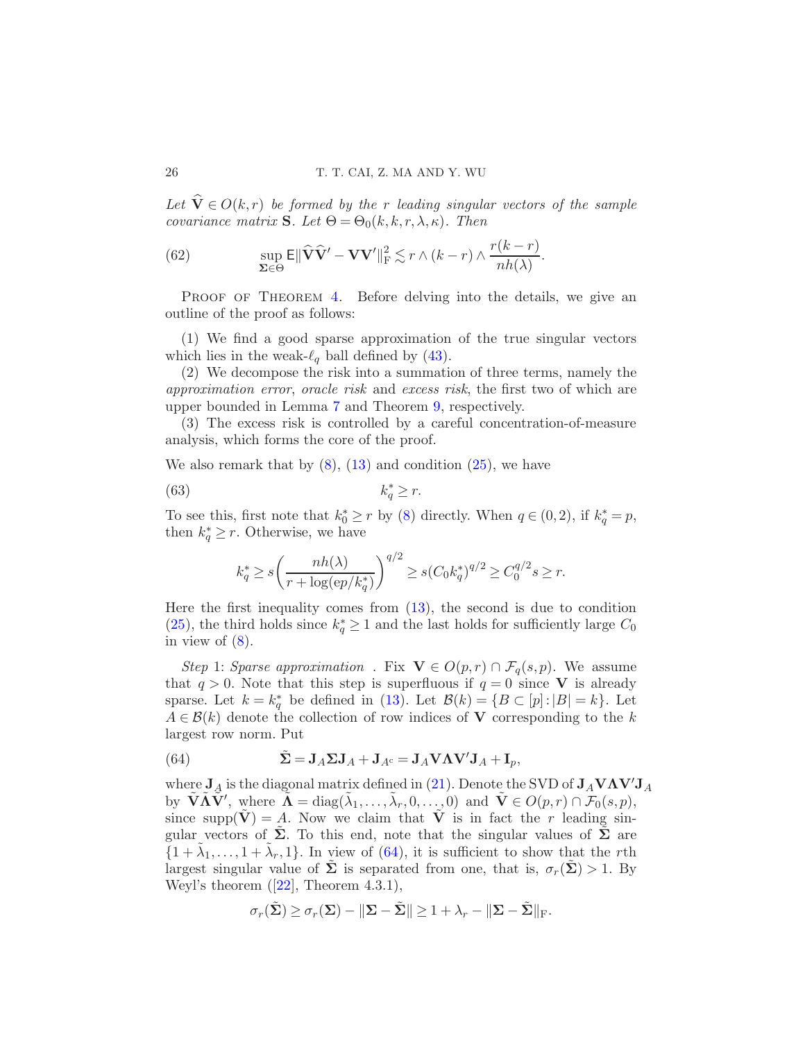*Let $\widehat{\mathbf{V}} \in O(k,r)$ be formed by the $r$ leading singular vectors of the sample covariance matrix* $\mathbf{S}$. *Let* $\Theta = \Theta_0(k,k,r,\lambda,\kappa)$. *Then*

$$\sup_{\mathbf{\Sigma}\in\Theta} \mathsf{E}\|\widehat{\mathbf{V}}\widehat{\mathbf{V}}' - \mathbf{V}\mathbf{V}'\|_{\mathrm{F}}^2 \lesssim r \wedge (k-r) \wedge \frac{r(k-r)}{nh(\lambda)}. \tag{62}$$

PROOF OF THEOREM 4. Before delving into the details, we give an outline of the proof as follows:

(1) We find a good sparse approximation of the true singular vectors which lies in the weak-$\ell_q$ ball defined by (43).

(2) We decompose the risk into a summation of three terms, namely the *approximation error*, *oracle risk* and *excess risk*, the first two of which are upper bounded in Lemma 7 and Theorem 9, respectively.

(3) The excess risk is controlled by a careful concentration-of-measure analysis, which forms the core of the proof.

We also remark that by (8), (13) and condition (25), we have

$$k_q^* \geq r. \tag{63}$$

To see this, first note that $k_0^* \geq r$ by (8) directly. When $q \in (0,2)$, if $k_q^* = p$, then $k_q^* \geq r$. Otherwise, we have

$$k_q^* \geq s\left(\frac{nh(\lambda)}{r + \log(ep/k_q^*)}\right)^{q/2} \geq s(C_0 k_q^*)^{q/2} \geq C_0^{q/2} s \geq r.$$

Here the first inequality comes from (13), the second is due to condition (25), the third holds since $k_q^* \geq 1$ and the last holds for sufficiently large $C_0$ in view of (8).

*Step* 1: *Sparse approximation* . Fix $\mathbf{V} \in O(p,r) \cap \mathcal{F}_q(s,p)$. We assume that $q > 0$. Note that this step is superfluous if $q = 0$ since $\mathbf{V}$ is already sparse. Let $k = k_q^*$ be defined in (13). Let $\mathcal{B}(k) = \{B \subset [p] : |B| = k\}$. Let $A \in \mathcal{B}(k)$ denote the collection of row indices of $\mathbf{V}$ corresponding to the $k$ largest row norm. Put

$$\tilde{\mathbf{\Sigma}} = \mathbf{J}_A \mathbf{\Sigma} \mathbf{J}_A + \mathbf{J}_{A^c} = \mathbf{J}_A \mathbf{V}\mathbf{\Lambda}\mathbf{V}'\mathbf{J}_A + \mathbf{I}_p, \tag{64}$$

where $\mathbf{J}_A$ is the diagonal matrix defined in (21). Denote the SVD of $\mathbf{J}_A\mathbf{V}\mathbf{\Lambda}\mathbf{V}'\mathbf{J}_A$ by $\tilde{\mathbf{V}}\tilde{\mathbf{\Lambda}}\tilde{\mathbf{V}}'$, where $\tilde{\mathbf{\Lambda}} = \mathrm{diag}(\tilde{\lambda}_1, \ldots, \tilde{\lambda}_r, 0, \ldots, 0)$ and $\tilde{\mathbf{V}} \in O(p,r) \cap \mathcal{F}_0(s,p)$, since $\mathrm{supp}(\tilde{\mathbf{V}}) = A$. Now we claim that $\tilde{\mathbf{V}}$ is in fact the $r$ leading singular vectors of $\tilde{\mathbf{\Sigma}}$. To this end, note that the singular values of $\tilde{\mathbf{\Sigma}}$ are $\{1 + \tilde{\lambda}_1, \ldots, 1 + \tilde{\lambda}_r, 1\}$. In view of (64), it is sufficient to show that the $r$th largest singular value of $\tilde{\mathbf{\Sigma}}$ is separated from one, that is, $\sigma_r(\tilde{\mathbf{\Sigma}}) > 1$. By Weyl's theorem ([22], Theorem 4.3.1),

$$\sigma_r(\tilde{\mathbf{\Sigma}}) \geq \sigma_r(\mathbf{\Sigma}) - \|\mathbf{\Sigma} - \tilde{\mathbf{\Sigma}}\| \geq 1 + \lambda_r - \|\mathbf{\Sigma} - \tilde{\mathbf{\Sigma}}\|_{\mathrm{F}}.$$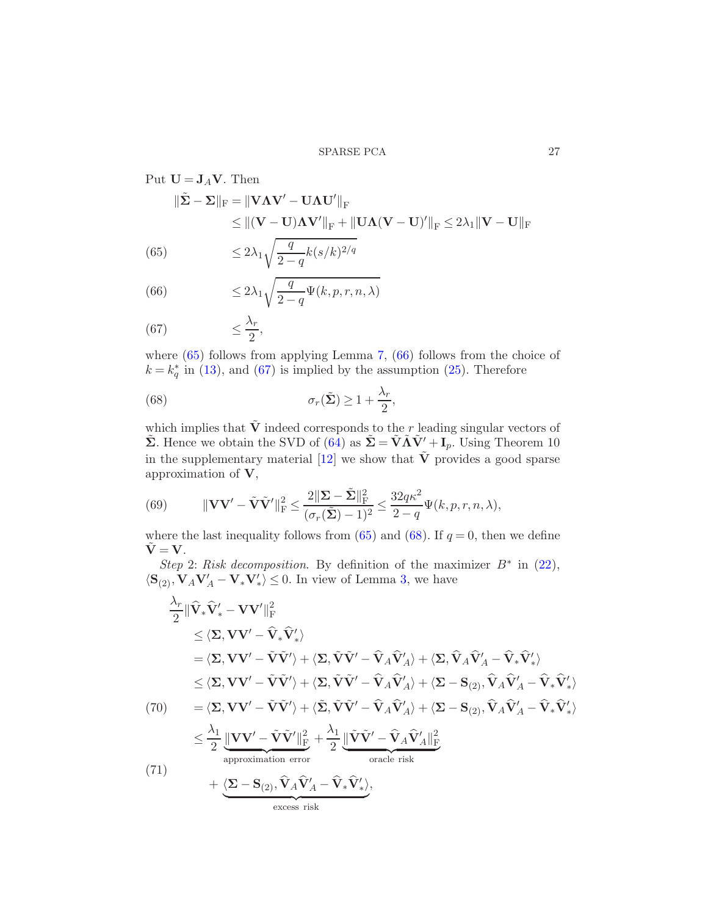Put $\mathbf{U} = \mathbf{J}_A \mathbf{V}$. Then

$$
\begin{aligned}
\|\tilde{\boldsymbol{\Sigma}} - \boldsymbol{\Sigma}\|_{\mathrm{F}} &= \|\mathbf{V}\boldsymbol{\Lambda}\mathbf{V}' - \mathbf{U}\boldsymbol{\Lambda}\mathbf{U}'\|_{\mathrm{F}} \\
&\leq \|(\mathbf{V} - \mathbf{U})\boldsymbol{\Lambda}\mathbf{V}'\|_{\mathrm{F}} + \|\mathbf{U}\boldsymbol{\Lambda}(\mathbf{V} - \mathbf{U})'\|_{\mathrm{F}} \leq 2\lambda_1 \|\mathbf{V} - \mathbf{U}\|_{\mathrm{F}} \\
&\leq 2\lambda_1 \sqrt{\frac{q}{2-q} k (s/k)^{2/q}} \qquad (65) \\
&\leq 2\lambda_1 \sqrt{\frac{q}{2-q} \Psi(k, p, r, n, \lambda)} \qquad (66) \\
&\leq \frac{\lambda_r}{2}, \qquad (67)
\end{aligned}
$$

where (65) follows from applying Lemma 7, (66) follows from the choice of $k = k_q^*$ in (13), and (67) is implied by the assumption (25). Therefore

$$
\sigma_r(\tilde{\boldsymbol{\Sigma}}) \geq 1 + \frac{\lambda_r}{2}, \qquad (68)
$$

which implies that $\tilde{\mathbf{V}}$ indeed corresponds to the $r$ leading singular vectors of $\tilde{\boldsymbol{\Sigma}}$. Hence we obtain the SVD of (64) as $\tilde{\boldsymbol{\Sigma}} = \tilde{\mathbf{V}}\tilde{\boldsymbol{\Lambda}}\tilde{\mathbf{V}}' + \mathbf{I}_p$. Using Theorem 10 in the supplementary material [12] we show that $\tilde{\mathbf{V}}$ provides a good sparse approximation of $\mathbf{V}$,

$$
\|\mathbf{V}\mathbf{V}' - \tilde{\mathbf{V}}\tilde{\mathbf{V}}'\|_{\mathrm{F}}^2 \leq \frac{2\|\boldsymbol{\Sigma} - \tilde{\boldsymbol{\Sigma}}\|_{\mathrm{F}}^2}{(\sigma_r(\tilde{\boldsymbol{\Sigma}}) - 1)^2} \leq \frac{32 q \kappa^2}{2-q} \Psi(k, p, r, n, \lambda), \qquad (69)
$$

where the last inequality follows from (65) and (68). If $q = 0$, then we define $\tilde{\mathbf{V}} = \mathbf{V}$.

*Step* 2: *Risk decomposition*. By definition of the maximizer $B^*$ in (22), $\langle \mathbf{S}_{(2)}, \mathbf{V}_A\mathbf{V}_A' - \mathbf{V}_*\mathbf{V}_*' \rangle \leq 0$. In view of Lemma 3, we have

$$
\begin{aligned}
&\frac{\lambda_r}{2} \|\widehat{\mathbf{V}}_*\widehat{\mathbf{V}}_*' - \mathbf{V}\mathbf{V}'\|_{\mathrm{F}}^2 \\
&\quad \leq \langle \boldsymbol{\Sigma}, \mathbf{V}\mathbf{V}' - \widehat{\mathbf{V}}_*\widehat{\mathbf{V}}_*' \rangle \\
&\quad = \langle \boldsymbol{\Sigma}, \mathbf{V}\mathbf{V}' - \tilde{\mathbf{V}}\tilde{\mathbf{V}}' \rangle + \langle \boldsymbol{\Sigma}, \tilde{\mathbf{V}}\tilde{\mathbf{V}}' - \widehat{\mathbf{V}}_A\widehat{\mathbf{V}}_A' \rangle + \langle \boldsymbol{\Sigma}, \widehat{\mathbf{V}}_A\widehat{\mathbf{V}}_A' - \widehat{\mathbf{V}}_*\widehat{\mathbf{V}}_*' \rangle \\
&\quad \leq \langle \boldsymbol{\Sigma}, \mathbf{V}\mathbf{V}' - \tilde{\mathbf{V}}\tilde{\mathbf{V}}' \rangle + \langle \boldsymbol{\Sigma}, \tilde{\mathbf{V}}\tilde{\mathbf{V}}' - \widehat{\mathbf{V}}_A\widehat{\mathbf{V}}_A' \rangle + \langle \boldsymbol{\Sigma} - \mathbf{S}_{(2)}, \widehat{\mathbf{V}}_A\widehat{\mathbf{V}}_A' - \widehat{\mathbf{V}}_*\widehat{\mathbf{V}}_*' \rangle \\
&\quad = \langle \boldsymbol{\Sigma}, \mathbf{V}\mathbf{V}' - \tilde{\mathbf{V}}\tilde{\mathbf{V}}' \rangle + \langle \tilde{\boldsymbol{\Sigma}}, \tilde{\mathbf{V}}\tilde{\mathbf{V}}' - \widehat{\mathbf{V}}_A\widehat{\mathbf{V}}_A' \rangle + \langle \boldsymbol{\Sigma} - \mathbf{S}_{(2)}, \widehat{\mathbf{V}}_A\widehat{\mathbf{V}}_A' - \widehat{\mathbf{V}}_*\widehat{\mathbf{V}}_*' \rangle \qquad (70) \\
&\quad \leq \frac{\lambda_1}{2} \underbrace{\|\mathbf{V}\mathbf{V}' - \tilde{\mathbf{V}}\tilde{\mathbf{V}}'\|_{\mathrm{F}}^2}_{\text{approximation error}} + \frac{\lambda_1}{2} \underbrace{\|\tilde{\mathbf{V}}\tilde{\mathbf{V}}' - \widehat{\mathbf{V}}_A\widehat{\mathbf{V}}_A'\|_{\mathrm{F}}^2}_{\text{oracle risk}} \\
&\qquad + \underbrace{\langle \boldsymbol{\Sigma} - \mathbf{S}_{(2)}, \widehat{\mathbf{V}}_A\widehat{\mathbf{V}}_A' - \widehat{\mathbf{V}}_*\widehat{\mathbf{V}}_*' \rangle}_{\text{excess risk}}, \qquad (71)
\end{aligned}
$$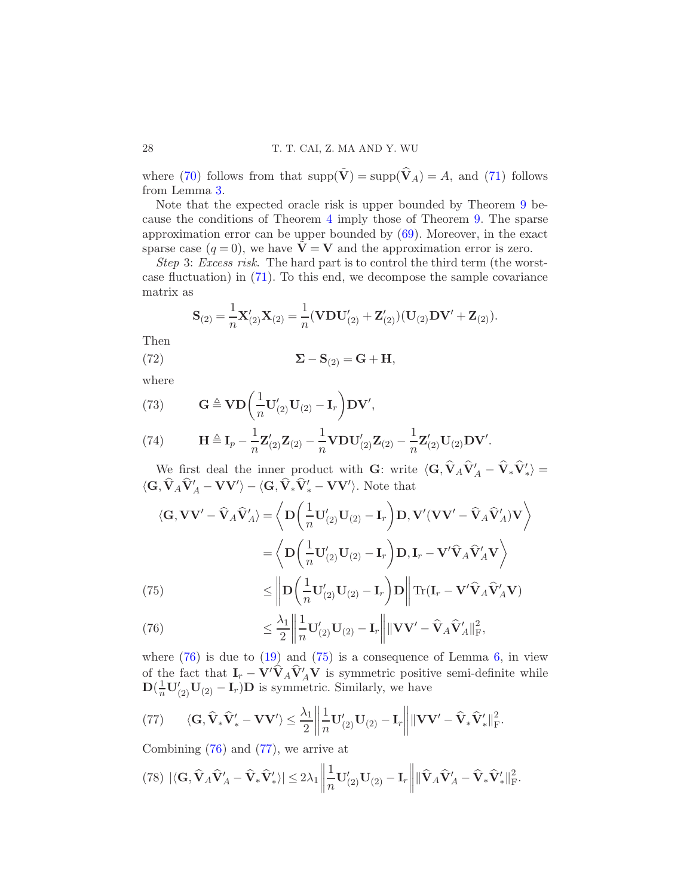where (70) follows from that $\operatorname{supp}(\tilde{\mathbf{V}}) = \operatorname{supp}(\widehat{\mathbf{V}}_A) = A$, and (71) follows from Lemma 3.

Note that the expected oracle risk is upper bounded by Theorem 9 because the conditions of Theorem 4 imply those of Theorem 9. The sparse approximation error can be upper bounded by (69). Moreover, in the exact sparse case ($q = 0$), we have $\tilde{\mathbf{V}} = \mathbf{V}$ and the approximation error is zero.

*Step* 3: *Excess risk*. The hard part is to control the third term (the worst-case fluctuation) in (71). To this end, we decompose the sample covariance matrix as

$$\mathbf{S}_{(2)} = \frac{1}{n}\mathbf{X}_{(2)}'\mathbf{X}_{(2)} = \frac{1}{n}(\mathbf{V}\mathbf{D}\mathbf{U}_{(2)}' + \mathbf{Z}_{(2)}')(\mathbf{U}_{(2)}\mathbf{D}\mathbf{V}' + \mathbf{Z}_{(2)}).$$

Then

$$\boldsymbol{\Sigma} - \mathbf{S}_{(2)} = \mathbf{G} + \mathbf{H}, \tag{72}$$

where

$$\mathbf{G} \triangleq \mathbf{V}\mathbf{D}\left(\frac{1}{n}\mathbf{U}_{(2)}'\mathbf{U}_{(2)} - \mathbf{I}_r\right)\mathbf{D}\mathbf{V}', \tag{73}$$

$$\mathbf{H} \triangleq \mathbf{I}_p - \frac{1}{n}\mathbf{Z}_{(2)}'\mathbf{Z}_{(2)} - \frac{1}{n}\mathbf{V}\mathbf{D}\mathbf{U}_{(2)}'\mathbf{Z}_{(2)} - \frac{1}{n}\mathbf{Z}_{(2)}'\mathbf{U}_{(2)}\mathbf{D}\mathbf{V}'. \tag{74}$$

We first deal the inner product with $\mathbf{G}$: write $\langle \mathbf{G}, \widehat{\mathbf{V}}_A\widehat{\mathbf{V}}_A' - \widehat{\mathbf{V}}_*\widehat{\mathbf{V}}_*'\rangle = \langle \mathbf{G}, \widehat{\mathbf{V}}_A\widehat{\mathbf{V}}_A' - \mathbf{V}\mathbf{V}'\rangle - \langle \mathbf{G}, \widehat{\mathbf{V}}_*\widehat{\mathbf{V}}_*' - \mathbf{V}\mathbf{V}'\rangle$. Note that

$$\begin{aligned}
\langle \mathbf{G}, \mathbf{V}\mathbf{V}' - \widehat{\mathbf{V}}_A\widehat{\mathbf{V}}_A'\rangle &= \left\langle \mathbf{D}\left(\frac{1}{n}\mathbf{U}_{(2)}'\mathbf{U}_{(2)} - \mathbf{I}_r\right)\mathbf{D}, \mathbf{V}'(\mathbf{V}\mathbf{V}' - \widehat{\mathbf{V}}_A\widehat{\mathbf{V}}_A')\mathbf{V}\right\rangle \\
&= \left\langle \mathbf{D}\left(\frac{1}{n}\mathbf{U}_{(2)}'\mathbf{U}_{(2)} - \mathbf{I}_r\right)\mathbf{D}, \mathbf{I}_r - \mathbf{V}'\widehat{\mathbf{V}}_A\widehat{\mathbf{V}}_A'\mathbf{V}\right\rangle \\
&\le \left\|\mathbf{D}\left(\frac{1}{n}\mathbf{U}_{(2)}'\mathbf{U}_{(2)} - \mathbf{I}_r\right)\mathbf{D}\right\| \operatorname{Tr}(\mathbf{I}_r - \mathbf{V}'\widehat{\mathbf{V}}_A\widehat{\mathbf{V}}_A'\mathbf{V}) \qquad (75)\\
&\le \frac{\lambda_1}{2}\left\|\frac{1}{n}\mathbf{U}_{(2)}'\mathbf{U}_{(2)} - \mathbf{I}_r\right\| \|\mathbf{V}\mathbf{V}' - \widehat{\mathbf{V}}_A\widehat{\mathbf{V}}_A'\|_{\mathrm{F}}^2, \qquad (76)
\end{aligned}$$

where (76) is due to (19) and (75) is a consequence of Lemma 6, in view of the fact that $\mathbf{I}_r - \mathbf{V}'\widehat{\mathbf{V}}_A\widehat{\mathbf{V}}_A'\mathbf{V}$ is symmetric positive semi-definite while $\mathbf{D}(\frac{1}{n}\mathbf{U}_{(2)}'\mathbf{U}_{(2)} - \mathbf{I}_r)\mathbf{D}$ is symmetric. Similarly, we have

$$\langle \mathbf{G}, \widehat{\mathbf{V}}_*\widehat{\mathbf{V}}_*' - \mathbf{V}\mathbf{V}'\rangle \le \frac{\lambda_1}{2}\left\|\frac{1}{n}\mathbf{U}_{(2)}'\mathbf{U}_{(2)} - \mathbf{I}_r\right\| \|\mathbf{V}\mathbf{V}' - \widehat{\mathbf{V}}_*\widehat{\mathbf{V}}_*'\|_{\mathrm{F}}^2. \tag{77}$$

Combining (76) and (77), we arrive at

$$|\langle \mathbf{G}, \widehat{\mathbf{V}}_A\widehat{\mathbf{V}}_A' - \widehat{\mathbf{V}}_*\widehat{\mathbf{V}}_*'\rangle| \le 2\lambda_1\left\|\frac{1}{n}\mathbf{U}_{(2)}'\mathbf{U}_{(2)} - \mathbf{I}_r\right\| \|\widehat{\mathbf{V}}_A\widehat{\mathbf{V}}_A' - \widehat{\mathbf{V}}_*\widehat{\mathbf{V}}_*'\|_{\mathrm{F}}^2. \tag{78}$$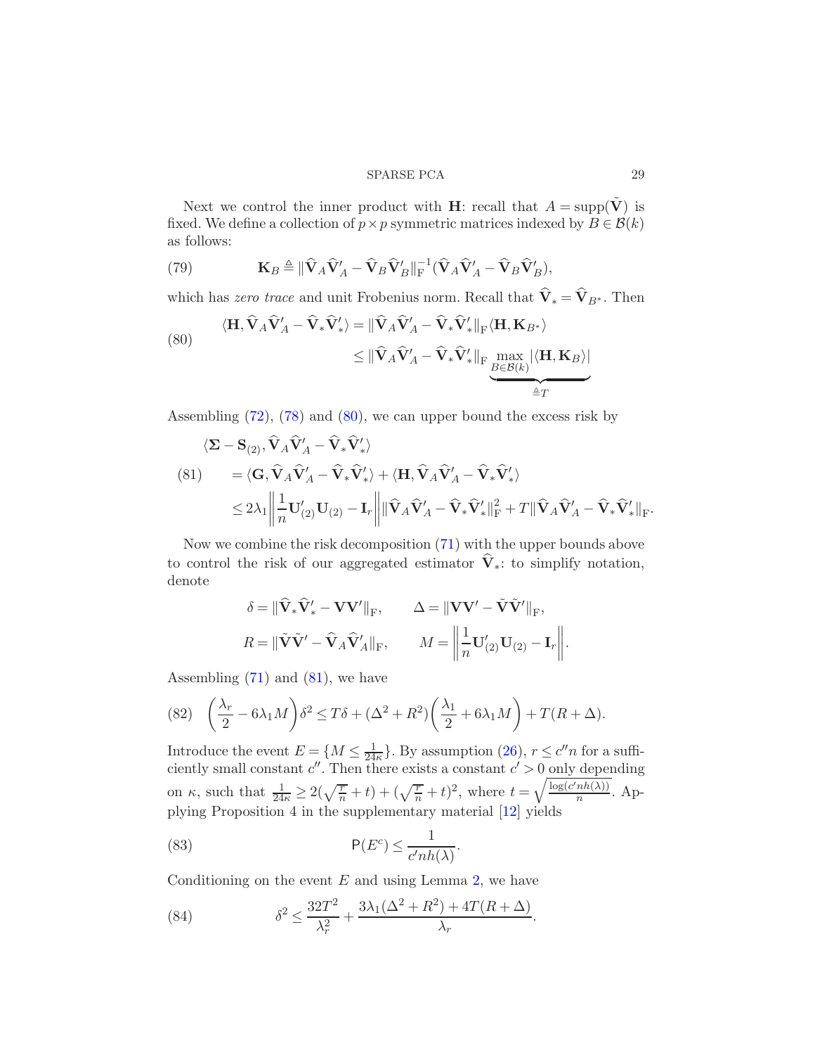Next we control the inner product with $\mathbf{H}$: recall that $A = \text{supp}(\tilde{\mathbf{V}})$ is fixed. We define a collection of $p \times p$ symmetric matrices indexed by $B \in \mathcal{B}(k)$ as follows:

$$
\mathbf{K}_B \triangleq \|\widehat{\mathbf{V}}_A \widehat{\mathbf{V}}_A' - \widehat{\mathbf{V}}_B \widehat{\mathbf{V}}_B'\|_{\mathrm{F}}^{-1} (\widehat{\mathbf{V}}_A \widehat{\mathbf{V}}_A' - \widehat{\mathbf{V}}_B \widehat{\mathbf{V}}_B'), \tag{79}
$$

which has *zero trace* and unit Frobenius norm. Recall that $\widehat{\mathbf{V}}_* = \widehat{\mathbf{V}}_{B^*}$. Then

$$
\begin{aligned}
\langle \mathbf{H}, \widehat{\mathbf{V}}_A \widehat{\mathbf{V}}_A' - \widehat{\mathbf{V}}_* \widehat{\mathbf{V}}_*' \rangle &= \|\widehat{\mathbf{V}}_A \widehat{\mathbf{V}}_A' - \widehat{\mathbf{V}}_* \widehat{\mathbf{V}}_*'\|_{\mathrm{F}} \langle \mathbf{H}, \mathbf{K}_{B^*} \rangle \\
&\le \|\widehat{\mathbf{V}}_A \widehat{\mathbf{V}}_A' - \widehat{\mathbf{V}}_* \widehat{\mathbf{V}}_*'\|_{\mathrm{F}} \underbrace{\max_{B \in \mathcal{B}(k)} |\langle \mathbf{H}, \mathbf{K}_B \rangle|}_{\triangleq T}
\end{aligned} \tag{80}
$$

Assembling (72), (78) and (80), we can upper bound the excess risk by

$$
\begin{aligned}
&\langle \mathbf{\Sigma} - \mathbf{S}_{(2)}, \widehat{\mathbf{V}}_A \widehat{\mathbf{V}}_A' - \widehat{\mathbf{V}}_* \widehat{\mathbf{V}}_*' \rangle \\
&\quad = \langle \mathbf{G}, \widehat{\mathbf{V}}_A \widehat{\mathbf{V}}_A' - \widehat{\mathbf{V}}_* \widehat{\mathbf{V}}_*' \rangle + \langle \mathbf{H}, \widehat{\mathbf{V}}_A \widehat{\mathbf{V}}_A' - \widehat{\mathbf{V}}_* \widehat{\mathbf{V}}_*' \rangle \\
&\quad \le 2\lambda_1 \left\| \frac{1}{n} \mathbf{U}_{(2)}' \mathbf{U}_{(2)} - \mathbf{I}_r \right\| \|\widehat{\mathbf{V}}_A \widehat{\mathbf{V}}_A' - \widehat{\mathbf{V}}_* \widehat{\mathbf{V}}_*'\|_{\mathrm{F}}^2 + T \|\widehat{\mathbf{V}}_A \widehat{\mathbf{V}}_A' - \widehat{\mathbf{V}}_* \widehat{\mathbf{V}}_*'\|_{\mathrm{F}}.
\end{aligned} \tag{81}
$$

Now we combine the risk decomposition (71) with the upper bounds above to control the risk of our aggregated estimator $\widehat{\mathbf{V}}_*$: to simplify notation, denote

$$
\begin{aligned}
\delta &= \|\widehat{\mathbf{V}}_* \widehat{\mathbf{V}}_*' - \mathbf{V}\mathbf{V}'\|_{\mathrm{F}}, \qquad \Delta = \|\mathbf{V}\mathbf{V}' - \tilde{\mathbf{V}}\tilde{\mathbf{V}}'\|_{\mathrm{F}}, \\
R &= \|\tilde{\mathbf{V}}\tilde{\mathbf{V}}' - \widehat{\mathbf{V}}_A \widehat{\mathbf{V}}_A'\|_{\mathrm{F}}, \qquad M = \left\| \frac{1}{n} \mathbf{U}_{(2)}' \mathbf{U}_{(2)} - \mathbf{I}_r \right\|.
\end{aligned}
$$

Assembling (71) and (81), we have

$$
\left( \frac{\lambda_r}{2} - 6\lambda_1 M \right) \delta^2 \le T\delta + (\Delta^2 + R^2) \left( \frac{\lambda_1}{2} + 6\lambda_1 M \right) + T(R + \Delta). \tag{82}
$$

Introduce the event $E = \{M \le \frac{1}{24\kappa}\}$. By assumption (26), $r \le c''n$ for a sufficiently small constant $c''$. Then there exists a constant $c' > 0$ only depending on $\kappa$, such that $\frac{1}{24\kappa} \ge 2(\sqrt{\frac{r}{n}} + t) + (\sqrt{\frac{r}{n}} + t)^2$, where $t = \sqrt{\frac{\log(c'nh(\lambda))}{n}}$. Applying Proposition 4 in the supplementary material [12] yields

$$
\mathsf{P}(E^c) \le \frac{1}{c'nh(\lambda)}. \tag{83}
$$

Conditioning on the event $E$ and using Lemma 2, we have

$$
\delta^2 \le \frac{32T^2}{\lambda_r^2} + \frac{3\lambda_1(\Delta^2 + R^2) + 4T(R + \Delta)}{\lambda_r}. \tag{84}
$$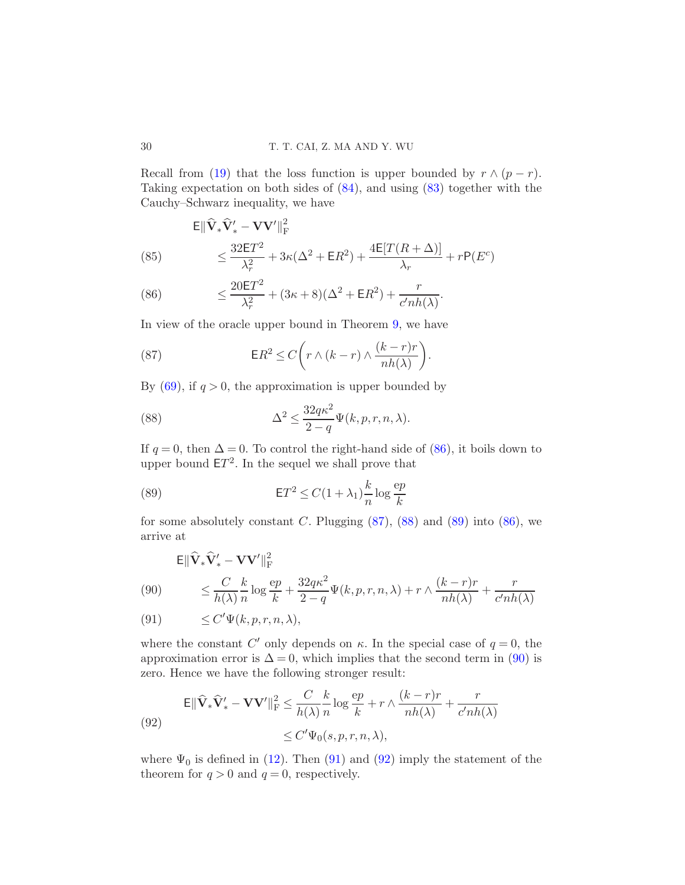Recall from (19) that the loss function is upper bounded by $r \wedge (p-r)$. Taking expectation on both sides of (84), and using (83) together with the Cauchy–Schwarz inequality, we have

$$
\begin{aligned}
&\mathsf{E}\|\widehat{\mathbf{V}}_*\widehat{\mathbf{V}}_*' - \mathbf{V}\mathbf{V}'\|_{\mathrm{F}}^2 \\
&\quad\le \frac{32\mathsf{E}T^2}{\lambda_r^2} + 3\kappa(\Delta^2 + \mathsf{E}R^2) + \frac{4\mathsf{E}[T(R+\Delta)]}{\lambda_r} + r\mathsf{P}(E^c) \qquad (85)\\
&\quad\le \frac{20\mathsf{E}T^2}{\lambda_r^2} + (3\kappa+8)(\Delta^2 + \mathsf{E}R^2) + \frac{r}{c'nh(\lambda)}. \qquad (86)
\end{aligned}
$$

In view of the oracle upper bound in Theorem 9, we have

$$
\mathsf{E}R^2 \le C\left(r \wedge (k-r) \wedge \frac{(k-r)r}{nh(\lambda)}\right). \qquad (87)
$$

By (69), if $q > 0$, the approximation is upper bounded by

$$
\Delta^2 \le \frac{32q\kappa^2}{2-q}\Psi(k,p,r,n,\lambda). \qquad (88)
$$

If $q = 0$, then $\Delta = 0$. To control the right-hand side of (86), it boils down to upper bound $\mathsf{E}T^2$. In the sequel we shall prove that

$$
\mathsf{E}T^2 \le C(1+\lambda_1)\frac{k}{n}\log\frac{\mathrm{e}p}{k} \qquad (89)
$$

for some absolutely constant $C$. Plugging (87), (88) and (89) into (86), we arrive at

$$
\begin{aligned}
&\mathsf{E}\|\widehat{\mathbf{V}}_*\widehat{\mathbf{V}}_*' - \mathbf{V}\mathbf{V}'\|_{\mathrm{F}}^2 \\
&\quad\le \frac{C}{h(\lambda)}\frac{k}{n}\log\frac{\mathrm{e}p}{k} + \frac{32q\kappa^2}{2-q}\Psi(k,p,r,n,\lambda) + r \wedge \frac{(k-r)r}{nh(\lambda)} + \frac{r}{c'nh(\lambda)} \qquad (90)\\
&\quad\le C'\Psi(k,p,r,n,\lambda), \qquad (91)
\end{aligned}
$$

where the constant $C'$ only depends on $\kappa$. In the special case of $q = 0$, the approximation error is $\Delta = 0$, which implies that the second term in (90) is zero. Hence we have the following stronger result:

$$
\begin{aligned}
\mathsf{E}\|\widehat{\mathbf{V}}_*\widehat{\mathbf{V}}_*' - \mathbf{V}\mathbf{V}'\|_{\mathrm{F}}^2 &\le \frac{C}{h(\lambda)}\frac{k}{n}\log\frac{\mathrm{e}p}{k} + r \wedge \frac{(k-r)r}{nh(\lambda)} + \frac{r}{c'nh(\lambda)} \\
&\le C'\Psi_0(s,p,r,n,\lambda), \qquad (92)
\end{aligned}
$$

where $\Psi_0$ is defined in (12). Then (91) and (92) imply the statement of the theorem for $q > 0$ and $q = 0$, respectively.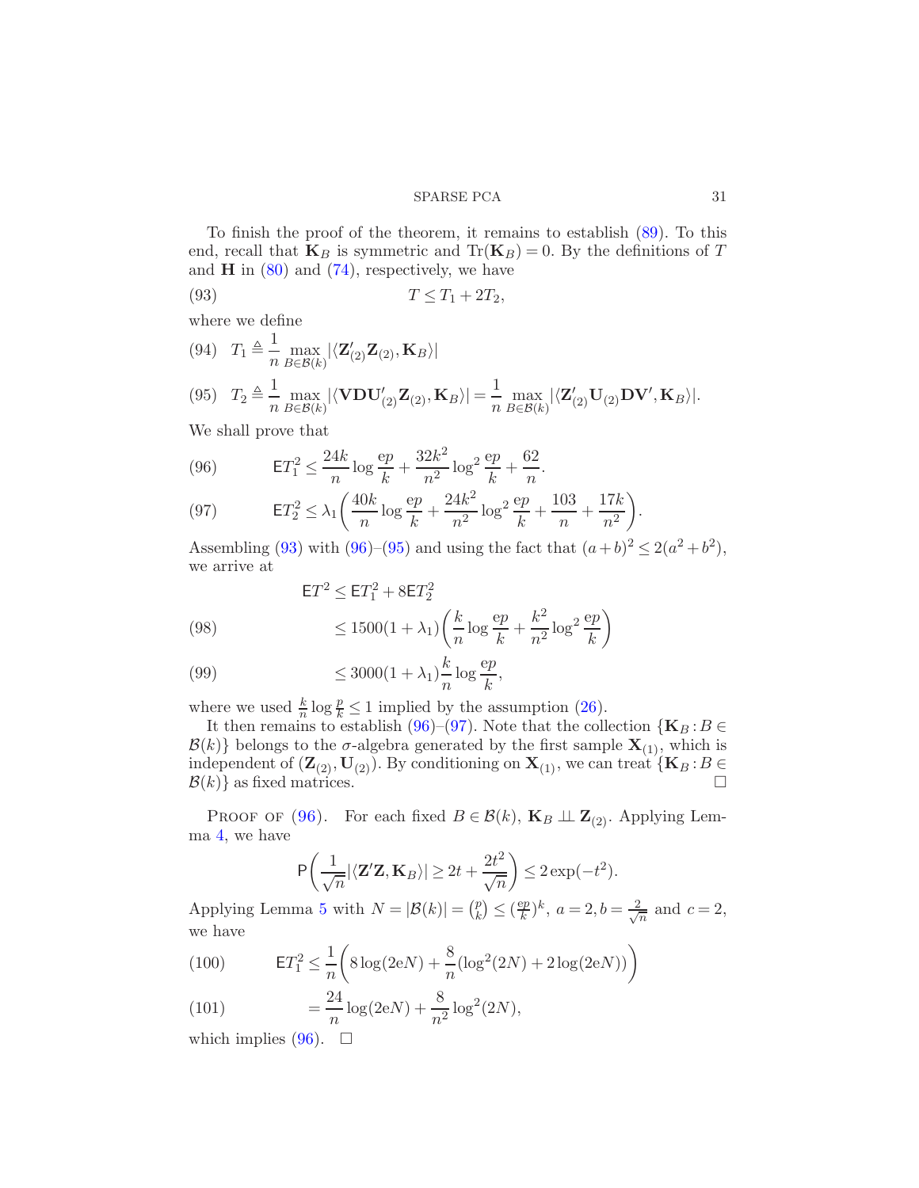To finish the proof of the theorem, it remains to establish (89). To this end, recall that $\mathbf{K}_B$ is symmetric and $\mathrm{Tr}(\mathbf{K}_B)=0$. By the definitions of $T$ and $\mathbf{H}$ in (80) and (74), respectively, we have

$$T \le T_1 + 2T_2, \tag{93}$$

where we define

$$T_1 \triangleq \frac{1}{n}\max_{B\in\mathcal{B}(k)} |\langle \mathbf{Z}'_{(2)}\mathbf{Z}_{(2)}, \mathbf{K}_B\rangle| \tag{94}$$

$$T_2 \triangleq \frac{1}{n}\max_{B\in\mathcal{B}(k)} |\langle \mathbf{V}\mathbf{D}\mathbf{U}'_{(2)}\mathbf{Z}_{(2)}, \mathbf{K}_B\rangle| = \frac{1}{n}\max_{B\in\mathcal{B}(k)} |\langle \mathbf{Z}'_{(2)}\mathbf{U}_{(2)}\mathbf{D}\mathbf{V}', \mathbf{K}_B\rangle|. \tag{95}$$

We shall prove that

$$\mathsf{E}T_1^2 \le \frac{24k}{n}\log\frac{\mathrm{e}p}{k} + \frac{32k^2}{n^2}\log^2\frac{\mathrm{e}p}{k} + \frac{62}{n}. \tag{96}$$

$$\mathsf{E}T_2^2 \le \lambda_1\left(\frac{40k}{n}\log\frac{\mathrm{e}p}{k} + \frac{24k^2}{n^2}\log^2\frac{\mathrm{e}p}{k} + \frac{103}{n} + \frac{17k}{n^2}\right). \tag{97}$$

Assembling (93) with (96)–(95) and using the fact that $(a+b)^2 \le 2(a^2+b^2)$, we arrive at

$$\begin{aligned}
\mathsf{E}T^2 &\le \mathsf{E}T_1^2 + 8\mathsf{E}T_2^2 \\
&\le 1500(1+\lambda_1)\left(\frac{k}{n}\log\frac{\mathrm{e}p}{k} + \frac{k^2}{n^2}\log^2\frac{\mathrm{e}p}{k}\right) \qquad (98)\\
&\le 3000(1+\lambda_1)\frac{k}{n}\log\frac{\mathrm{e}p}{k}, \qquad (99)
\end{aligned}$$

where we used $\frac{k}{n}\log\frac{p}{k} \le 1$ implied by the assumption (26).

It then remains to establish (96)–(97). Note that the collection $\{\mathbf{K}_B : B \in \mathcal{B}(k)\}$ belongs to the $\sigma$-algebra generated by the first sample $\mathbf{X}_{(1)}$, which is independent of $(\mathbf{Z}_{(2)}, \mathbf{U}_{(2)})$. By conditioning on $\mathbf{X}_{(1)}$, we can treat $\{\mathbf{K}_B : B \in \mathcal{B}(k)\}$ as fixed matrices. □

Proof of (96). For each fixed $B \in \mathcal{B}(k)$, $\mathbf{K}_B \perp\!\!\!\perp \mathbf{Z}_{(2)}$. Applying Lemma 4, we have

$$\mathsf{P}\left(\frac{1}{\sqrt{n}}|\langle \mathbf{Z}'\mathbf{Z}, \mathbf{K}_B\rangle| \ge 2t + \frac{2t^2}{\sqrt{n}}\right) \le 2\exp(-t^2).$$

Applying Lemma 5 with $N = |\mathcal{B}(k)| = \binom{p}{k} \le (\frac{\mathrm{e}p}{k})^k$, $a=2, b=\frac{2}{\sqrt{n}}$ and $c=2$, we have

$$\mathsf{E}T_1^2 \le \frac{1}{n}\left(8\log(2\mathrm{e}N) + \frac{8}{n}(\log^2(2N) + 2\log(2\mathrm{e}N))\right) \tag{100}$$

$$= \frac{24}{n}\log(2\mathrm{e}N) + \frac{8}{n^2}\log^2(2N), \tag{101}$$

which implies (96). □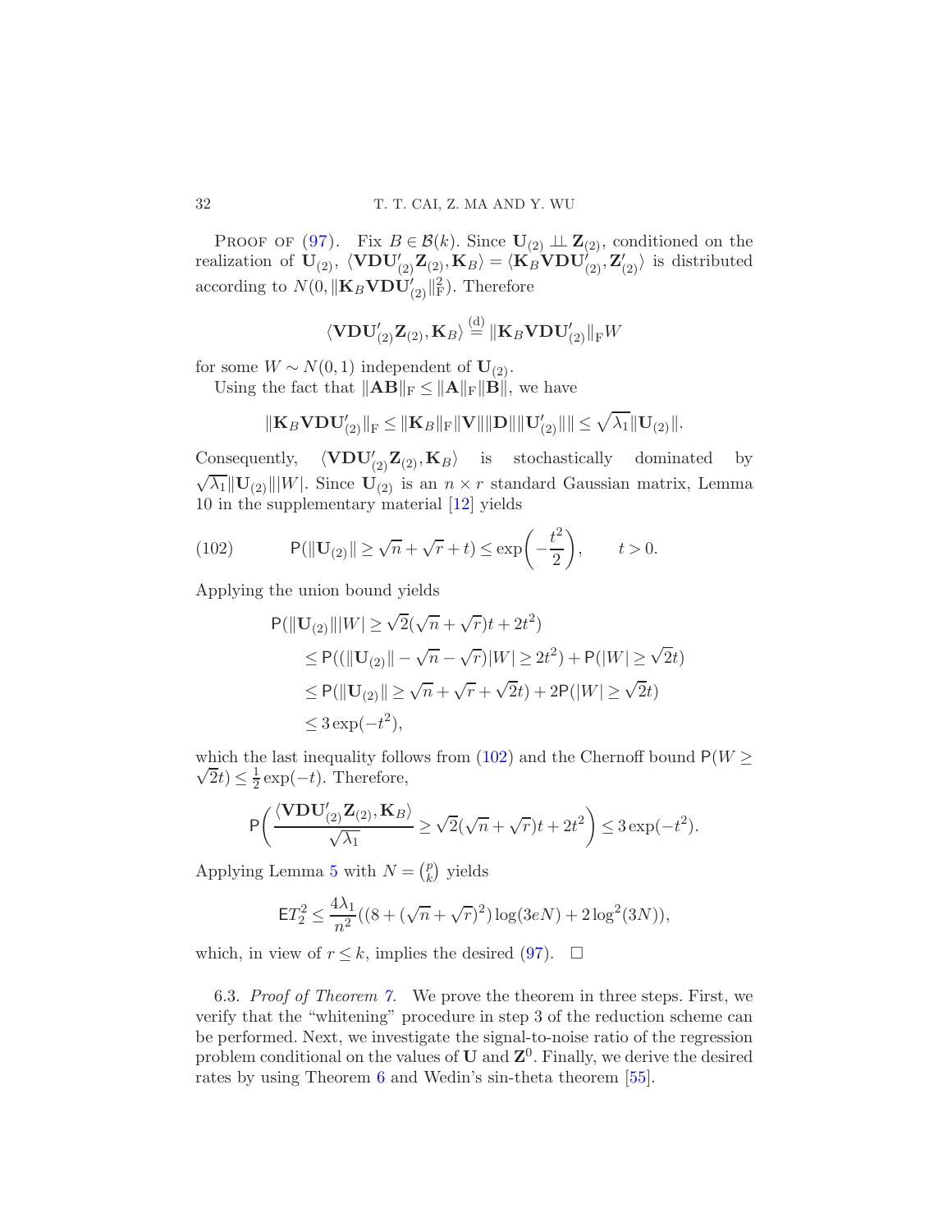PROOF OF (97). Fix $B \in \mathcal{B}(k)$. Since $\mathbf{U}_{(2)} \perp\!\!\!\perp \mathbf{Z}_{(2)}$, conditioned on the realization of $\mathbf{U}_{(2)}$, $\langle \mathbf{V}\mathbf{D}\mathbf{U}'_{(2)}\mathbf{Z}_{(2)}, \mathbf{K}_B\rangle = \langle \mathbf{K}_B\mathbf{V}\mathbf{D}\mathbf{U}'_{(2)}, \mathbf{Z}'_{(2)}\rangle$ is distributed according to $N(0, \|\mathbf{K}_B\mathbf{V}\mathbf{D}\mathbf{U}'_{(2)}\|_{\mathrm{F}}^2)$. Therefore

$$\langle \mathbf{V}\mathbf{D}\mathbf{U}'_{(2)}\mathbf{Z}_{(2)}, \mathbf{K}_B\rangle \overset{(\mathrm{d})}{=} \|\mathbf{K}_B\mathbf{V}\mathbf{D}\mathbf{U}'_{(2)}\|_{\mathrm{F}} W$$

for some $W \sim N(0,1)$ independent of $\mathbf{U}_{(2)}$.

Using the fact that $\|\mathbf{A}\mathbf{B}\|_{\mathrm{F}} \le \|\mathbf{A}\|_{\mathrm{F}}\|\mathbf{B}\|$, we have

$$\|\mathbf{K}_B\mathbf{V}\mathbf{D}\mathbf{U}'_{(2)}\|_{\mathrm{F}} \le \|\mathbf{K}_B\|_{\mathrm{F}}\|\mathbf{V}\|\|\mathbf{D}\|\|\mathbf{U}'_{(2)}\| \le \sqrt{\lambda_1}\|\mathbf{U}_{(2)}\|.$$

Consequently, $\langle \mathbf{V}\mathbf{D}\mathbf{U}'_{(2)}\mathbf{Z}_{(2)}, \mathbf{K}_B\rangle$ is stochastically dominated by $\sqrt{\lambda_1}\|\mathbf{U}_{(2)}\||W|$. Since $\mathbf{U}_{(2)}$ is an $n \times r$ standard Gaussian matrix, Lemma 10 in the supplementary material [12] yields

$$\mathsf{P}(\|\mathbf{U}_{(2)}\| \ge \sqrt{n} + \sqrt{r} + t) \le \exp\left(-\frac{t^2}{2}\right), \qquad t > 0. \tag{102}$$

Applying the union bound yields

$$\begin{aligned}
&\mathsf{P}(\|\mathbf{U}_{(2)}\||W| \ge \sqrt{2}(\sqrt{n}+\sqrt{r})t + 2t^2) \\
&\quad \le \mathsf{P}((\|\mathbf{U}_{(2)}\| - \sqrt{n} - \sqrt{r})|W| \ge 2t^2) + \mathsf{P}(|W| \ge \sqrt{2}t) \\
&\quad \le \mathsf{P}(\|\mathbf{U}_{(2)}\| \ge \sqrt{n} + \sqrt{r} + \sqrt{2}t) + 2\mathsf{P}(|W| \ge \sqrt{2}t) \\
&\quad \le 3\exp(-t^2),
\end{aligned}$$

which the last inequality follows from (102) and the Chernoff bound $\mathsf{P}(W \ge \sqrt{2}t) \le \frac{1}{2}\exp(-t)$. Therefore,

$$\mathsf{P}\left(\frac{\langle \mathbf{V}\mathbf{D}\mathbf{U}'_{(2)}\mathbf{Z}_{(2)}, \mathbf{K}_B\rangle}{\sqrt{\lambda_1}} \ge \sqrt{2}(\sqrt{n}+\sqrt{r})t + 2t^2\right) \le 3\exp(-t^2).$$

Applying Lemma 5 with $N = \binom{p}{k}$ yields

$$\mathsf{E}T_2^2 \le \frac{4\lambda_1}{n^2}((8 + (\sqrt{n}+\sqrt{r})^2)\log(3eN) + 2\log^2(3N)),$$

which, in view of $r \le k$, implies the desired (97). $\square$

6.3. *Proof of Theorem 7.* We prove the theorem in three steps. First, we verify that the "whitening" procedure in step 3 of the reduction scheme can be performed. Next, we investigate the signal-to-noise ratio of the regression problem conditional on the values of $\mathbf{U}$ and $\mathbf{Z}^0$. Finally, we derive the desired rates by using Theorem 6 and Wedin's sin-theta theorem [55].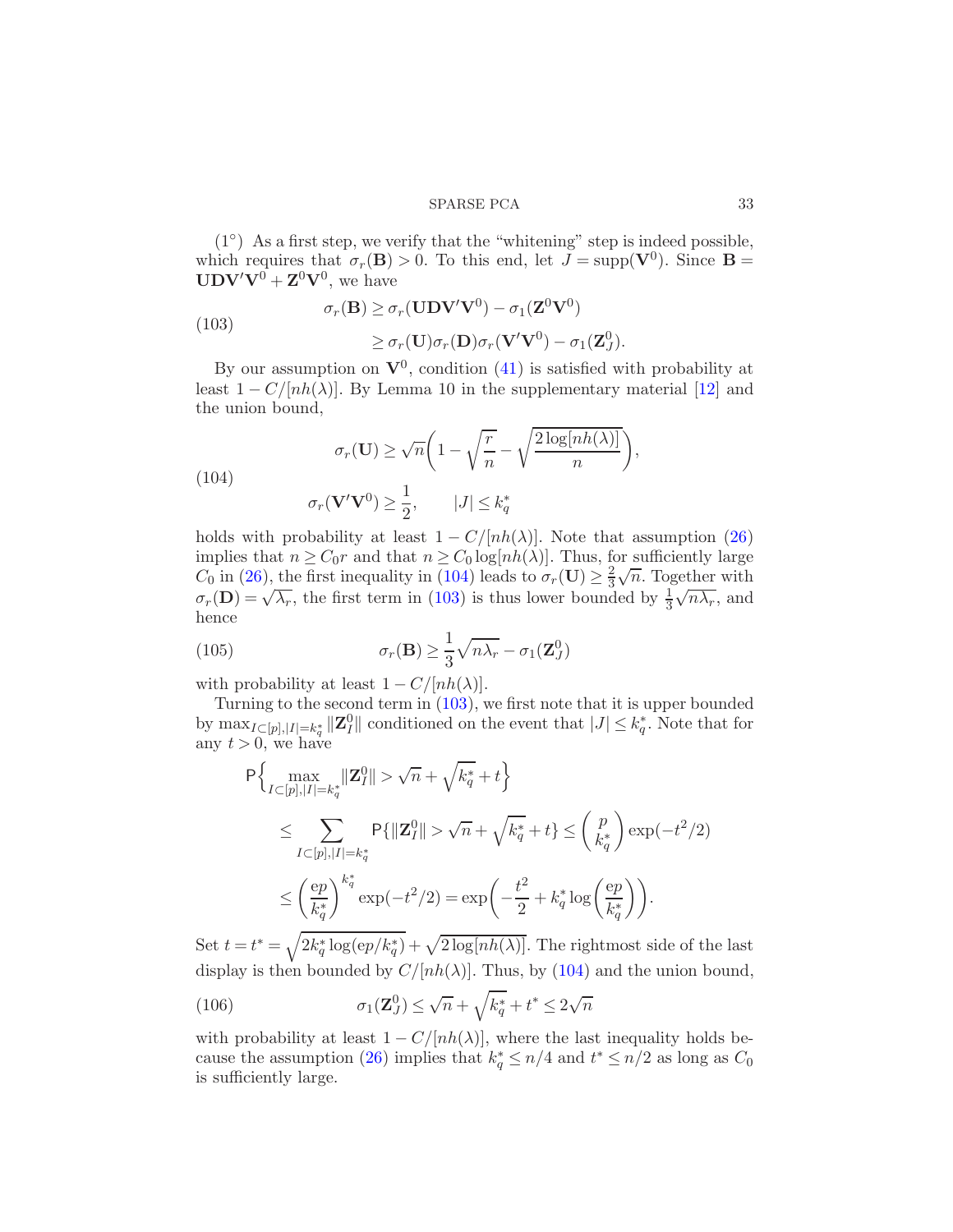($1^\circ$) As a first step, we verify that the "whitening" step is indeed possible, which requires that $\sigma_r(\mathbf{B}) > 0$. To this end, let $J = \text{supp}(\mathbf{V}^0)$. Since $\mathbf{B} = \mathbf{U}\mathbf{D}\mathbf{V}'\mathbf{V}^0 + \mathbf{Z}^0\mathbf{V}^0$, we have

$$
\begin{aligned}
\sigma_r(\mathbf{B}) &\geq \sigma_r(\mathbf{U}\mathbf{D}\mathbf{V}'\mathbf{V}^0) - \sigma_1(\mathbf{Z}^0\mathbf{V}^0) \\
&\geq \sigma_r(\mathbf{U})\sigma_r(\mathbf{D})\sigma_r(\mathbf{V}'\mathbf{V}^0) - \sigma_1(\mathbf{Z}^0_J).
\end{aligned} \tag{103}
$$

By our assumption on $\mathbf{V}^0$, condition (41) is satisfied with probability at least $1 - C/[nh(\lambda)]$. By Lemma 10 in the supplementary material [12] and the union bound,

$$
\begin{aligned}
&\sigma_r(\mathbf{U}) \geq \sqrt{n}\left(1 - \sqrt{\frac{r}{n}} - \sqrt{\frac{2\log[nh(\lambda)]}{n}}\right), \\
&\sigma_r(\mathbf{V}'\mathbf{V}^0) \geq \frac{1}{2}, \qquad |J| \leq k_q^*
\end{aligned} \tag{104}
$$

holds with probability at least $1 - C/[nh(\lambda)]$. Note that assumption (26) implies that $n \geq C_0 r$ and that $n \geq C_0 \log[nh(\lambda)]$. Thus, for sufficiently large $C_0$ in (26), the first inequality in (104) leads to $\sigma_r(\mathbf{U}) \geq \frac{2}{3}\sqrt{n}$. Together with $\sigma_r(\mathbf{D}) = \sqrt{\lambda_r}$, the first term in (103) is thus lower bounded by $\frac{1}{3}\sqrt{n\lambda_r}$, and hence

$$
\sigma_r(\mathbf{B}) \geq \frac{1}{3}\sqrt{n\lambda_r} - \sigma_1(\mathbf{Z}^0_J) \tag{105}
$$

with probability at least $1 - C/[nh(\lambda)]$.

Turning to the second term in (103), we first note that it is upper bounded by $\max_{I \subset [p], |I| = k_q^*} \|\mathbf{Z}^0_I\|$ conditioned on the event that $|J| \leq k_q^*$. Note that for any $t > 0$, we have

$$
\begin{aligned}
&\mathsf{P}\Big\{\max_{I \subset [p], |I| = k_q^*} \|\mathbf{Z}^0_I\| > \sqrt{n} + \sqrt{k_q^*} + t\Big\} \\
&\quad \leq \sum_{I \subset [p], |I| = k_q^*} \mathsf{P}\{\|\mathbf{Z}^0_I\| > \sqrt{n} + \sqrt{k_q^*} + t\} \leq \binom{p}{k_q^*} \exp(-t^2/2) \\
&\quad \leq \left(\frac{\mathrm{e}p}{k_q^*}\right)^{k_q^*} \exp(-t^2/2) = \exp\left(-\frac{t^2}{2} + k_q^* \log\left(\frac{\mathrm{e}p}{k_q^*}\right)\right).
\end{aligned}
$$

Set $t = t^* = \sqrt{2k_q^* \log(\mathrm{e}p/k_q^*)} + \sqrt{2\log[nh(\lambda)]}$. The rightmost side of the last display is then bounded by $C/[nh(\lambda)]$. Thus, by (104) and the union bound,

$$
\sigma_1(\mathbf{Z}^0_J) \leq \sqrt{n} + \sqrt{k_q^*} + t^* \leq 2\sqrt{n} \tag{106}
$$

with probability at least $1 - C/[nh(\lambda)]$, where the last inequality holds because the assumption (26) implies that $k_q^* \leq n/4$ and $t^* \leq n/2$ as long as $C_0$ is sufficiently large.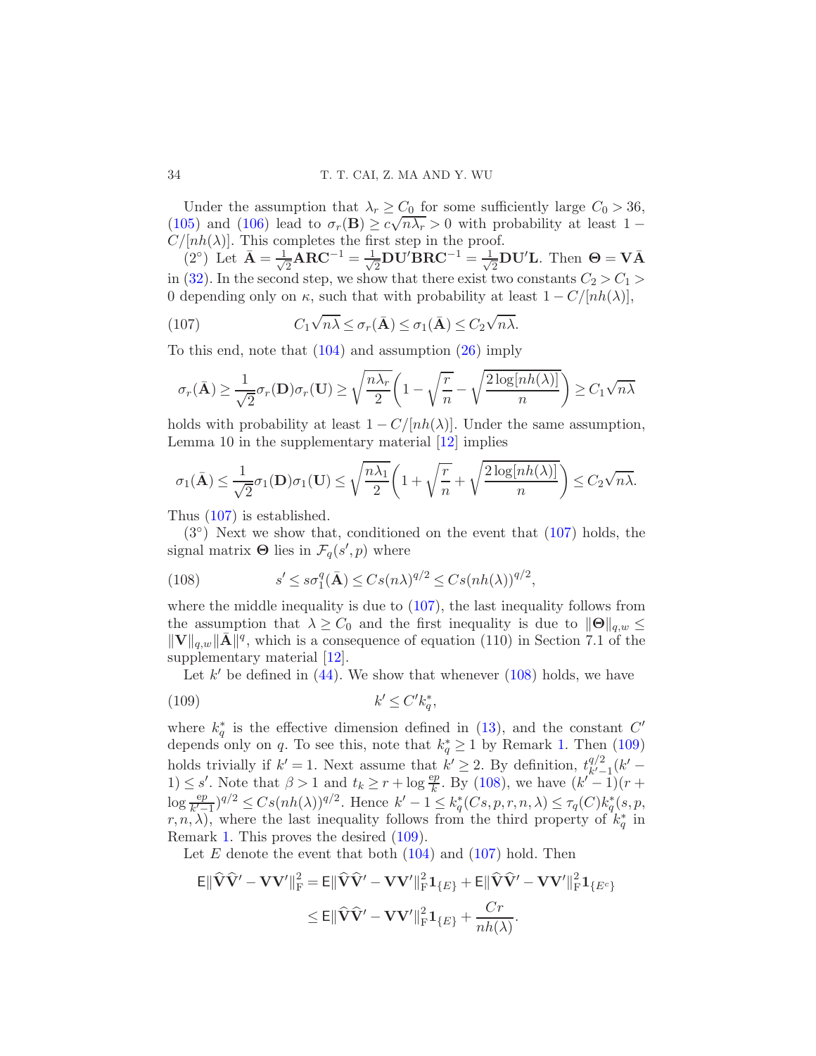Under the assumption that $\lambda_r \geq C_0$ for some sufficiently large $C_0 > 36$, (105) and (106) lead to $\sigma_r(\mathbf{B}) \geq c\sqrt{n\lambda_r} > 0$ with probability at least $1 - C/[nh(\lambda)]$. This completes the first step in the proof.

(2°) Let $\bar{\mathbf{A}} = \frac{1}{\sqrt{2}}\mathbf{A}\mathbf{R}\mathbf{C}^{-1} = \frac{1}{\sqrt{2}}\mathbf{D}\mathbf{U}'\mathbf{B}\mathbf{R}\mathbf{C}^{-1} = \frac{1}{\sqrt{2}}\mathbf{D}\mathbf{U}'\mathbf{L}$. Then $\mathbf{\Theta} = \mathbf{V}\bar{\mathbf{A}}$ in (32). In the second step, we show that there exist two constants $C_2 > C_1 > 0$ depending only on $\kappa$, such that with probability at least $1 - C/[nh(\lambda)]$,

$$C_1\sqrt{n\lambda} \leq \sigma_r(\bar{\mathbf{A}}) \leq \sigma_1(\bar{\mathbf{A}}) \leq C_2\sqrt{n\lambda}. \tag{107}$$

To this end, note that (104) and assumption (26) imply

$$\sigma_r(\bar{\mathbf{A}}) \geq \frac{1}{\sqrt{2}}\sigma_r(\mathbf{D})\sigma_r(\mathbf{U}) \geq \sqrt{\frac{n\lambda_r}{2}}\left(1 - \sqrt{\frac{r}{n}} - \sqrt{\frac{2\log[nh(\lambda)]}{n}}\right) \geq C_1\sqrt{n\lambda}$$

holds with probability at least $1 - C/[nh(\lambda)]$. Under the same assumption, Lemma 10 in the supplementary material [12] implies

$$\sigma_1(\bar{\mathbf{A}}) \leq \frac{1}{\sqrt{2}}\sigma_1(\mathbf{D})\sigma_1(\mathbf{U}) \leq \sqrt{\frac{n\lambda_1}{2}}\left(1 + \sqrt{\frac{r}{n}} + \sqrt{\frac{2\log[nh(\lambda)]}{n}}\right) \leq C_2\sqrt{n\lambda}.$$

Thus (107) is established.

(3°) Next we show that, conditioned on the event that (107) holds, the signal matrix $\mathbf{\Theta}$ lies in $\mathcal{F}_q(s', p)$ where

$$s' \leq s\sigma_1^q(\bar{\mathbf{A}}) \leq Cs(n\lambda)^{q/2} \leq Cs(nh(\lambda))^{q/2}, \tag{108}$$

where the middle inequality is due to (107), the last inequality follows from the assumption that $\lambda \geq C_0$ and the first inequality is due to $\|\mathbf{\Theta}\|_{q,w} \leq \|\mathbf{V}\|_{q,w}\|\bar{\mathbf{A}}\|^q$, which is a consequence of equation (110) in Section 7.1 of the supplementary material [12].

Let $k'$ be defined in (44). We show that whenever (108) holds, we have

$$k' \leq C'k_q^*, \tag{109}$$

where $k_q^*$ is the effective dimension defined in (13), and the constant $C'$ depends only on $q$. To see this, note that $k_q^* \geq 1$ by Remark 1. Then (109) holds trivially if $k' = 1$. Next assume that $k' \geq 2$. By definition, $t_{k'-1}^{q/2}(k'-1) \leq s'$. Note that $\beta > 1$ and $t_k \geq r + \log\frac{ep}{k}$. By (108), we have $(k'-1)(r + \log\frac{ep}{k'-1})^{q/2} \leq Cs(nh(\lambda))^{q/2}$. Hence $k' - 1 \leq k_q^*(Cs, p, r, n, \lambda) \leq \tau_q(C)k_q^*(s, p, r, n, \lambda)$, where the last inequality follows from the third property of $k_q^*$ in Remark 1. This proves the desired (109).

Let $E$ denote the event that both (104) and (107) hold. Then

$$\begin{aligned}
\mathsf{E}\|\widehat{\mathbf{V}}\widehat{\mathbf{V}}' - \mathbf{V}\mathbf{V}'\|_{\mathrm{F}}^2 &= \mathsf{E}\|\widehat{\mathbf{V}}\widehat{\mathbf{V}}' - \mathbf{V}\mathbf{V}'\|_{\mathrm{F}}^2\mathbf{1}_{\{E\}} + \mathsf{E}\|\widehat{\mathbf{V}}\widehat{\mathbf{V}}' - \mathbf{V}\mathbf{V}'\|_{\mathrm{F}}^2\mathbf{1}_{\{E^c\}} \\
&\leq \mathsf{E}\|\widehat{\mathbf{V}}\widehat{\mathbf{V}}' - \mathbf{V}\mathbf{V}'\|_{\mathrm{F}}^2\mathbf{1}_{\{E\}} + \frac{Cr}{nh(\lambda)}.
\end{aligned}$$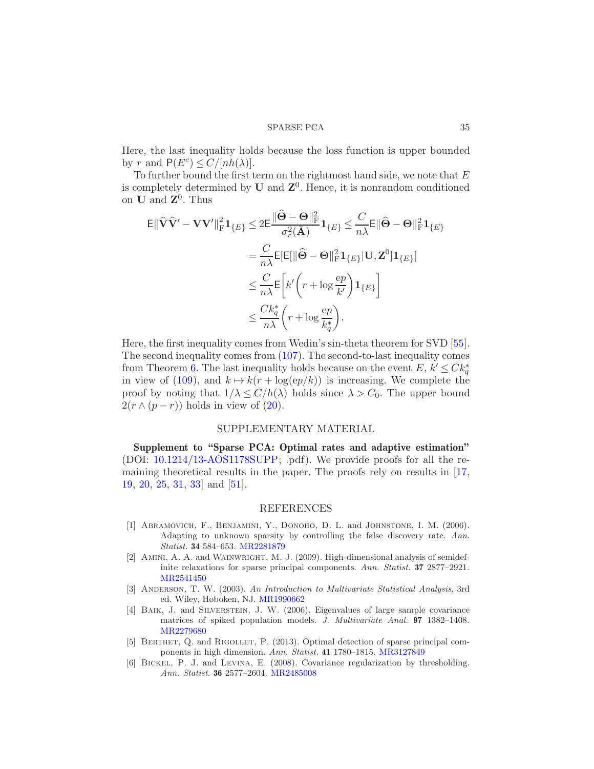Here, the last inequality holds because the loss function is upper bounded by $r$ and $\mathsf{P}(E^c) \le C/[nh(\lambda)]$.

To further bound the first term on the rightmost hand side, we note that $E$ is completely determined by $\mathbf{U}$ and $\mathbf{Z}^0$. Hence, it is nonrandom conditioned on $\mathbf{U}$ and $\mathbf{Z}^0$. Thus

$$
\begin{aligned}
\mathsf{E}\|\widehat{\mathbf{V}}\widehat{\mathbf{V}}' - \mathbf{V}\mathbf{V}'\|_{\mathrm{F}}^2 \mathbf{1}_{\{E\}} &\le 2\mathsf{E}\frac{\|\widehat{\boldsymbol{\Theta}} - \boldsymbol{\Theta}\|_{\mathrm{F}}^2}{\sigma_r^2(\bar{\mathbf{A}})} \mathbf{1}_{\{E\}} \le \frac{C}{n\lambda}\mathsf{E}\|\widehat{\boldsymbol{\Theta}} - \boldsymbol{\Theta}\|_{\mathrm{F}}^2 \mathbf{1}_{\{E\}} \\
&= \frac{C}{n\lambda}\mathsf{E}[\mathsf{E}[\|\widehat{\boldsymbol{\Theta}} - \boldsymbol{\Theta}\|_{\mathrm{F}}^2 \mathbf{1}_{\{E\}} | \mathbf{U}, \mathbf{Z}^0] \mathbf{1}_{\{E\}}] \\
&\le \frac{C}{n\lambda}\mathsf{E}\left[k'\left(r + \log\frac{\mathrm{e}p}{k'}\right)\mathbf{1}_{\{E\}}\right] \\
&\le \frac{Ck_q^*}{n\lambda}\left(r + \log\frac{\mathrm{e}p}{k_q^*}\right).
\end{aligned}
$$

Here, the first inequality comes from Wedin's sin-theta theorem for SVD [55]. The second inequality comes from (107). The second-to-last inequality comes from Theorem 6. The last inequality holds because on the event $E$, $k' \le Ck_q^*$ in view of (109), and $k \mapsto k(r + \log(\mathrm{e}p/k))$ is increasing. We complete the proof by noting that $1/\lambda \le C/h(\lambda)$ holds since $\lambda > C_0$. The upper bound $2(r \wedge (p - r))$ holds in view of (20).

## SUPPLEMENTARY MATERIAL

**Supplement to "Sparse PCA: Optimal rates and adaptive estimation"** (DOI: 10.1214/13-AOS1178SUPP; .pdf). We provide proofs for all the remaining theoretical results in the paper. The proofs rely on results in [17, 19, 20, 25, 31, 33] and [51].

## REFERENCES

[1] Abramovich, F., Benjamini, Y., Donoho, D. L. and Johnstone, I. M. (2006). Adapting to unknown sparsity by controlling the false discovery rate. *Ann. Statist.* **34** 584–653. MR2281879

[2] Amini, A. A. and Wainwright, M. J. (2009). High-dimensional analysis of semidefinite relaxations for sparse principal components. *Ann. Statist.* **37** 2877–2921. MR2541450

[3] Anderson, T. W. (2003). *An Introduction to Multivariate Statistical Analysis*, 3rd ed. Wiley, Hoboken, NJ. MR1990662

[4] Baik, J. and Silverstein, J. W. (2006). Eigenvalues of large sample covariance matrices of spiked population models. *J. Multivariate Anal.* **97** 1382–1408. MR2279680

[5] Berthet, Q. and Rigollet, P. (2013). Optimal detection of sparse principal components in high dimension. *Ann. Statist.* **41** 1780–1815. MR3127849

[6] Bickel, P. J. and Levina, E. (2008). Covariance regularization by thresholding. *Ann. Statist.* **36** 2577–2604. MR2485008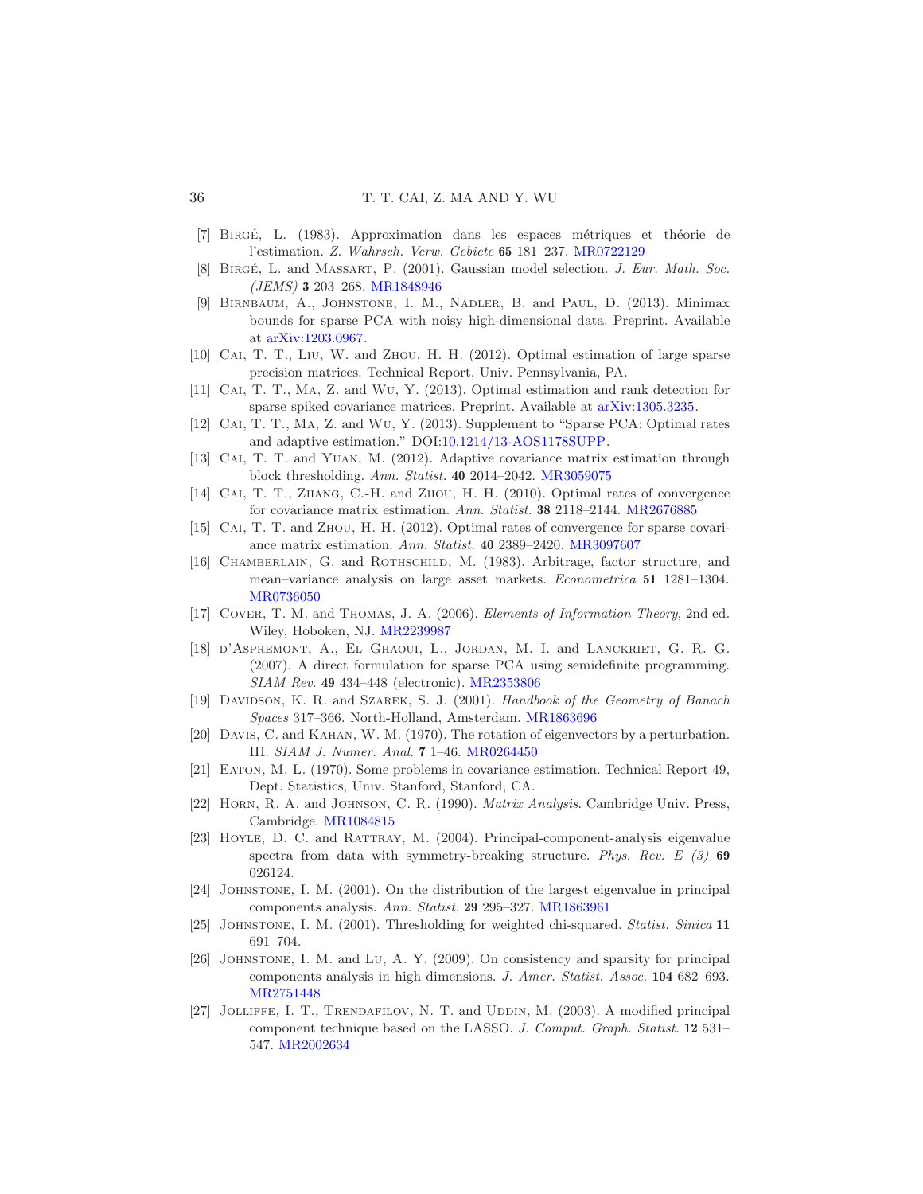[7] Birgé, L. (1983). Approximation dans les espaces métriques et théorie de l'estimation. *Z. Wahrsch. Verw. Gebiete* **65** 181–237. MR0722129

[8] Birgé, L. and Massart, P. (2001). Gaussian model selection. *J. Eur. Math. Soc. (JEMS)* **3** 203–268. MR1848946

[9] Birnbaum, A., Johnstone, I. M., Nadler, B. and Paul, D. (2013). Minimax bounds for sparse PCA with noisy high-dimensional data. Preprint. Available at arXiv:1203.0967.

[10] Cai, T. T., Liu, W. and Zhou, H. H. (2012). Optimal estimation of large sparse precision matrices. Technical Report, Univ. Pennsylvania, PA.

[11] Cai, T. T., Ma, Z. and Wu, Y. (2013). Optimal estimation and rank detection for sparse spiked covariance matrices. Preprint. Available at arXiv:1305.3235.

[12] Cai, T. T., Ma, Z. and Wu, Y. (2013). Supplement to "Sparse PCA: Optimal rates and adaptive estimation." DOI:10.1214/13-AOS1178SUPP.

[13] Cai, T. T. and Yuan, M. (2012). Adaptive covariance matrix estimation through block thresholding. *Ann. Statist.* **40** 2014–2042. MR3059075

[14] Cai, T. T., Zhang, C.-H. and Zhou, H. H. (2010). Optimal rates of convergence for covariance matrix estimation. *Ann. Statist.* **38** 2118–2144. MR2676885

[15] Cai, T. T. and Zhou, H. H. (2012). Optimal rates of convergence for sparse covariance matrix estimation. *Ann. Statist.* **40** 2389–2420. MR3097607

[16] Chamberlain, G. and Rothschild, M. (1983). Arbitrage, factor structure, and mean–variance analysis on large asset markets. *Econometrica* **51** 1281–1304. MR0736050

[17] Cover, T. M. and Thomas, J. A. (2006). *Elements of Information Theory*, 2nd ed. Wiley, Hoboken, NJ. MR2239987

[18] d'Aspremont, A., El Ghaoui, L., Jordan, M. I. and Lanckriet, G. R. G. (2007). A direct formulation for sparse PCA using semidefinite programming. *SIAM Rev.* **49** 434–448 (electronic). MR2353806

[19] Davidson, K. R. and Szarek, S. J. (2001). *Handbook of the Geometry of Banach Spaces* 317–366. North-Holland, Amsterdam. MR1863696

[20] Davis, C. and Kahan, W. M. (1970). The rotation of eigenvectors by a perturbation. III. *SIAM J. Numer. Anal.* **7** 1–46. MR0264450

[21] Eaton, M. L. (1970). Some problems in covariance estimation. Technical Report 49, Dept. Statistics, Univ. Stanford, Stanford, CA.

[22] Horn, R. A. and Johnson, C. R. (1990). *Matrix Analysis*. Cambridge Univ. Press, Cambridge. MR1084815

[23] Hoyle, D. C. and Rattray, M. (2004). Principal-component-analysis eigenvalue spectra from data with symmetry-breaking structure. *Phys. Rev. E (3)* **69** 026124.

[24] Johnstone, I. M. (2001). On the distribution of the largest eigenvalue in principal components analysis. *Ann. Statist.* **29** 295–327. MR1863961

[25] Johnstone, I. M. (2001). Thresholding for weighted chi-squared. *Statist. Sinica* **11** 691–704.

[26] Johnstone, I. M. and Lu, A. Y. (2009). On consistency and sparsity for principal components analysis in high dimensions. *J. Amer. Statist. Assoc.* **104** 682–693. MR2751448

[27] Jolliffe, I. T., Trendafilov, N. T. and Uddin, M. (2003). A modified principal component technique based on the LASSO. *J. Comput. Graph. Statist.* **12** 531–547. MR2002634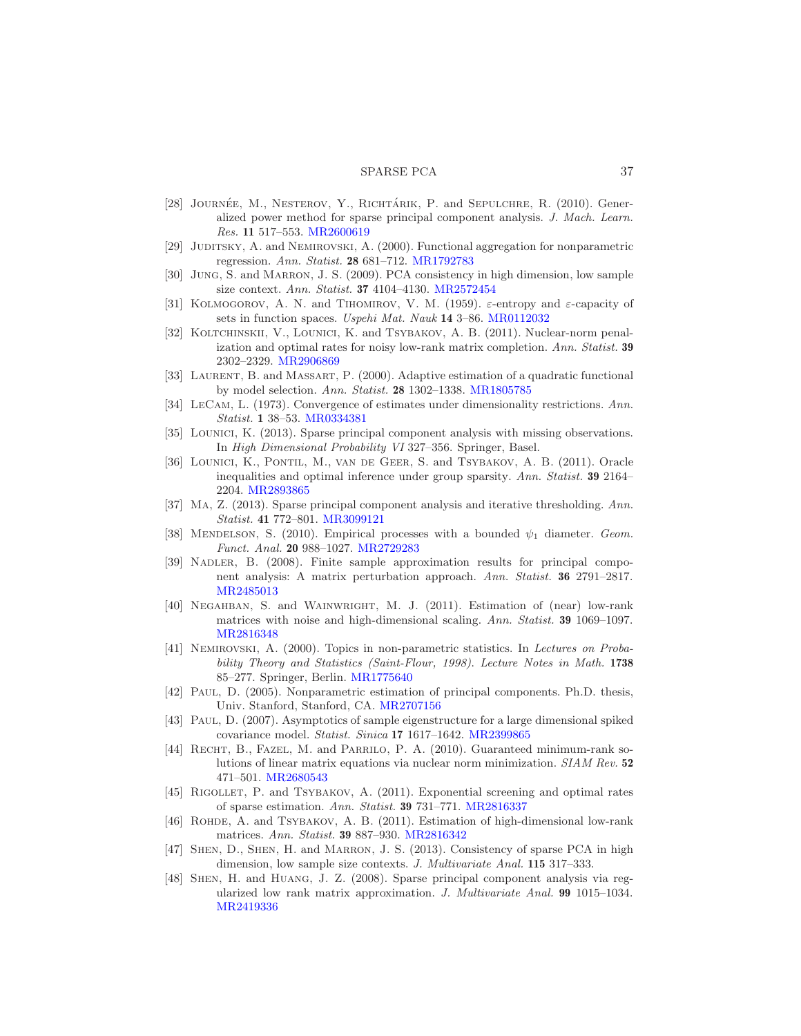[28] Journée, M., Nesterov, Y., Richtárik, P. and Sepulchre, R. (2010). Generalized power method for sparse principal component analysis. *J. Mach. Learn. Res.* **11** 517–553. MR2600619

[29] Juditsky, A. and Nemirovski, A. (2000). Functional aggregation for nonparametric regression. *Ann. Statist.* **28** 681–712. MR1792783

[30] Jung, S. and Marron, J. S. (2009). PCA consistency in high dimension, low sample size context. *Ann. Statist.* **37** 4104–4130. MR2572454

[31] Kolmogorov, A. N. and Tihomirov, V. M. (1959). $\varepsilon$-entropy and $\varepsilon$-capacity of sets in function spaces. *Uspehi Mat. Nauk* **14** 3–86. MR0112032

[32] Koltchinskii, V., Lounici, K. and Tsybakov, A. B. (2011). Nuclear-norm penalization and optimal rates for noisy low-rank matrix completion. *Ann. Statist.* **39** 2302–2329. MR2906869

[33] Laurent, B. and Massart, P. (2000). Adaptive estimation of a quadratic functional by model selection. *Ann. Statist.* **28** 1302–1338. MR1805785

[34] LeCam, L. (1973). Convergence of estimates under dimensionality restrictions. *Ann. Statist.* **1** 38–53. MR0334381

[35] Lounici, K. (2013). Sparse principal component analysis with missing observations. In *High Dimensional Probability VI* 327–356. Springer, Basel.

[36] Lounici, K., Pontil, M., van de Geer, S. and Tsybakov, A. B. (2011). Oracle inequalities and optimal inference under group sparsity. *Ann. Statist.* **39** 2164–2204. MR2893865

[37] Ma, Z. (2013). Sparse principal component analysis and iterative thresholding. *Ann. Statist.* **41** 772–801. MR3099121

[38] Mendelson, S. (2010). Empirical processes with a bounded $\psi_1$ diameter. *Geom. Funct. Anal.* **20** 988–1027. MR2729283

[39] Nadler, B. (2008). Finite sample approximation results for principal component analysis: A matrix perturbation approach. *Ann. Statist.* **36** 2791–2817. MR2485013

[40] Negahban, S. and Wainwright, M. J. (2011). Estimation of (near) low-rank matrices with noise and high-dimensional scaling. *Ann. Statist.* **39** 1069–1097. MR2816348

[41] Nemirovski, A. (2000). Topics in non-parametric statistics. In *Lectures on Probability Theory and Statistics (Saint-Flour, 1998). Lecture Notes in Math.* **1738** 85–277. Springer, Berlin. MR1775640

[42] Paul, D. (2005). Nonparametric estimation of principal components. Ph.D. thesis, Univ. Stanford, Stanford, CA. MR2707156

[43] Paul, D. (2007). Asymptotics of sample eigenstructure for a large dimensional spiked covariance model. *Statist. Sinica* **17** 1617–1642. MR2399865

[44] Recht, B., Fazel, M. and Parrilo, P. A. (2010). Guaranteed minimum-rank solutions of linear matrix equations via nuclear norm minimization. *SIAM Rev.* **52** 471–501. MR2680543

[45] Rigollet, P. and Tsybakov, A. (2011). Exponential screening and optimal rates of sparse estimation. *Ann. Statist.* **39** 731–771. MR2816337

[46] Rohde, A. and Tsybakov, A. B. (2011). Estimation of high-dimensional low-rank matrices. *Ann. Statist.* **39** 887–930. MR2816342

[47] Shen, D., Shen, H. and Marron, J. S. (2013). Consistency of sparse PCA in high dimension, low sample size contexts. *J. Multivariate Anal.* **115** 317–333.

[48] Shen, H. and Huang, J. Z. (2008). Sparse principal component analysis via regularized low rank matrix approximation. *J. Multivariate Anal.* **99** 1015–1034. MR2419336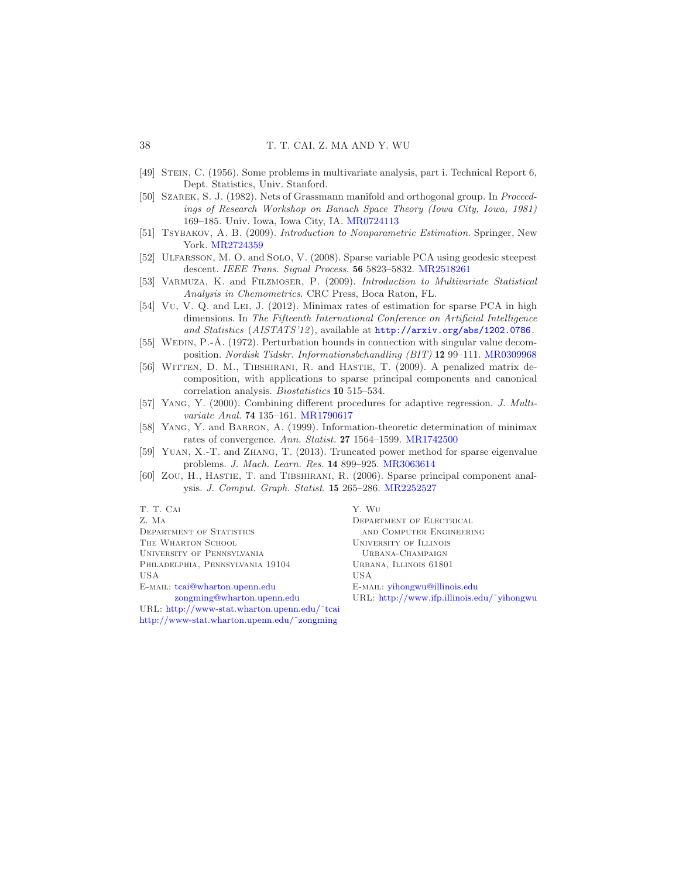[49] Stein, C. (1956). Some problems in multivariate analysis, part i. Technical Report 6, Dept. Statistics, Univ. Stanford.

[50] Szarek, S. J. (1982). Nets of Grassmann manifold and orthogonal group. In *Proceedings of Research Workshop on Banach Space Theory (Iowa City, Iowa, 1981)* 169–185. Univ. Iowa, Iowa City, IA. MR0724113

[51] Tsybakov, A. B. (2009). *Introduction to Nonparametric Estimation*. Springer, New York. MR2724359

[52] Ulfarsson, M. O. and Solo, V. (2008). Sparse variable PCA using geodesic steepest descent. *IEEE Trans. Signal Process.* **56** 5823–5832. MR2518261

[53] Varmuza, K. and Filzmoser, P. (2009). *Introduction to Multivariate Statistical Analysis in Chemometrics*. CRC Press, Boca Raton, FL.

[54] Vu, V. Q. and Lei, J. (2012). Minimax rates of estimation for sparse PCA in high dimensions. In *The Fifteenth International Conference on Artificial Intelligence and Statistics* (*AISTATS'12*), available at http://arxiv.org/abs/1202.0786.

[55] Wedin, P.-Å. (1972). Perturbation bounds in connection with singular value decomposition. *Nordisk Tidskr. Informationsbehandling (BIT)* **12** 99–111. MR0309968

[56] Witten, D. M., Tibshirani, R. and Hastie, T. (2009). A penalized matrix decomposition, with applications to sparse principal components and canonical correlation analysis. *Biostatistics* **10** 515–534.

[57] Yang, Y. (2000). Combining different procedures for adaptive regression. *J. Multivariate Anal.* **74** 135–161. MR1790617

[58] Yang, Y. and Barron, A. (1999). Information-theoretic determination of minimax rates of convergence. *Ann. Statist.* **27** 1564–1599. MR1742500

[59] Yuan, X.-T. and Zhang, T. (2013). Truncated power method for sparse eigenvalue problems. *J. Mach. Learn. Res.* **14** 899–925. MR3063614

[60] Zou, H., Hastie, T. and Tibshirani, R. (2006). Sparse principal component analysis. *J. Comput. Graph. Statist.* **15** 265–286. MR2252527

T. T. Cai
Z. Ma
Department of Statistics
The Wharton School
University of Pennsylvania
Philadelphia, Pennsylvania 19104
USA
E-mail: tcai@wharton.upenn.edu
zongming@wharton.upenn.edu
URL: http://www-stat.wharton.upenn.edu/~tcai
http://www-stat.wharton.upenn.edu/~zongming

Y. Wu
Department of Electrical and Computer Engineering
University of Illinois Urbana-Champaign
Urbana, Illinois 61801
USA
E-mail: yihongwu@illinois.edu
URL: http://www.ifp.illinois.edu/~yihongwu